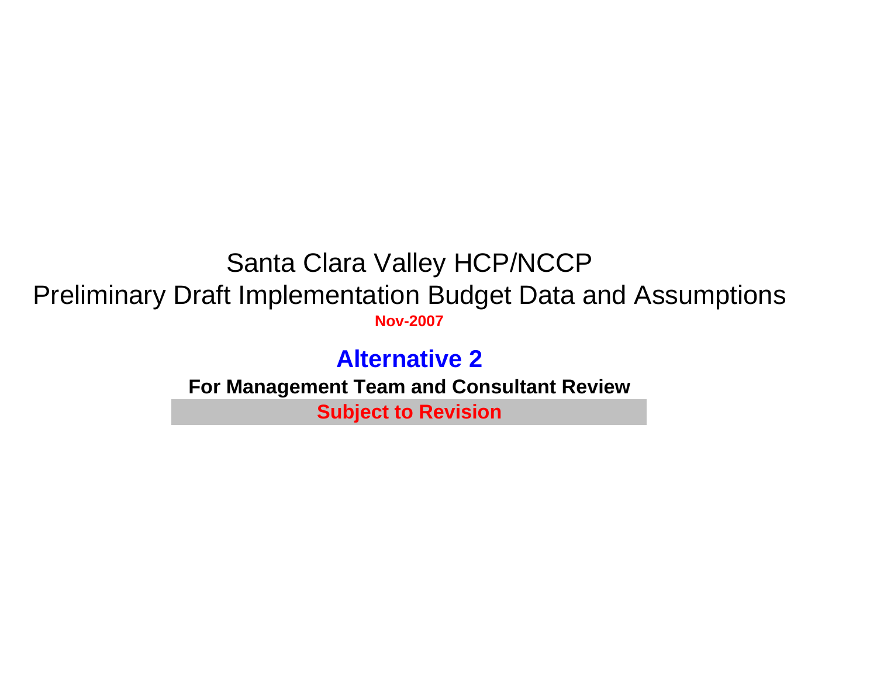# Santa Clara Valley HCP/NCCP

# Preliminary Draft Implementation Budget Data and Assumptions

**Nov-2007**

## Alternative 2

**For Management Team and Consultant Review**

**Subject to Revision**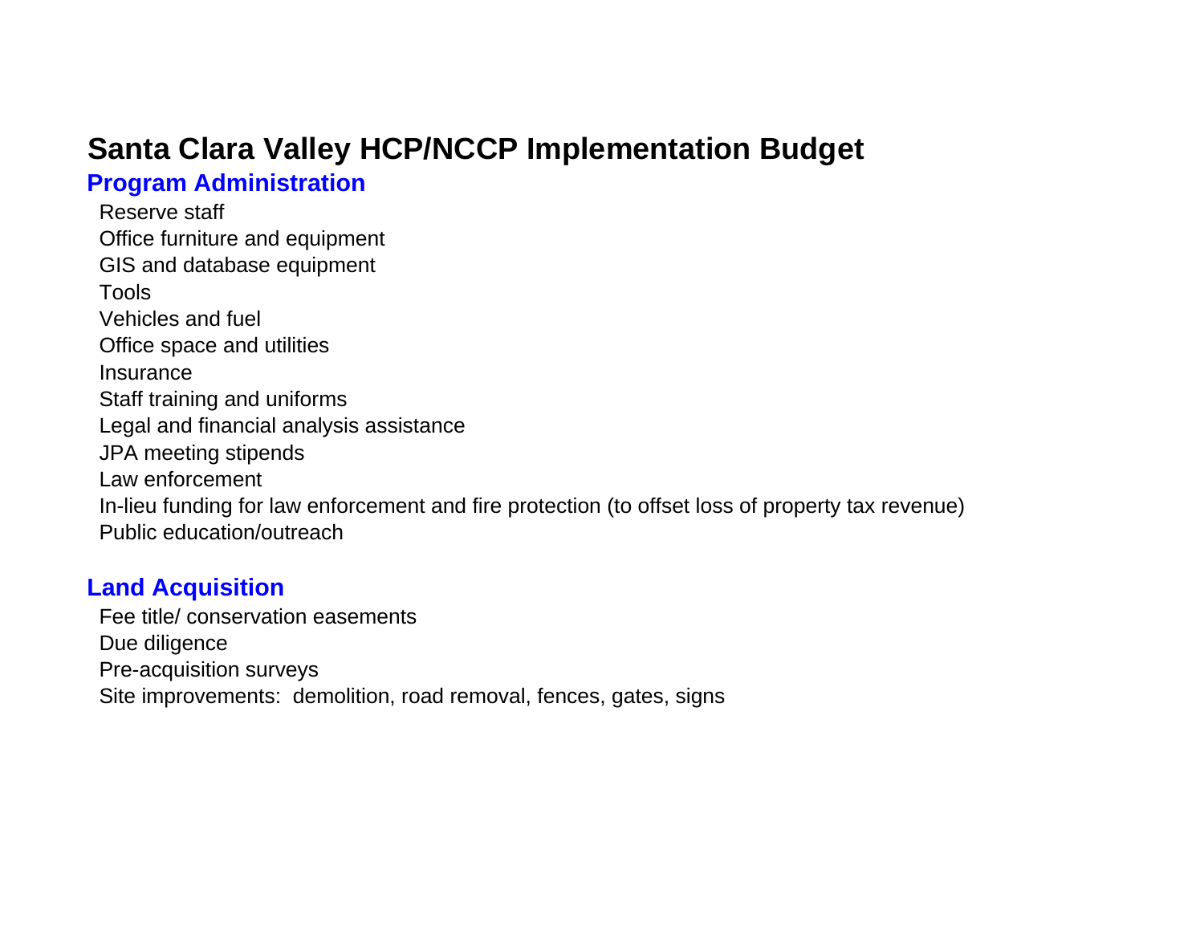# Santa Clara Valley HCP/NCCP Implementation Budget

## Program Administration

Reserve staff
Office furniture and equipment
GIS and database equipment
Tools
Vehicles and fuel
Office space and utilities
Insurance
Staff training and uniforms
Legal and financial analysis assistance
JPA meeting stipends
Law enforcement
In-lieu funding for law enforcement and fire protection (to offset loss of property tax revenue)
Public education/outreach

## Land Acquisition

Fee title/ conservation easements
Due diligence
Pre-acquisition surveys
Site improvements: demolition, road removal, fences, gates, signs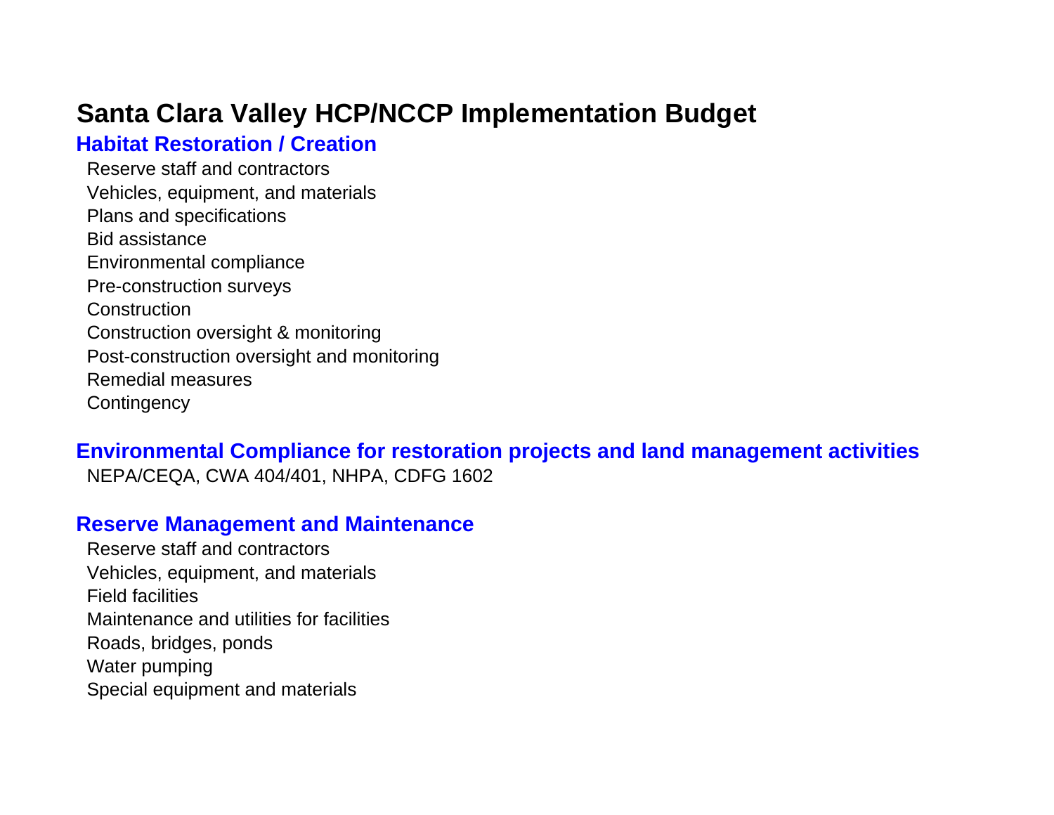# Santa Clara Valley HCP/NCCP Implementation Budget

## Habitat Restoration / Creation

- Reserve staff and contractors
- Vehicles, equipment, and materials
- Plans and specifications
- Bid assistance
- Environmental compliance
- Pre-construction surveys
- Construction
- Construction oversight & monitoring
- Post-construction oversight and monitoring
- Remedial measures
- Contingency

## Environmental Compliance for restoration projects and land management activities

- NEPA/CEQA, CWA 404/401, NHPA, CDFG 1602

## Reserve Management and Maintenance

- Reserve staff and contractors
- Vehicles, equipment, and materials
- Field facilities
- Maintenance and utilities for facilities
- Roads, bridges, ponds
- Water pumping
- Special equipment and materials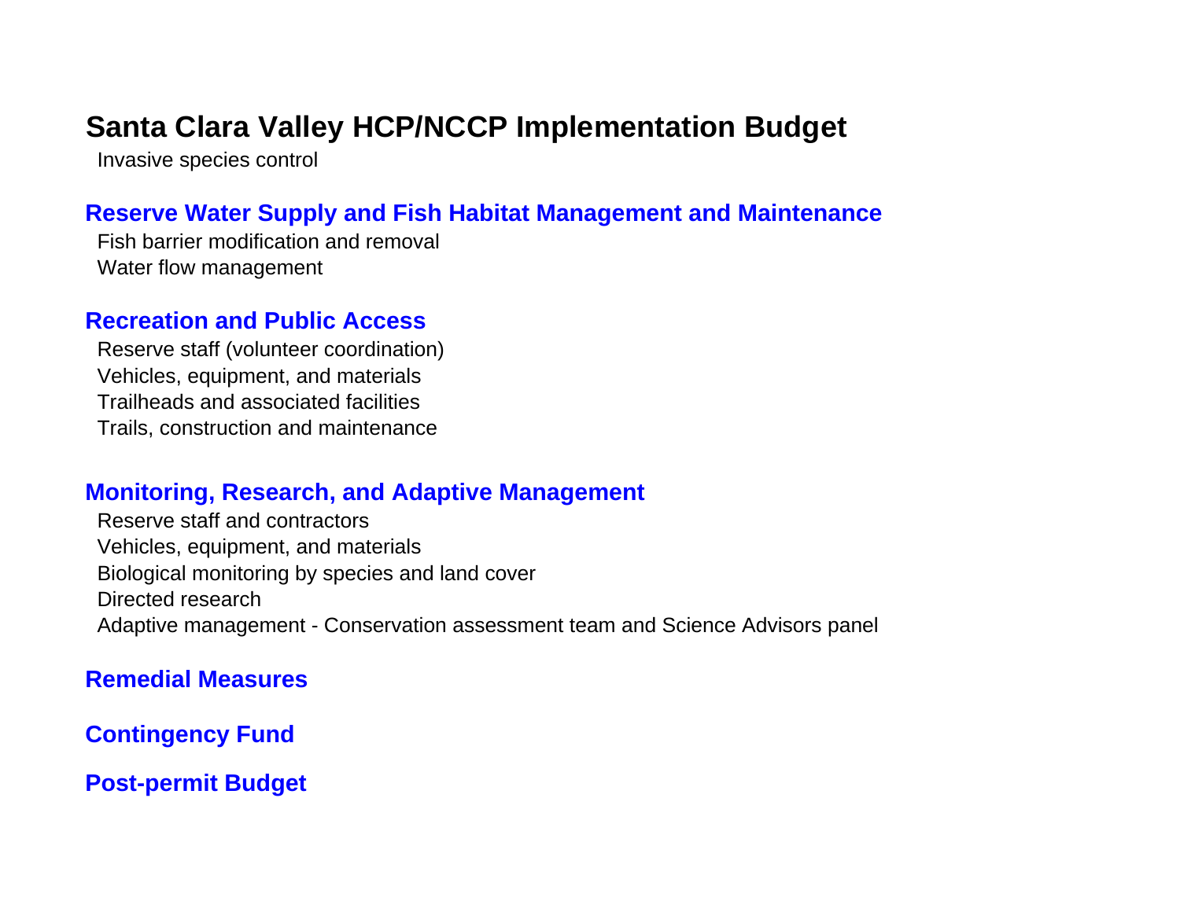# Santa Clara Valley HCP/NCCP Implementation Budget

Invasive species control

## Reserve Water Supply and Fish Habitat Management and Maintenance

Fish barrier modification and removal
Water flow management

## Recreation and Public Access

Reserve staff (volunteer coordination)
Vehicles, equipment, and materials
Trailheads and associated facilities
Trails, construction and maintenance

## Monitoring, Research, and Adaptive Management

Reserve staff and contractors
Vehicles, equipment, and materials
Biological monitoring by species and land cover
Directed research
Adaptive management - Conservation assessment team and Science Advisors panel

## Remedial Measures

## Contingency Fund

## Post-permit Budget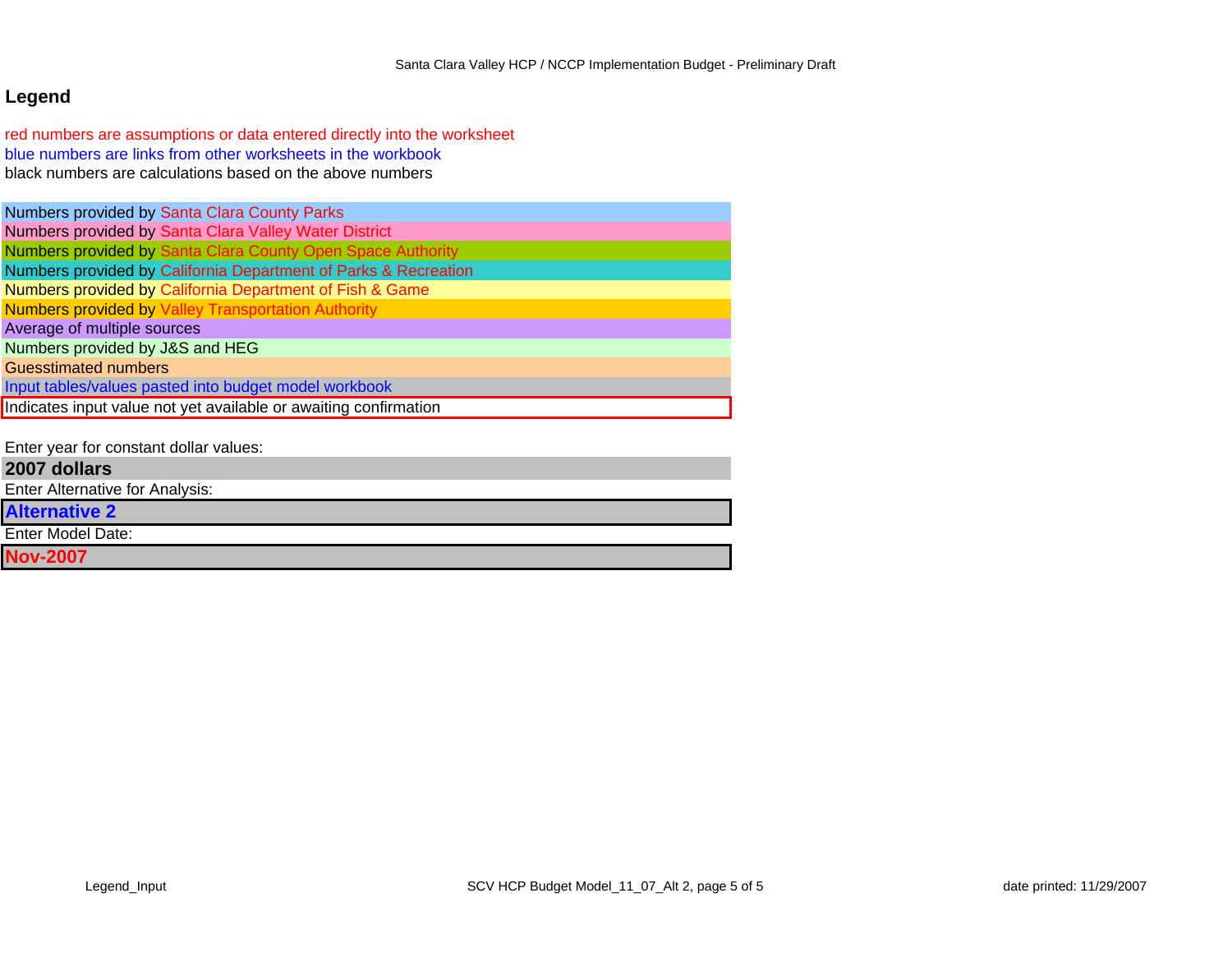## Legend

red numbers are assumptions or data entered directly into the worksheet
blue numbers are links from other worksheets in the workbook
black numbers are calculations based on the above numbers

Numbers provided by Santa Clara County Parks
Numbers provided by Santa Clara Valley Water District
Numbers provided by Santa Clara County Open Space Authority
Numbers provided by California Department of Parks & Recreation
Numbers provided by California Department of Fish & Game
Numbers provided by Valley Transportation Authority
Average of multiple sources
Numbers provided by J&S and HEG
Guesstimated numbers
Input tables/values pasted into budget model workbook
Indicates input value not yet available or awaiting confirmation

Enter year for constant dollar values:

**2007 dollars**

Enter Alternative for Analysis:

**Alternative 2**

Enter Model Date:

**Nov-2007**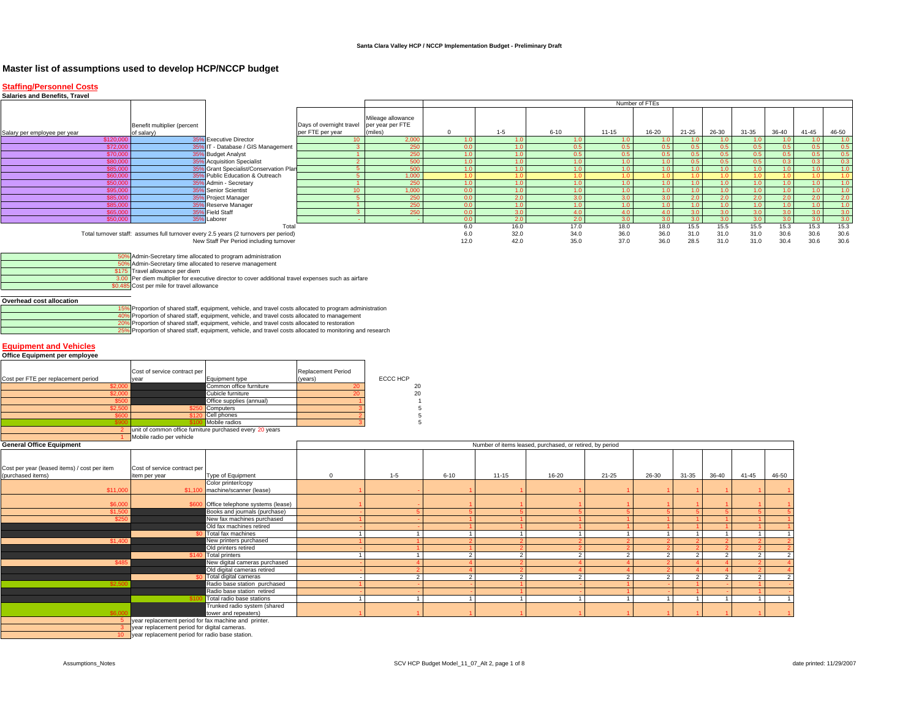Santa Clara Valley HCP / NCCP Implementation Budget - Preliminary Draft

# Master list of assumptions used to develop HCP/NCCP budget

## Staffing/Personnel Costs

### Salaries and Benefits, Travel

| Salary per employee per year | Benefit multiplier (percent of salary) | | Days of overnight travel per FTE per year | Mileage allowance per year per FTE (miles) | Number of FTEs | | | | | | | | | | |
|---|---|---|---|---|---|---|---|---|---|---|---|---|---|---|---|
| | | | | | 0 | 1-5 | 6-10 | 11-15 | 16-20 | 21-25 | 26-30 | 31-35 | 36-40 | 41-45 | 46-50 |
| $120,000 | 35% | Executive Director | 10 | 2,000 | 1.0 | 1.0 | 1.0 | 1.0 | 1.0 | 1.0 | 1.0 | 1.0 | 1.0 | 1.0 | 1.0 |
| $72,000 | 35% | IT - Database / GIS Management | 3 | 250 | 0.0 | 1.0 | 0.5 | 0.5 | 0.5 | 0.5 | 0.5 | 0.5 | 0.5 | 0.5 | 0.5 |
| $70,000 | 35% | Budget Analyst | 1 | 250 | 1.0 | 1.0 | 0.5 | 0.5 | 0.5 | 0.5 | 0.5 | 0.5 | 0.5 | 0.5 | 0.5 |
| $80,000 | 35% | Acquisition Specialist | 2 | 500 | 1.0 | 1.0 | 1.0 | 1.0 | 1.0 | 0.5 | 0.5 | 0.5 | 0.3 | 0.3 | 0.3 |
| $85,000 | 35% | Grant Specialist/Conservation Plan | 5 | 500 | 1.0 | 1.0 | 1.0 | 1.0 | 1.0 | 1.0 | 1.0 | 1.0 | 1.0 | 1.0 | 1.0 |
| $60,000 | 35% | Public Education & Outreach | 5 | 1,000 | 1.0 | 1.0 | 1.0 | 1.0 | 1.0 | 1.0 | 1.0 | 1.0 | 1.0 | 1.0 | 1.0 |
| $50,000 | 35% | Admin - Secretary | 1 | 250 | 1.0 | 1.0 | 1.0 | 1.0 | 1.0 | 1.0 | 1.0 | 1.0 | 1.0 | 1.0 | 1.0 |
| $95,000 | 35% | Senior Scientist | 10 | 1,000 | 0.0 | 1.0 | 1.0 | 1.0 | 1.0 | 1.0 | 1.0 | 1.0 | 1.0 | 1.0 | 1.0 |
| $85,000 | 35% | Project Manager | 5 | 250 | 0.0 | 2.0 | 3.0 | 3.0 | 3.0 | 2.0 | 2.0 | 2.0 | 2.0 | 2.0 | 2.0 |
| $85,000 | 35% | Reserve Manager | 1 | 250 | 0.0 | 1.0 | 1.0 | 1.0 | 1.0 | 1.0 | 1.0 | 1.0 | 1.0 | 1.0 | 1.0 |
| $65,000 | 35% | Field Staff | 3 | 250 | 0.0 | 3.0 | 4.0 | 4.0 | 4.0 | 3.0 | 3.0 | 3.0 | 3.0 | 3.0 | 3.0 |
| $50,000 | 35% | Laborer | - | - | 0.0 | 2.0 | 2.0 | 3.0 | 3.0 | 3.0 | 3.0 | 3.0 | 3.0 | 3.0 | 3.0 |
| | | Total | | | 6.0 | 16.0 | 17.0 | 18.0 | 18.0 | 15.5 | 15.5 | 15.5 | 15.3 | 15.3 | 15.3 |
| | | Total turnover staff: assumes full turnover every 2.5 years (2 turnovers per period) | | | 6.0 | 32.0 | 34.0 | 36.0 | 36.0 | 31.0 | 31.0 | 31.0 | 30.6 | 30.6 | 30.6 |
| | | New Staff Per Period including turnover | | | 12.0 | 42.0 | 35.0 | 37.0 | 36.0 | 28.5 | 31.0 | 31.0 | 30.4 | 30.6 | 30.6 |

| Value | Description |
|---|---|
| 50% | Admin-Secretary time allocated to program administration |
| 50% | Admin-Secretary time allocated to reserve management |
| $175 | Travel allowance per diem |
| 3.00 | Per diem multiplier for executive director to cover additional travel expenses such as airfare |
| $0.485 | Cost per mile for travel allowance |

### Overhead cost allocation

| Value | Description |
|---|---|
| 15% | Proportion of shared staff, equipment, vehicle, and travel costs allocated to program administration |
| 40% | Proportion of shared staff, equipment, vehicle, and travel costs allocated to management |
| 20% | Proportion of shared staff, equipment, vehicle, and travel costs allocated to restoration |
| 25% | Proportion of shared staff, equipment, vehicle, and travel costs allocated to monitoring and research |

## Equipment and Vehicles

### Office Equipment per employee

| Cost per FTE per replacement period | Cost of service contract per year | Equipment type | Replacement Period (years) | ECCC HCP |
|---|---|---|---|---|
| $2,000 | | Common office furniture | 20 | 20 |
| $2,000 | | Cubicle furniture | 20 | 20 |
| $500 | | Office supplies (annual) | 1 | 1 |
| $2,500 | $250 | Computers | 3 | 5 |
| $600 | $120 | Cell phones | 2 | 5 |
| $900 | $100 | Mobile radios | 3 | 5 |
| 2 | | unit of common office furniture purchased every 20 years | | |
| 1 | | Mobile radio per vehicle | | |

### General Office Equipment

| Cost per year (leased items) / cost per item (purchased items) | Cost of service contract per item per year | Type of Equipment | Number of items leased, purchased, or retired, by period | | | | | | | | | | |
|---|---|---|---|---|---|---|---|---|---|---|---|---|---|
| | | | 0 | 1-5 | 6-10 | 11-15 | 16-20 | 21-25 | 26-30 | 31-35 | 36-40 | 41-45 | 46-50 |
| $11,000 | $1,100 | Color printer/copy machine/scanner (lease) | 1 | - | 1 | 1 | 1 | 1 | 1 | 1 | 1 | 1 | 1 |
| $6,000 | $600 | Office telephone systems (lease) | 1 | - | 1 | 1 | 1 | 1 | 1 | 1 | 1 | 1 | 1 |
| $1,500 | | Books and journals (purchase) | - | 5 | 5 | 5 | 5 | 5 | 5 | 5 | 5 | 5 | 5 |
| $250 | | New fax machines purchased | 1 | - | 1 | 1 | 1 | 1 | 1 | 1 | 1 | 1 | 1 |
| | | Old fax machines retired | - | - | 1 | 1 | 1 | 1 | 1 | 1 | 1 | 1 | 1 |
| | $0 | Total fax machines | 1 | 1 | 1 | 1 | 1 | 1 | 1 | 1 | 1 | 1 | 1 |
| $1,400 | | New printers purchased | 1 | 1 | 2 | 2 | 2 | 2 | 2 | 2 | 2 | 2 | 2 |
| | | Old printers retired | - | 1 | 1 | 2 | 2 | 2 | 2 | 2 | 2 | 2 | 2 |
| | $140 | Total printers | 1 | 1 | 2 | 2 | 2 | 2 | 2 | 2 | 2 | 2 | 2 |
| $485 | | New digital cameras purchased | - | 4 | 4 | 2 | 4 | 4 | 2 | 4 | 4 | 2 | 4 |
| | | Old digital cameras retired | - | 2 | 4 | 2 | 4 | 4 | 2 | 4 | 4 | 2 | 4 |
| | $0 | Total digital cameras | - | 2 | 2 | 2 | 2 | 2 | 2 | 2 | 2 | 2 | 2 |
| $2,500 | | Radio base station purchased | 1 | - | - | 1 | - | 1 | - | 1 | - | 1 | - |
| | | Radio base station retired | - | - | - | 1 | - | 1 | - | 1 | - | 1 | - |
| | $100 | Total radio base stations | 1 | 1 | 1 | 1 | 1 | 1 | 1 | 1 | 1 | 1 | 1 |
| $6,000 | | Trunked radio system (shared tower and repeaters) | 1 | 1 | 1 | 1 | 1 | 1 | 1 | 1 | 1 | 1 | 1 |
| 5 | | year replacement period for fax machine and printer. | | | | | | | | | | | |
| 3 | | year replacement period for digital cameras. | | | | | | | | | | | |
| 10 | | year replacement period for radio base station. | | | | | | | | | | | |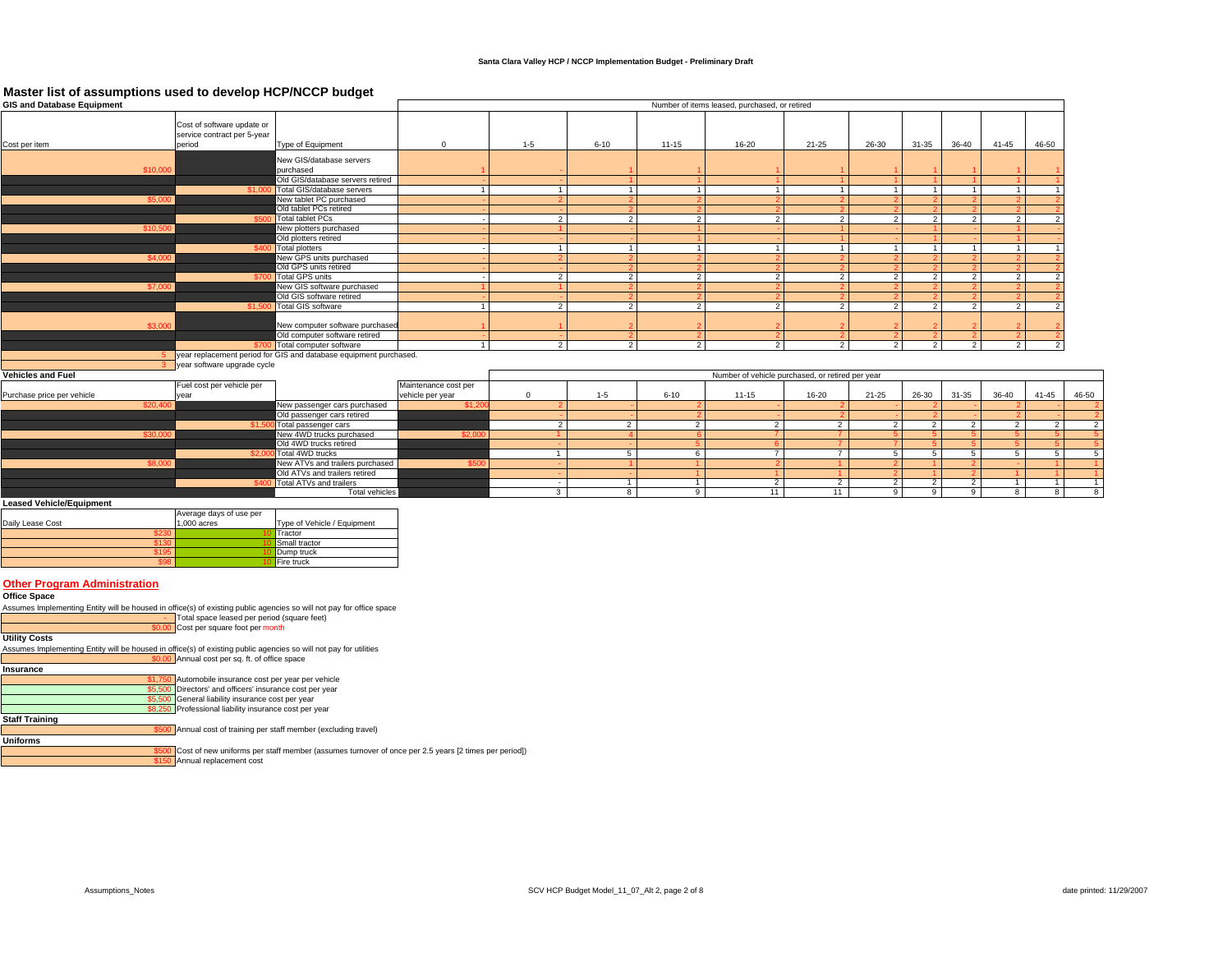Santa Clara Valley HCP / NCCP Implementation Budget - Preliminary Draft

# Master list of assumptions used to develop HCP/NCCP budget

## GIS and Database Equipment

| Cost per item | Cost of software update or service contract per 5-year period | Type of Equipment | 0 | 1-5 | 6-10 | 11-15 | 16-20 | 21-25 | 26-30 | 31-35 | 36-40 | 41-45 | 46-50 |
|---|---|---|---|---|---|---|---|---|---|---|---|---|---|
| | | | Number of items leased, purchased, or retired | | | | | | | | | | |
| $10,000 | | New GIS/database servers purchased | 1 | - | 1 | 1 | 1 | 1 | 1 | 1 | 1 | 1 | 1 |
| | | Old GIS/database servers retired | - | - | 1 | 1 | 1 | 1 | 1 | 1 | 1 | 1 | 1 |
| | $1,000 | Total GIS/database servers | 1 | 1 | 1 | 1 | 1 | 1 | 1 | 1 | 1 | 1 | 1 |
| $5,000 | | New tablet PC purchased | - | 2 | 2 | 2 | 2 | 2 | 2 | 2 | 2 | 2 | 2 |
| | | Old tablet PCs retired | - | - | 2 | 2 | 2 | 2 | 2 | 2 | 2 | 2 | 2 |
| | $500 | Total tablet PCs | - | 2 | 2 | 2 | 2 | 2 | 2 | 2 | 2 | 2 | 2 |
| $10,500 | | New plotters purchased | - | 1 | - | 1 | - | 1 | - | 1 | - | 1 | - |
| | | Old plotters retired | - | - | - | 1 | - | 1 | - | 1 | - | 1 | - |
| | $400 | Total plotters | - | 1 | 1 | 1 | 1 | 1 | 1 | 1 | 1 | 1 | 1 |
| $4,000 | | New GPS units purchased | - | 2 | 2 | 2 | 2 | 2 | 2 | 2 | 2 | 2 | 2 |
| | | Old GPS units retired | - | - | 2 | 2 | 2 | 2 | 2 | 2 | 2 | 2 | 2 |
| | $700 | Total GPS units | - | 2 | 2 | 2 | 2 | 2 | 2 | 2 | 2 | 2 | 2 |
| $7,000 | | New GIS software purchased | 1 | 1 | 2 | 2 | 2 | 2 | 2 | 2 | 2 | 2 | 2 |
| | | Old GIS software retired | - | - | 2 | 2 | 2 | 2 | 2 | 2 | 2 | 2 | 2 |
| | $1,500 | Total GIS software | 1 | 2 | 2 | 2 | 2 | 2 | 2 | 2 | 2 | 2 | 2 |
| $3,000 | | New computer software purchased | 1 | 1 | 2 | 2 | 2 | 2 | 2 | 2 | 2 | 2 | 2 |
| | | Old computer software retired | - | - | 2 | 2 | 2 | 2 | 2 | 2 | 2 | 2 | 2 |
| | $700 | Total computer software | 1 | 2 | 2 | 2 | 2 | 2 | 2 | 2 | 2 | 2 | 2 |

5 year replacement period for GIS and database equipment purchased.

3 year software upgrade cycle

## Vehicles and Fuel

| Purchase price per vehicle | Fuel cost per vehicle per year | | Maintenance cost per vehicle per year | 0 | 1-5 | 6-10 | 11-15 | 16-20 | 21-25 | 26-30 | 31-35 | 36-40 | 41-45 | 46-50 |
|---|---|---|---|---|---|---|---|---|---|---|---|---|---|---|
| | | | | Number of vehicle purchased, or retired per year | | | | | | | | | | |
| $20,400 | | New passenger cars purchased | $1,200 | 2 | - | 2 | - | 2 | - | 2 | - | 2 | - | 2 |
| | | Old passenger cars retired | | - | - | 2 | - | 2 | - | 2 | - | 2 | - | 2 |
| | $1,500 | Total passenger cars | | 2 | 2 | 2 | 2 | 2 | 2 | 2 | 2 | 2 | 2 | 2 |
| $30,000 | | New 4WD trucks purchased | $2,000 | 1 | 4 | 6 | 7 | 7 | 5 | 5 | 5 | 5 | 5 | 5 |
| | | Old 4WD trucks retired | | - | - | 5 | 6 | 7 | 7 | 5 | 5 | 5 | 5 | 5 |
| | $2,000 | Total 4WD trucks | | 1 | 5 | 6 | 7 | 7 | 5 | 5 | 5 | 5 | 5 | 5 |
| $8,000 | | New ATVs and trailers purchased | $500 | - | 1 | 1 | 2 | 1 | 2 | 1 | 2 | - | 1 | 1 |
| | | Old ATVs and trailers retired | | - | - | 1 | 1 | 1 | 2 | 1 | 2 | 1 | 1 | 1 |
| | $400 | Total ATVs and trailers | | - | 1 | 1 | 2 | 2 | 2 | 2 | 2 | 1 | 1 | 1 |
| | | Total vehicles | | 3 | 8 | 9 | 11 | 11 | 9 | 9 | 9 | 8 | 8 | 8 |

## Leased Vehicle/Equipment

| Daily Lease Cost | Average days of use per 1,000 acres | Type of Vehicle / Equipment |
|---|---|---|
| $230 | 10 | Tractor |
| $130 | 10 | Small tractor |
| $195 | 10 | Dump truck |
| $98 | 10 | Fire truck |

## Other Program Administration

### Office Space

Assumes Implementing Entity will be housed in office(s) of existing public agencies so will not pay for office space

| | |
|---|---|
| - | Total space leased per period (square feet) |
| $0.00 | Cost per square foot per month |

### Utility Costs

Assumes Implementing Entity will be housed in office(s) of existing public agencies so will not pay for utilities

| | |
|---|---|
| $0.00 | Annual cost per sq. ft. of office space |

### Insurance

| | |
|---|---|
| $1,750 | Automobile insurance cost per year per vehicle |
| $5,500 | Directors' and officers' insurance cost per year |
| $5,500 | General liability insurance cost per year |
| $8,250 | Professional liability insurance cost per year |

### Staff Training

| | |
|---|---|
| $500 | Annual cost of training per staff member (excluding travel) |

### Uniforms

| | |
|---|---|
| $500 | Cost of new uniforms per staff member (assumes turnover of once per 2.5 years [2 times per period]) |
| $150 | Annual replacement cost |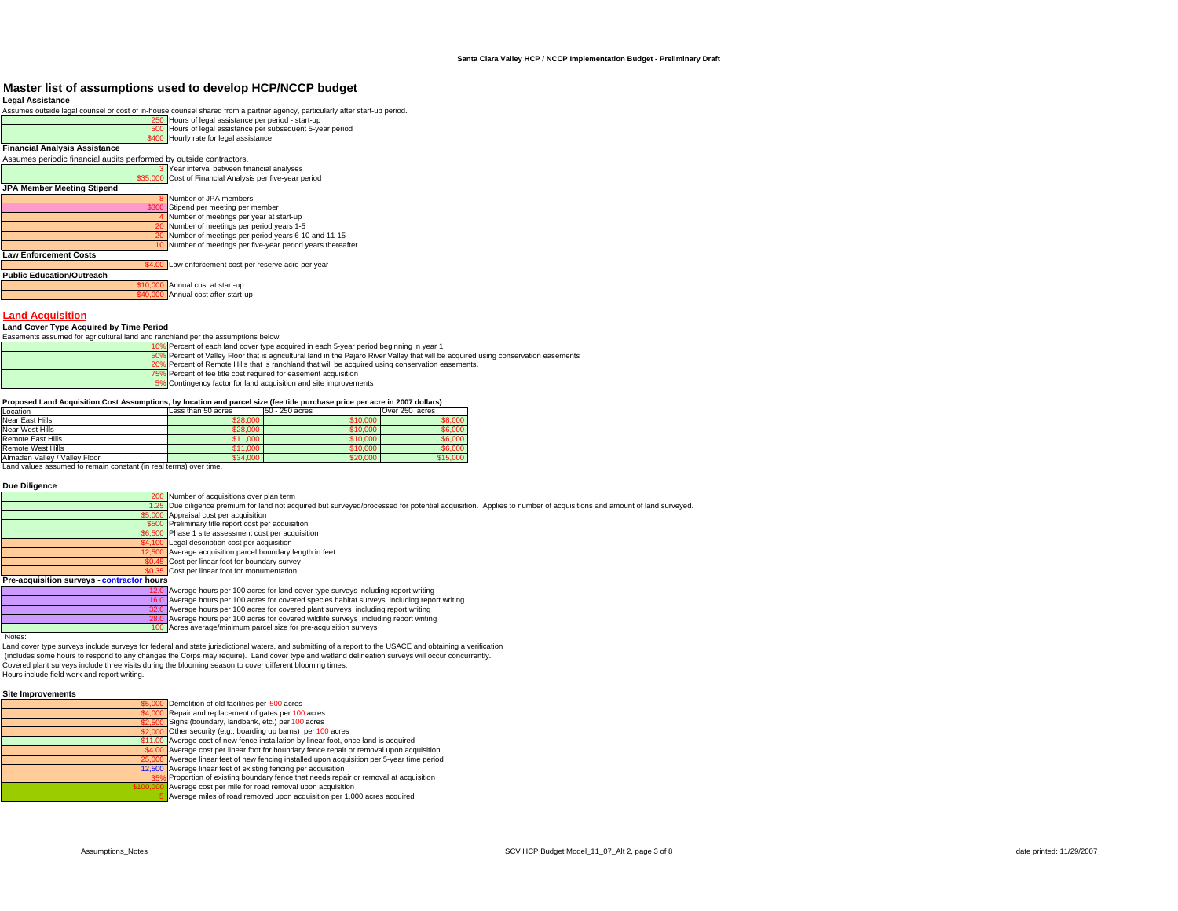# Master list of assumptions used to develop HCP/NCCP budget

### Legal Assistance

Assumes outside legal counsel or cost of in-house counsel shared from a partner agency, particularly after start-up period.

| Value | Assumption |
|---|---|
| 250 | Hours of legal assistance per period - start-up |
| 500 | Hours of legal assistance per subsequent 5-year period |
| $400 | Hourly rate for legal assistance |

### Financial Analysis Assistance

Assumes periodic financial audits performed by outside contractors.

| Value | Assumption |
|---|---|
| 3 | Year interval between financial analyses |
| $35,000 | Cost of Financial Analysis per five-year period |

### JPA Member Meeting Stipend

| Value | Assumption |
|---|---|
| 8 | Number of JPA members |
| $300 | Stipend per meeting per member |
| 4 | Number of meetings per year at start-up |
| 20 | Number of meetings per period years 1-5 |
| 20 | Number of meetings per period years 6-10 and 11-15 |
| 10 | Number of meetings per five-year period years thereafter |

### Law Enforcement Costs

| Value | Assumption |
|---|---|
| $4.00 | Law enforcement cost per reserve acre per year |

### Public Education/Outreach

| Value | Assumption |
|---|---|
| $10,000 | Annual cost at start-up |
| $40,000 | Annual cost after start-up |

## Land Acquisition

### Land Cover Type Acquired by Time Period

Easements assumed for agricultural land and ranchland per the assumptions below.

| Value | Assumption |
|---|---|
| 10% | Percent of each land cover type acquired in each 5-year period beginning in year 1 |
| 50% | Percent of Valley Floor that is agricultural land in the Pajaro River Valley that will be acquired using conservation easements |
| 20% | Percent of Remote Hills that is ranchland that will be acquired using conservation easements. |
| 75% | Percent of fee title cost required for easement acquisition |
| 5% | Contingency factor for land acquisition and site improvements |

**Proposed Land Acquisition Cost Assumptions, by location and parcel size (fee title purchase price per acre in 2007 dollars)**

| Location | Less than 50 acres | 50 - 250 acres | Over 250 acres |
|---|---|---|---|
| Near East Hills | $28,000 | $10,000 | $8,000 |
| Near West Hills | $28,000 | $10,000 | $6,000 |
| Remote East Hills | $11,000 | $10,000 | $6,000 |
| Remote West Hills | $11,000 | $10,000 | $6,000 |
| Almaden Valley / Valley Floor | $34,000 | $20,000 | $15,000 |

Land values assumed to remain constant (in real terms) over time.

### Due Diligence

| Value | Assumption |
|---|---|
| 200 | Number of acquisitions over plan term |
| 1.25 | Due diligence premium for land not acquired but surveyed/processed for potential acquisition. Applies to number of acquisitions and amount of land surveyed. |
| $5,000 | Appraisal cost per acquisition |
| $500 | Preliminary title report cost per acquisition |
| $6,500 | Phase 1 site assessment cost per acquisition |
| $4,100 | Legal description cost per acquisition |
| 12,500 | Average acquisition parcel boundary length in feet |
| $0.45 | Cost per linear foot for boundary survey |
| $0.35 | Cost per linear foot for monumentation |

### Pre-acquisition surveys - contractor hours

| Value | Assumption |
|---|---|
| 12.0 | Average hours per 100 acres for land cover type surveys including report writing |
| 16.0 | Average hours per 100 acres for covered species habitat surveys including report writing |
| 32.0 | Average hours per 100 acres for covered plant surveys including report writing |
| 28.0 | Average hours per 100 acres for covered wildlife surveys including report writing |
| 100 | Acres average/minimum parcel size for pre-acquisition surveys |

Notes:

Land cover type surveys include surveys for federal and state jurisdictional waters, and submitting of a report to the USACE and obtaining a verification (includes some hours to respond to any changes the Corps may require). Land cover type and wetland delineation surveys will occur concurrently.

Covered plant surveys include three visits during the blooming season to cover different blooming times.

Hours include field work and report writing.

### Site Improvements

| Value | Assumption |
|---|---|
| $5,000 | Demolition of old facilities per 500 acres |
| $4,000 | Repair and replacement of gates per 100 acres |
| $2,500 | Signs (boundary, landbank, etc.) per 100 acres |
| $2,000 | Other security (e.g., boarding up barns) per 100 acres |
| $11.00 | Average cost of new fence installation by linear foot, once land is acquired |
| $4.00 | Average cost per linear foot for boundary fence repair or removal upon acquisition |
| 25,000 | Average linear feet of new fencing installed upon acquisition per 5-year time period |
| 12,500 | Average linear feet of existing fencing per acquisition |
| 35% | Proportion of existing boundary fence that needs repair or removal at acquisition |
| $100,000 | Average cost per mile for road removal upon acquisition |
| 5 | Average miles of road removed upon acquisition per 1,000 acres acquired |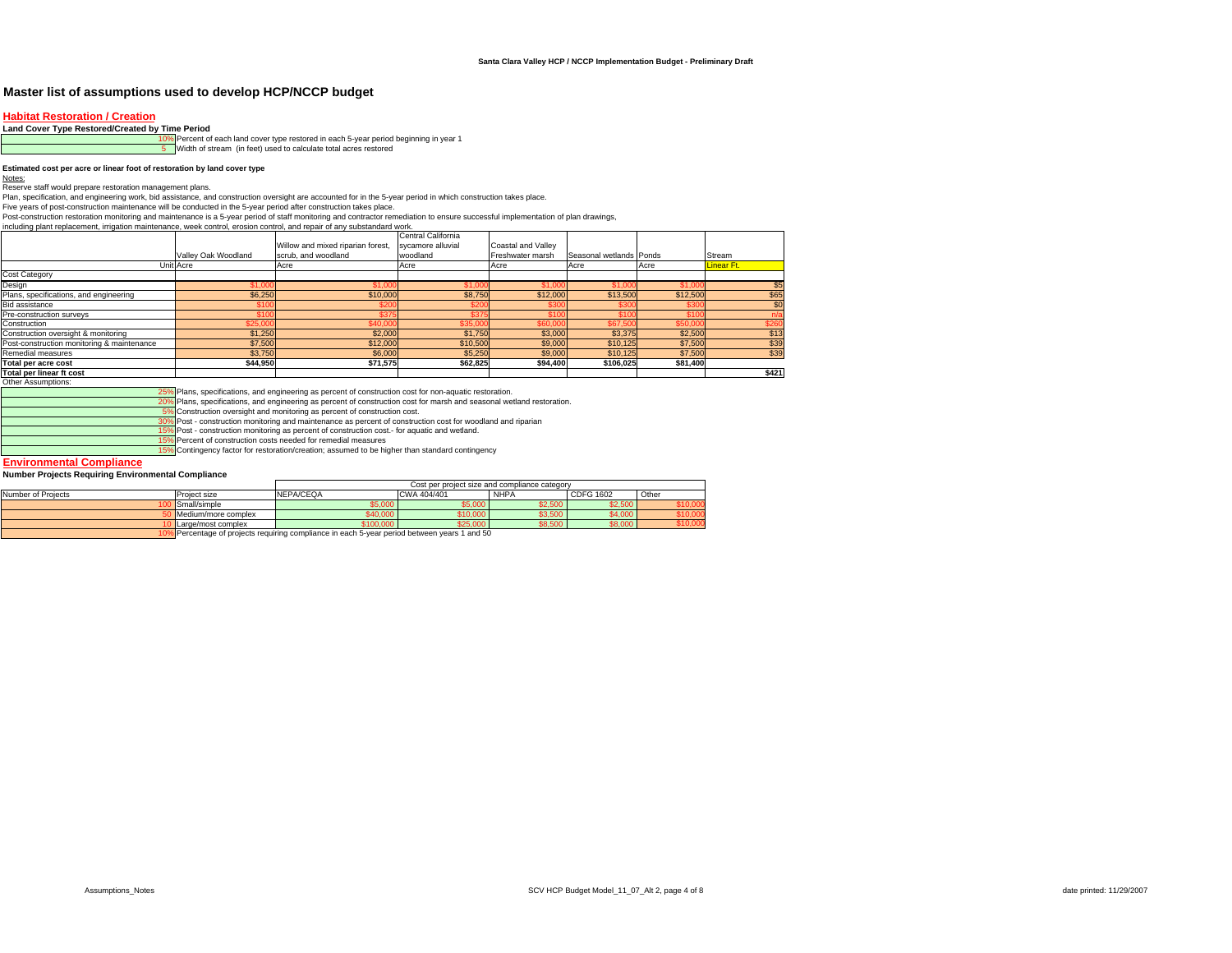## Master list of assumptions used to develop HCP/NCCP budget

### Habitat Restoration / Creation

**Land Cover Type Restored/Created by Time Period**

| | |
|---|---|
| 10% | Percent of each land cover type restored in each 5-year period beginning in year 1 |
| 5 | Width of stream (in feet) used to calculate total acres restored |

**Estimated cost per acre or linear foot of restoration by land cover type**

Notes:

Reserve staff would prepare restoration management plans.

Plan, specification, and engineering work, bid assistance, and construction oversight are accounted for in the 5-year period in which construction takes place.

Five years of post-construction maintenance will be conducted in the 5-year period after construction takes place.

Post-construction restoration monitoring and maintenance is a 5-year period of staff monitoring and contractor remediation to ensure successful implementation of plan drawings, including plant replacement, irrigation maintenance, week control, erosion control, and repair of any substandard work.

| | Valley Oak Woodland | Willow and mixed riparian forest, scrub, and woodland | Central California sycamore alluvial woodland | Coastal and Valley Freshwater marsh | Seasonal wetlands | Ponds | Stream |
|---|---|---|---|---|---|---|---|
| Unit | Acre | Acre | Acre | Acre | Acre | Acre | Linear Ft. |
| Cost Category | | | | | | | |
| Design | $1,000 | $1,000 | $1,000 | $1,000 | $1,000 | $1,000 | $5 |
| Plans, specifications, and engineering | $6,250 | $10,000 | $8,750 | $12,000 | $13,500 | $12,500 | $65 |
| Bid assistance | $100 | $200 | $200 | $300 | $300 | $300 | $0 |
| Pre-construction surveys | $100 | $375 | $375 | $100 | $100 | $100 | n/a |
| Construction | $25,000 | $40,000 | $35,000 | $60,000 | $67,500 | $50,000 | $260 |
| Construction oversight & monitoring | $1,250 | $2,000 | $1,750 | $3,000 | $3,375 | $2,500 | $13 |
| Post-construction monitoring & maintenance | $7,500 | $12,000 | $10,500 | $9,000 | $10,125 | $7,500 | $39 |
| Remedial measures | $3,750 | $6,000 | $5,250 | $9,000 | $10,125 | $7,500 | $39 |
| **Total per acre cost** | **$44,950** | **$71,575** | **$62,825** | **$94,400** | **$106,025** | **$81,400** | |
| **Total per linear ft cost** | | | | | | | **$421** |

Other Assumptions:

| | |
|---|---|
| 25% | Plans, specifications, and engineering as percent of construction cost for non-aquatic restoration. |
| 20% | Plans, specifications, and engineering as percent of construction cost for marsh and seasonal wetland restoration. |
| 5% | Construction oversight and monitoring as percent of construction cost. |
| 30% | Post - construction monitoring and maintenance as percent of construction cost for woodland and riparian |
| 15% | Post - construction monitoring as percent of construction cost.- for aquatic and wetland. |
| 15% | Percent of construction costs needed for remedial measures |
| 15% | Contingency factor for restoration/creation; assumed to be higher than standard contingency |

### Environmental Compliance

**Number Projects Requiring Environmental Compliance**

| | | Cost per project size and compliance category | | | | |
|---|---|---|---|---|---|---|
| Number of Projects | Project size | NEPA/CEQA | CWA 404/401 | NHPA | CDFG 1602 | Other |
| 100 | Small/simple | $5,000 | $5,000 | $2,500 | $2,500 | $10,000 |
| 50 | Medium/more complex | $40,000 | $10,000 | $3,500 | $4,000 | $10,000 |
| 10 | Large/most complex | $100,000 | $25,000 | $8,500 | $8,000 | $10,000 |
| 10% | Percentage of projects requiring compliance in each 5-year period between years 1 and 50 | | | | | |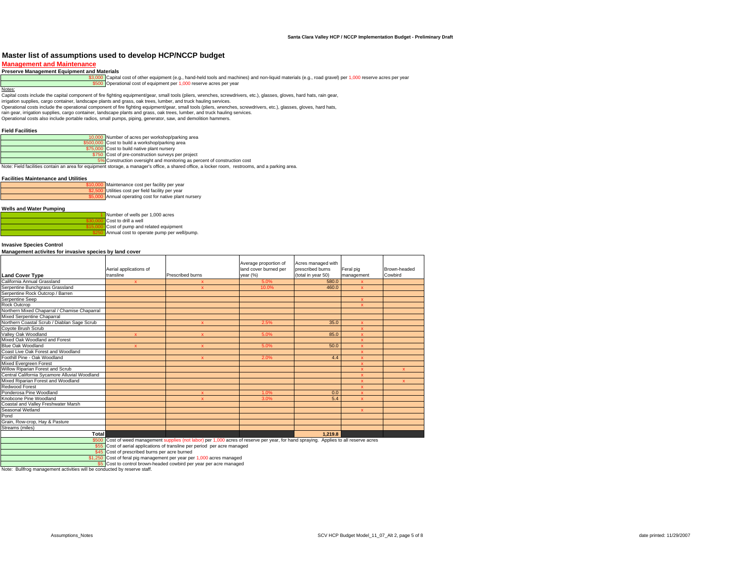# Master list of assumptions used to develop HCP/NCCP budget

## Management and Maintenance

### Preserve Management Equipment and Materials

| | |
|---|---|
| $3,000 | Capital cost of other equipment (e.g., hand-held tools and machines) and non-liquid materials (e.g., road gravel) per 1,000 reserve acres per year |
| $500 | Operational cost of equipment per 1,000 reserve acres per year |

Notes:
Capital costs include the capital component of fire fighting equipment/gear, small tools (pliers, wrenches, screwdrivers, etc.), glasses, gloves, hard hats, rain gear, irrigation supplies, cargo container, landscape plants and grass, oak trees, lumber, and truck hauling services.
Operational costs include the operational component of fire fighting equipment/gear, small tools (pliers, wrenches, screwdrivers, etc.), glasses, gloves, hard hats, rain gear, irrigation supplies, cargo container, landscape plants and grass, oak trees, lumber, and truck hauling services.
Operational costs also include portable radios, small pumps, piping, generator, saw, and demolition hammers.

### Field Facilities

| | |
|---|---|
| 10,000 | Number of acres per workshop/parking area |
| $500,000 | Cost to build a workshop/parking area |
| $75,000 | Cost to build native plant nursery |
| $750 | Cost of pre-construction surveys per project |
| 5% | Construction oversight and monitoring as percent of construction cost |

Note: Field facilities contain an area for equipment storage, a manager's office, a shared office, a locker room, restrooms, and a parking area.

### Facilities Maintenance and Utilities

| | |
|---|---|
| $10,000 | Maintenance cost per facility per year |
| $2,500 | Utilities cost per field facility per year |
| $5,000 | Annual operating cost for native plant nursery |

### Wells and Water Pumping

| | |
|---|---|
| 1 | Number of wells per 1,000 acres |
| $30,000 | Cost to drill a well |
| $15,000 | Cost of pump and related equipment |
| $250 | Annual cost to operate pump per well/pump. |

### Invasive Species Control

**Management activites for invasive species by land cover**

| Land Cover Type | Aerial applications of transline | Prescribed burns | Average proportion of land cover burned per year (%) | Acres managed with prescribed burns (total in year 50) | Feral pig management | Brown-headed Cowbird |
|---|---|---|---|---|---|---|
| California Annual Grassland | x | x | 5.0% | 580.0 | x | |
| Serpentine Bunchgrass Grassland | | x | 10.0% | 460.0 | x | |
| Serpentine Rock Outcrop / Barren | | | | | | |
| Serpentine Seep | | | | | x | |
| Rock Outcrop | | | | | x | |
| Northern Mixed Chaparral / Chamise Chaparral | | | | | | |
| Mixed Serpentine Chaparral | | | | | | |
| Northern Coastal Scrub / Diablan Sage Scrub | | x | 2.5% | 35.0 | x | |
| Coyote Brush Scrub | | | | | x | |
| Valley Oak Woodland | x | x | 5.0% | 85.0 | x | |
| Mixed Oak Woodland and Forest | | | | | x | |
| Blue Oak Woodland | x | x | 5.0% | 50.0 | x | |
| Coast Live Oak Forest and Woodland | | | | | x | |
| Foothill Pine - Oak Woodland | | x | 2.0% | 4.4 | x | |
| Mixed Evergreen Forest | | | | | x | |
| Willow Riparian Forest and Scrub | | | | | x | x |
| Central California Sycamore Alluvial Woodland | | | | | x | |
| Mixed Riparian Forest and Woodland | | | | | x | x |
| Redwood Forest | | | | | x | |
| Ponderosa Pine Woodland | | x | 1.0% | 0.0 | x | |
| Knobcone Pine Woodland | | x | 3.0% | 5.4 | x | |
| Coastal and Valley Freshwater Marsh | | | | | | |
| Seasonal Wetland | | | | | x | |
| Pond | | | | | | |
| Grain, Row-crop, Hay & Pasture | | | | | | |
| Streams (miles) | | | | | | |
| **Total** | | | | **1,219.8** | | |

| | |
|---|---|
| $500 | Cost of weed management supplies (not labor) per 1,000 acres of reserve per year, for hand spraying. Applies to all reserve acres |
| $55 | Cost of aerial applications of transline per period per acre managed |
| $45 | Cost of prescribed burns per acre burned |
| $1,250 | Cost of feral pig management per year per 1,000 acres managed |
| $5 | Cost to control brown-headed cowbird per year per acre managed |

Note: Bullfrog management activities will be conducted by reserve staff.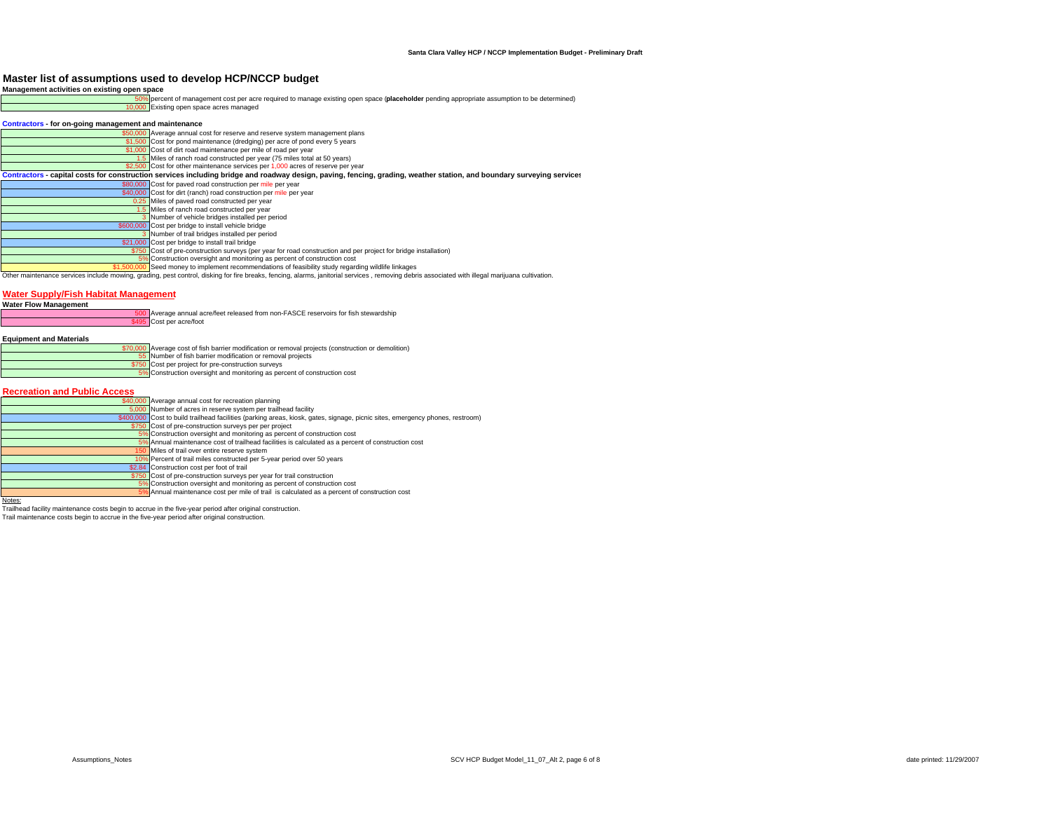## Master list of assumptions used to develop HCP/NCCP budget

**Management activities on existing open space**

| Value | Assumption |
|---|---|
| 50% | percent of management cost per acre required to manage existing open space (**placeholder** pending appropriate assumption to be determined) |
| 10,000 | Existing open space acres managed |

**Contractors - for on-going management and maintenance**

| Value | Assumption |
|---|---|
| $50,000 | Average annual cost for reserve and reserve system management plans |
| $1,500 | Cost for pond maintenance (dredging) per acre of pond every 5 years |
| $1,000 | Cost of dirt road maintenance per mile of road per year |
| 1.5 | Miles of ranch road constructed per year (75 miles total at 50 years) |
| $2,500 | Cost for other maintenance services per 1,000 acres of reserve per year |

**Contractors - capital costs for construction services including bridge and roadway design, paving, fencing, grading, weather station, and boundary surveying services**

| Value | Assumption |
|---|---|
| $80,000 | Cost for paved road construction per mile per year |
| $40,000 | Cost for dirt (ranch) road construction per mile per year |
| 0.25 | Miles of paved road constructed per year |
| 1.5 | Miles of ranch road constructed per year |
| 3 | Number of vehicle bridges installed per period |
| $600,000 | Cost per bridge to install vehicle bridge |
| 3 | Number of trail bridges installed per period |
| $21,000 | Cost per bridge to install trail bridge |
| $750 | Cost of pre-construction surveys (per year for road construction and per project for bridge installation) |
| 5% | Construction oversight and monitoring as percent of construction cost |
| $1,500,000 | Seed money to implement recommendations of feasibility study regarding wildlife linkages |

Other maintenance services include mowing, grading, pest control, disking for fire breaks, fencing, alarms, janitorial services , removing debris associated with illegal marijuana cultivation.

## Water Supply/Fish Habitat Management

**Water Flow Management**

| Value | Assumption |
|---|---|
| 500 | Average annual acre/feet released from non-FASCE reservoirs for fish stewardship |
| $495 | Cost per acre/foot |

**Equipment and Materials**

| Value | Assumption |
|---|---|
| $70,000 | Average cost of fish barrier modification or removal projects (construction or demolition) |
| 55 | Number of fish barrier modification or removal projects |
| $750 | Cost per project for pre-construction surveys |
| 5% | Construction oversight and monitoring as percent of construction cost |

## Recreation and Public Access

| Value | Assumption |
|---|---|
| $40,000 | Average annual cost for recreation planning |
| 5,000 | Number of acres in reserve system per trailhead facility |
| $400,000 | Cost to build trailhead facilities (parking areas, kiosk, gates, signage, picnic sites, emergency phones, restroom) |
| $750 | Cost of pre-construction surveys per per project |
| 5% | Construction oversight and monitoring as percent of construction cost |
| 5% | Annual maintenance cost of trailhead facilities is calculated as a percent of construction cost |
| 150 | Miles of trail over entire reserve system |
| 10% | Percent of trail miles constructed per 5-year period over 50 years |
| $2.84 | Construction cost per foot of trail |
| $750 | Cost of pre-construction surveys per year for trail construction |
| 5% | Construction oversight and monitoring as percent of construction cost |
| 5% | Annual maintenance cost per mile of trail is calculated as a percent of construction cost |

Notes:

Trailhead facility maintenance costs begin to accrue in the five-year period after original construction.

Trail maintenance costs begin to accrue in the five-year period after original construction.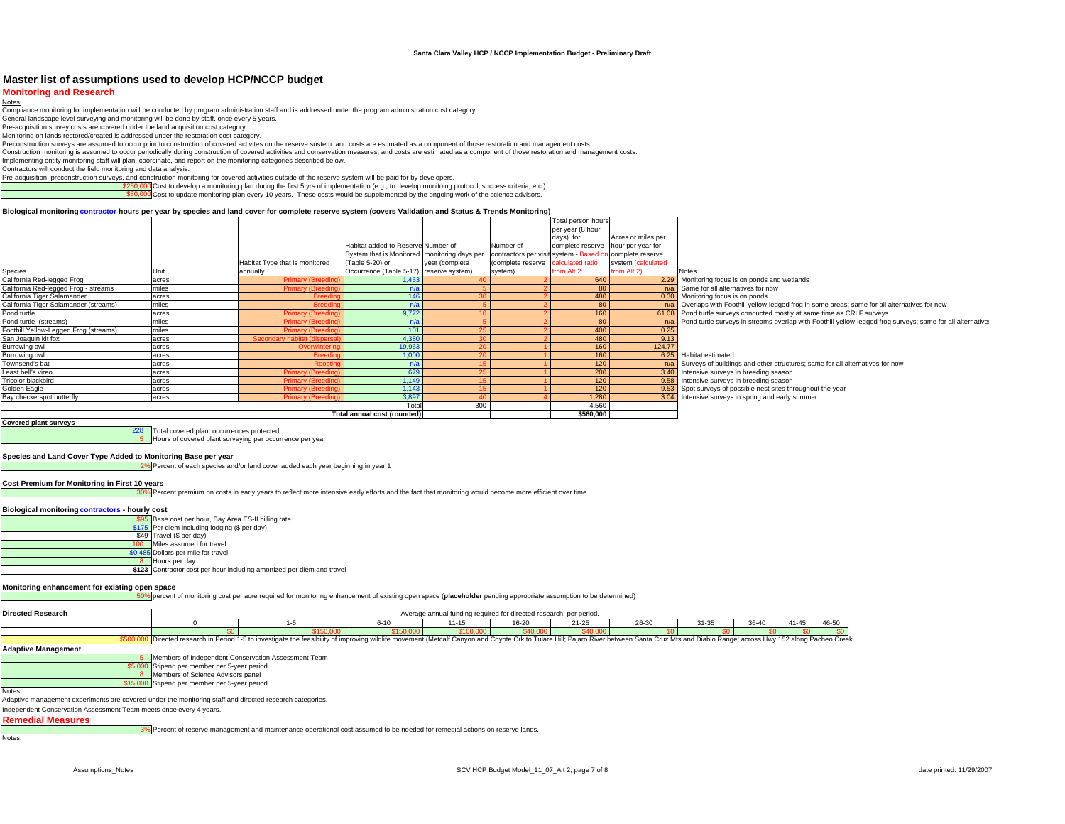# Master list of assumptions used to develop HCP/NCCP budget

## Monitoring and Research

Notes:

Compliance monitoring for implementation will be conducted by program administration staff and is addressed under the program administration cost category.

General landscape level surveying and monitoring will be done by staff, once every 5 years.

Pre-acquisition survey costs are covered under the land acquisition cost category.

Monitoring on lands restored/created is addressed under the restoration cost category.

Preconstruction surveys are assumed to occur prior to construction of covered activites on the reserve sustem. and costs are estimated as a component of those restoration and management costs.

Construction monitoring is assumed to occur periodically during construction of covered activities and conservation measures, and costs are estimated as a component of those restoration and management costs.

Implementing entity monitoring staff will plan, coordinate, and report on the monitoring categories described below.

Contractors will conduct the field monitoring and data analysis.

Pre-acquisition, preconstruction surveys, and construction monitoring for covered activities outside of the reserve system will be paid for by developers.

| | |
|---|---|
| $250,000 | Cost to develop a monitoring plan during the first 5 yrs of implementation (e.g., to develop monitoing protocol, success criteria, etc.) |
| $50,000 | Cost to update monitoring plan every 10 years. These costs would be supplemented by the ongoing work of the science advisors. |

### Biological monitoring contractor hours per year by species and land cover for complete reserve system (covers Validation and Status & Trends Monitoring)

| Species | Unit | Habitat Type that is monitored annually | Habitat added to Reserve System that is Monitored (Table 5-20) or Occurrence (Table 5-17) | Number of monitoring days per year (complete reserve system) | Number of contractors per visit (complete reserve system) | Total person hours per year (8 hour days) for complete reserve system - Based on calculated ratio from Alt 2 | Acres or miles per hour per year for complete reserve system (calculated from Alt 2) | Notes |
|---|---|---|---|---|---|---|---|---|
| California Red-legged Frog | acres | Primary (Breeding) | 1,463 | 40 | 2 | 640 | 2.29 | Monitoring focus is on ponds and wetlands |
| California Red-legged Frog - streams | miles | Primary (Breeding) | n/a | 5 | 2 | 80 | n/a | Same for all alternatives for now |
| California Tiger Salamander | acres | Breeding | 146 | 30 | 2 | 480 | 0.30 | Monitoring focus is on ponds |
| California Tiger Salamander (streams) | miles | Breeding | n/a | 5 | 2 | 80 | n/a | Overlaps with Foothill yellow-legged frog in some areas; same for all alternatives for now |
| Pond turtle | acres | Primary (Breeding) | 9,772 | 10 | 2 | 160 | 61.08 | Pond turtle surveys conducted mostly at same time as CRLF surveys |
| Pond turtle (streams) | miles | Primary (Breeding) | n/a | 5 | 2 | 80 | n/a | Pond turtle surveys in streams overlap with Foothill yellow-legged frog surveys; same for all alternatives |
| Foothill Yellow-Legged Frog (streams) | miles | Primary (Breeding) | 101 | 25 | 2 | 400 | 0.25 | |
| San Joaquin kit fox | acres | Secondary habitat (dispersal) | 4,380 | 30 | 2 | 480 | 9.13 | |
| Burrowing owl | acres | Overwintering | 19,963 | 20 | 1 | 160 | 124.77 | |
| Burrowing owl | acres | Breeding | 1,000 | 20 | 1 | 160 | 6.25 | Habitat estimated |
| Townsend's bat | acres | Roosting | n/a | 15 | 1 | 120 | n/a | Surveys of buildings and other structures; same for all alternatives for now |
| Least bell's vireo | acres | Primary (Breeding) | 679 | 25 | 1 | 200 | 3.40 | Intensive surveys in breeding season |
| Tricolor blackbird | acres | Primary (Breeding) | 1,149 | 15 | 1 | 120 | 9.58 | Intensive surveys in breeding season |
| Golden Eagle | acres | Primary (Breeding) | 1,143 | 15 | 1 | 120 | 9.53 | Spot surveys of possible nest sites throughout the year |
| Bay checkerspot butterfly | acres | Primary (Breeding) | 3,897 | 40 | 4 | 1,280 | 3.04 | Intensive surveys in spring and early summer |
| | | | Total | 300 | | 4,560 | | |
| | | | Total annual cost (rounded) | | | $560,000 | | |

### Covered plant surveys

| | |
|---|---|
| 228 | Total covered plant occurrences protected |
| 5 | Hours of covered plant surveying per occurrence per year |

### Species and Land Cover Type Added to Monitoring Base per year

| | |
|---|---|
| 2% | Percent of each species and/or land cover added each year beginning in year 1 |

### Cost Premium for Monitoring in First 10 years

| | |
|---|---|
| 30% | Percent premium on costs in early years to reflect more intensive early efforts and the fact that monitoring would become more efficient over time. |

### Biological monitoring contractors - hourly cost

| | |
|---|---|
| $95 | Base cost per hour, Bay Area ES-II billing rate |
| $175 | Per diem including lodging ($ per day) |
| $49 | Travel ($ per day) |
| 100 | Miles assumed for travel |
| $0.485 | Dollars per mile for travel |
| 8 | Hours per day |
| **$123** | Contractor cost per hour including amortized per diem and travel |

### Monitoring enhancement for existing open space

| | |
|---|---|
| 50% | percent of monitoring cost per acre required for monitoring enhancement of existing open space (**placeholder** pending appropriate assumption to be determined) |

### Directed Research

Average annual funding required for directed research, per period.

| 0 | 1-5 | 6-10 | 11-15 | 16-20 | 21-25 | 26-30 | 31-35 | 36-40 | 41-45 | 46-50 |
|---|---|---|---|---|---|---|---|---|---|---|
| $0 | $150,000 | $150,000 | $100,000 | $40,000 | $40,000 | $0 | $0 | $0 | $0 | $0 |

| | |
|---|---|
| $500,000 | Directed research in Period 1-5 to investigate the feasibility of improving wildlife movement (Metcalf Canyon and Coyote Crk to Tulare Hill; Pajaro River between Santa Cruz Mts and Diablo Range; across Hwy 152 along Pacheco Creek. |

### Adaptive Management

| | |
|---|---|
| 5 | Members of Independent Conservation Assessment Team |
| $5,000 | Stipend per member per 5-year period |
| 8 | Members of Science Advisors panel |
| $15,000 | Stipend per member per 5-year period |

Notes:

Adaptive management experiments are covered under the monitoring staff and directed research categories.

Independent Conservation Assessment Team meets once every 4 years.

## Remedial Measures

| | |
|---|---|
| 3% | Percent of reserve management and maintenance operational cost assumed to be needed for remedial actions on reserve lands. |

Notes: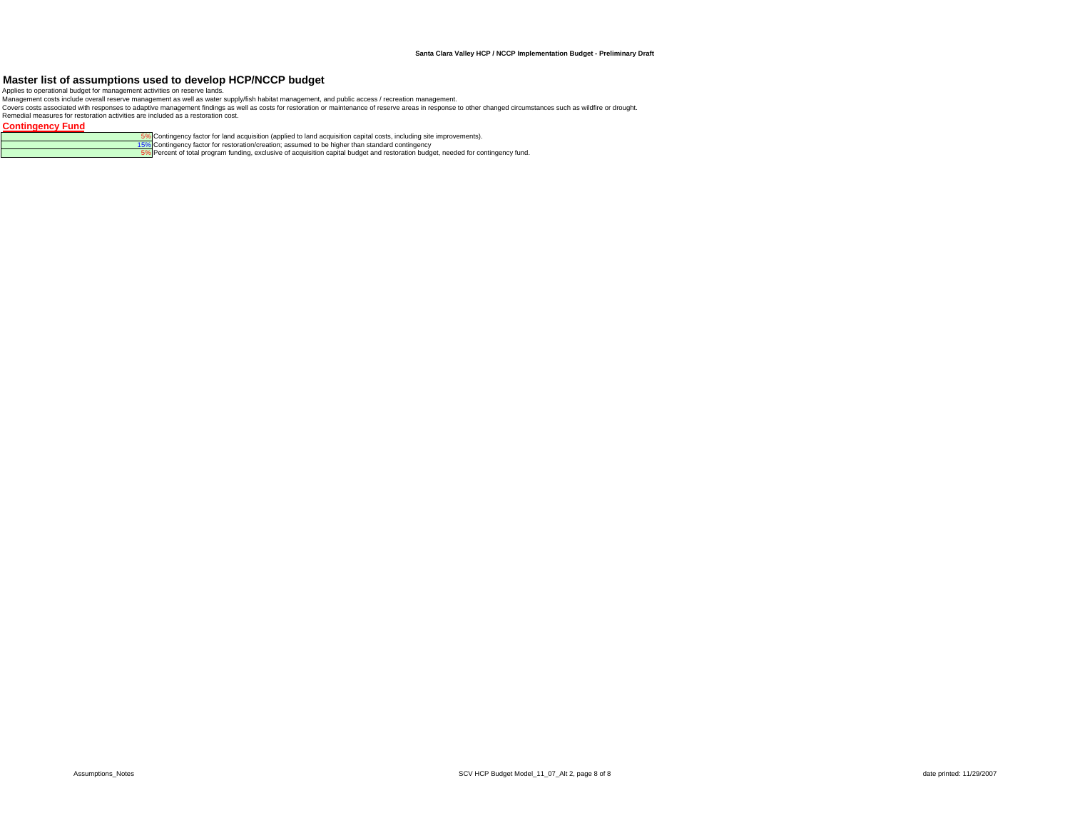# Master list of assumptions used to develop HCP/NCCP budget

Applies to operational budget for management activities on reserve lands.
Management costs include overall reserve management as well as water supply/fish habitat management, and public access / recreation management.
Covers costs associated with responses to adaptive management findings as well as costs for restoration or maintenance of reserve areas in response to other changed circumstances such as wildfire or drought.
Remedial measures for restoration activities are included as a restoration cost.

## Contingency Fund

| | Value | Description |
|---|---|---|
| | 5% | Contingency factor for land acquisition (applied to land acquisition capital costs, including site improvements). |
| | 15% | Contingency factor for restoration/creation; assumed to be higher than standard contingency |
| | 5% | Percent of total program funding, exclusive of acquisition capital budget and restoration budget, needed for contingency fund. |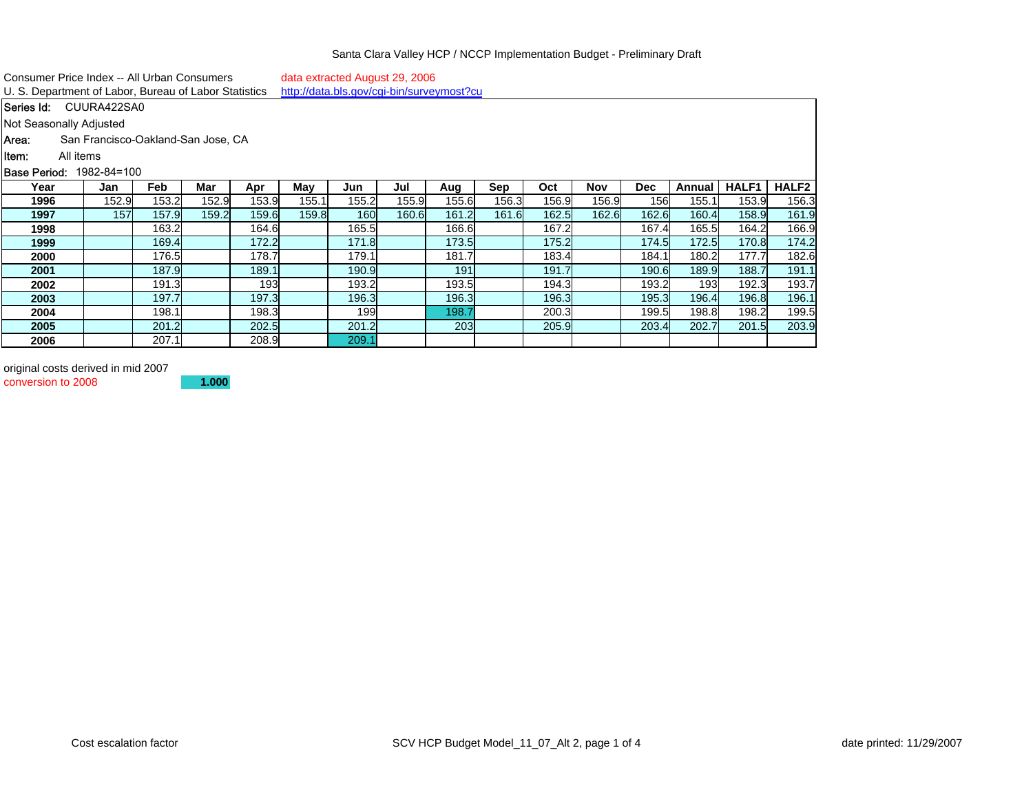Santa Clara Valley HCP / NCCP Implementation Budget - Preliminary Draft

Consumer Price Index -- All Urban Consumers
U. S. Department of Labor, Bureau of Labor Statistics

data extracted August 29, 2006
http://data.bls.gov/cgi-bin/surveymost?cu

Series Id: CUURA422SA0
Not Seasonally Adjusted
Area: San Francisco-Oakland-San Jose, CA
Item: All items
Base Period: 1982-84=100

| Year | Jan | Feb | Mar | Apr | May | Jun | Jul | Aug | Sep | Oct | Nov | Dec | Annual | HALF1 | HALF2 |
|---|---|---|---|---|---|---|---|---|---|---|---|---|---|---|---|
| 1996 | 152.9 | 153.2 | 152.9 | 153.9 | 155.1 | 155.2 | 155.9 | 155.6 | 156.3 | 156.9 | 156.9 | 156 | 155.1 | 153.9 | 156.3 |
| 1997 | 157 | 157.9 | 159.2 | 159.6 | 159.8 | 160 | 160.6 | 161.2 | 161.6 | 162.5 | 162.6 | 162.6 | 160.4 | 158.9 | 161.9 |
| 1998 | | 163.2 | | 164.6 | | 165.5 | | 166.6 | | 167.2 | | 167.4 | 165.5 | 164.2 | 166.9 |
| 1999 | | 169.4 | | 172.2 | | 171.8 | | 173.5 | | 175.2 | | 174.5 | 172.5 | 170.8 | 174.2 |
| 2000 | | 176.5 | | 178.7 | | 179.1 | | 181.7 | | 183.4 | | 184.1 | 180.2 | 177.7 | 182.6 |
| 2001 | | 187.9 | | 189.1 | | 190.9 | | 191 | | 191.7 | | 190.6 | 189.9 | 188.7 | 191.1 |
| 2002 | | 191.3 | | 193 | | 193.2 | | 193.5 | | 194.3 | | 193.2 | 193 | 192.3 | 193.7 |
| 2003 | | 197.7 | | 197.3 | | 196.3 | | 196.3 | | 196.3 | | 195.3 | 196.4 | 196.8 | 196.1 |
| 2004 | | 198.1 | | 198.3 | | 199 | | 198.7 | | 200.3 | | 199.5 | 198.8 | 198.2 | 199.5 |
| 2005 | | 201.2 | | 202.5 | | 201.2 | | 203 | | 205.9 | | 203.4 | 202.7 | 201.5 | 203.9 |
| 2006 | | 207.1 | | 208.9 | | 209.1 | | | | | | | | | |

original costs derived in mid 2007
conversion to 2008 **1.000**

Cost escalation factor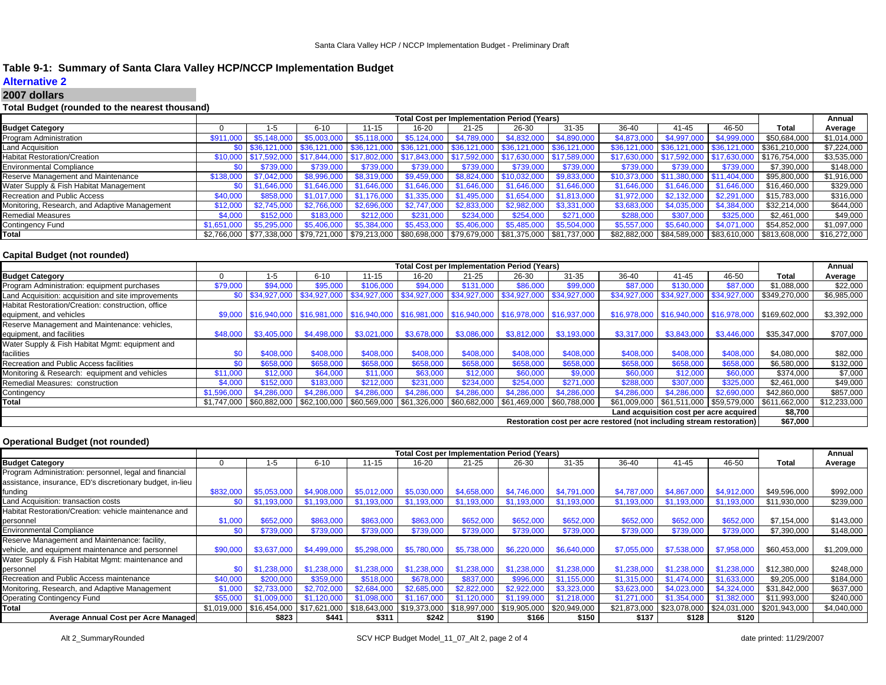# Table 9-1: Summary of Santa Clara Valley HCP/NCCP Implementation Budget

## Alternative 2

## 2007 dollars

### Total Budget (rounded to the nearest thousand)

| | Total Cost per Implementation Period (Years) | | | | | | | | | | | | Annual |
|---|---|---|---|---|---|---|---|---|---|---|---|---|---|
| Budget Category | 0 | 1-5 | 6-10 | 11-15 | 16-20 | 21-25 | 26-30 | 31-35 | 36-40 | 41-45 | 46-50 | Total | Average |
| Program Administration | $911,000 | $5,148,000 | $5,003,000 | $5,118,000 | $5,124,000 | $4,789,000 | $4,832,000 | $4,890,000 | $4,873,000 | $4,997,000 | $4,999,000 | $50,684,000 | $1,014,000 |
| Land Acquisition | $0 | $36,121,000 | $36,121,000 | $36,121,000 | $36,121,000 | $36,121,000 | $36,121,000 | $36,121,000 | $36,121,000 | $36,121,000 | $36,121,000 | $361,210,000 | $7,224,000 |
| Habitat Restoration/Creation | $10,000 | $17,592,000 | $17,844,000 | $17,802,000 | $17,843,000 | $17,592,000 | $17,630,000 | $17,589,000 | $17,630,000 | $17,592,000 | $17,630,000 | $176,754,000 | $3,535,000 |
| Environmental Compliance | $0 | $739,000 | $739,000 | $739,000 | $739,000 | $739,000 | $739,000 | $739,000 | $739,000 | $739,000 | $739,000 | $7,390,000 | $148,000 |
| Reserve Management and Maintenance | $138,000 | $7,042,000 | $8,996,000 | $8,319,000 | $9,459,000 | $8,824,000 | $10,032,000 | $9,833,000 | $10,373,000 | $11,380,000 | $11,404,000 | $95,800,000 | $1,916,000 |
| Water Supply & Fish Habitat Management | $0 | $1,646,000 | $1,646,000 | $1,646,000 | $1,646,000 | $1,646,000 | $1,646,000 | $1,646,000 | $1,646,000 | $1,646,000 | $1,646,000 | $16,460,000 | $329,000 |
| Recreation and Public Access | $40,000 | $858,000 | $1,017,000 | $1,176,000 | $1,335,000 | $1,495,000 | $1,654,000 | $1,813,000 | $1,972,000 | $2,132,000 | $2,291,000 | $15,783,000 | $316,000 |
| Monitoring, Research, and Adaptive Management | $12,000 | $2,745,000 | $2,766,000 | $2,696,000 | $2,747,000 | $2,833,000 | $2,982,000 | $3,331,000 | $3,683,000 | $4,035,000 | $4,384,000 | $32,214,000 | $644,000 |
| Remedial Measures | $4,000 | $152,000 | $183,000 | $212,000 | $231,000 | $234,000 | $254,000 | $271,000 | $288,000 | $307,000 | $325,000 | $2,461,000 | $49,000 |
| Contingency Fund | $1,651,000 | $5,295,000 | $5,406,000 | $5,384,000 | $5,453,000 | $5,406,000 | $5,485,000 | $5,504,000 | $5,557,000 | $5,640,000 | $4,071,000 | $54,852,000 | $1,097,000 |
| **Total** | $2,766,000 | $77,338,000 | $79,721,000 | $79,213,000 | $80,698,000 | $79,679,000 | $81,375,000 | $81,737,000 | $82,882,000 | $84,589,000 | $83,610,000 | $813,608,000 | $16,272,000 |

### Capital Budget (not rounded)

| | Total Cost per Implementation Period (Years) | | | | | | | | | | | | Annual |
|---|---|---|---|---|---|---|---|---|---|---|---|---|---|
| Budget Category | 0 | 1-5 | 6-10 | 11-15 | 16-20 | 21-25 | 26-30 | 31-35 | 36-40 | 41-45 | 46-50 | Total | Average |
| Program Administration: equipment purchases | $79,000 | $94,000 | $95,000 | $106,000 | $94,000 | $131,000 | $86,000 | $99,000 | $87,000 | $130,000 | $87,000 | $1,088,000 | $22,000 |
| Land Acquisition: acquisition and site improvements | $0 | $34,927,000 | $34,927,000 | $34,927,000 | $34,927,000 | $34,927,000 | $34,927,000 | $34,927,000 | $34,927,000 | $34,927,000 | $34,927,000 | $349,270,000 | $6,985,000 |
| Habitat Restoration/Creation: construction, office equipment, and vehicles | $9,000 | $16,940,000 | $16,981,000 | $16,940,000 | $16,981,000 | $16,940,000 | $16,978,000 | $16,937,000 | $16,978,000 | $16,940,000 | $16,978,000 | $169,602,000 | $3,392,000 |
| Reserve Management and Maintenance: vehicles, equipment, and facilities | $48,000 | $3,405,000 | $4,498,000 | $3,021,000 | $3,678,000 | $3,086,000 | $3,812,000 | $3,193,000 | $3,317,000 | $3,843,000 | $3,446,000 | $35,347,000 | $707,000 |
| Water Supply & Fish Habitat Mgmt: equipment and facilities | $0 | $408,000 | $408,000 | $408,000 | $408,000 | $408,000 | $408,000 | $408,000 | $408,000 | $408,000 | $408,000 | $4,080,000 | $82,000 |
| Recreation and Public Access facilities | $0 | $658,000 | $658,000 | $658,000 | $658,000 | $658,000 | $658,000 | $658,000 | $658,000 | $658,000 | $658,000 | $6,580,000 | $132,000 |
| Monitoring & Research: equipment and vehicles | $11,000 | $12,000 | $64,000 | $11,000 | $63,000 | $12,000 | $60,000 | $9,000 | $60,000 | $12,000 | $60,000 | $374,000 | $7,000 |
| Remedial Measures: construction | $4,000 | $152,000 | $183,000 | $212,000 | $231,000 | $234,000 | $254,000 | $271,000 | $288,000 | $307,000 | $325,000 | $2,461,000 | $49,000 |
| Contingency | $1,596,000 | $4,286,000 | $4,286,000 | $4,286,000 | $4,286,000 | $4,286,000 | $4,286,000 | $4,286,000 | $4,286,000 | $4,286,000 | $2,690,000 | $42,860,000 | $857,000 |
| **Total** | $1,747,000 | $60,882,000 | $62,100,000 | $60,569,000 | $61,326,000 | $60,682,000 | $61,469,000 | $60,788,000 | $61,009,000 | $61,511,000 | $59,579,000 | $611,662,000 | $12,233,000 |
| | | | | | | | | | **Land acquisition cost per acre acquired** | | | **$8,700** | |
| | | | | | | | | | **Restoration cost per acre restored (not including stream restoration)** | | | **$67,000** | |

### Operational Budget (not rounded)

| | Total Cost per Implementation Period (Years) | | | | | | | | | | | | Annual |
|---|---|---|---|---|---|---|---|---|---|---|---|---|---|
| Budget Category | 0 | 1-5 | 6-10 | 11-15 | 16-20 | 21-25 | 26-30 | 31-35 | 36-40 | 41-45 | 46-50 | Total | Average |
| Program Administration: personnel, legal and financial assistance, insurance, ED's discretionary budget, in-lieu funding | $832,000 | $5,053,000 | $4,908,000 | $5,012,000 | $5,030,000 | $4,658,000 | $4,746,000 | $4,791,000 | $4,787,000 | $4,867,000 | $4,912,000 | $49,596,000 | $992,000 |
| Land Acquisition: transaction costs | $0 | $1,193,000 | $1,193,000 | $1,193,000 | $1,193,000 | $1,193,000 | $1,193,000 | $1,193,000 | $1,193,000 | $1,193,000 | $1,193,000 | $11,930,000 | $239,000 |
| Habitat Restoration/Creation: vehicle maintenance and personnel | $1,000 | $652,000 | $863,000 | $863,000 | $863,000 | $652,000 | $652,000 | $652,000 | $652,000 | $652,000 | $652,000 | $7,154,000 | $143,000 |
| Environmental Compliance | $0 | $739,000 | $739,000 | $739,000 | $739,000 | $739,000 | $739,000 | $739,000 | $739,000 | $739,000 | $739,000 | $7,390,000 | $148,000 |
| Reserve Management and Maintenance: facility, vehicle, and equipment maintenance and personnel | $90,000 | $3,637,000 | $4,499,000 | $5,298,000 | $5,780,000 | $5,738,000 | $6,220,000 | $6,640,000 | $7,055,000 | $7,538,000 | $7,958,000 | $60,453,000 | $1,209,000 |
| Water Supply & Fish Habitat Mgmt: maintenance and personnel | $0 | $1,238,000 | $1,238,000 | $1,238,000 | $1,238,000 | $1,238,000 | $1,238,000 | $1,238,000 | $1,238,000 | $1,238,000 | $1,238,000 | $12,380,000 | $248,000 |
| Recreation and Public Access maintenance | $40,000 | $200,000 | $359,000 | $518,000 | $678,000 | $837,000 | $996,000 | $1,155,000 | $1,315,000 | $1,474,000 | $1,633,000 | $9,205,000 | $184,000 |
| Monitoring, Research, and Adaptive Management | $1,000 | $2,733,000 | $2,702,000 | $2,684,000 | $2,685,000 | $2,822,000 | $2,922,000 | $3,323,000 | $3,623,000 | $4,023,000 | $4,324,000 | $31,842,000 | $637,000 |
| Operating Contingency Fund | $55,000 | $1,009,000 | $1,120,000 | $1,098,000 | $1,167,000 | $1,120,000 | $1,199,000 | $1,218,000 | $1,271,000 | $1,354,000 | $1,382,000 | $11,993,000 | $240,000 |
| **Total** | $1,019,000 | $16,454,000 | $17,621,000 | $18,643,000 | $19,373,000 | $18,997,000 | $19,905,000 | $20,949,000 | $21,873,000 | $23,078,000 | $24,031,000 | $201,943,000 | $4,040,000 |
| **Average Annual Cost per Acre Managed** | | $823 | $441 | $311 | $242 | $190 | $166 | $150 | $137 | $128 | $120 | | |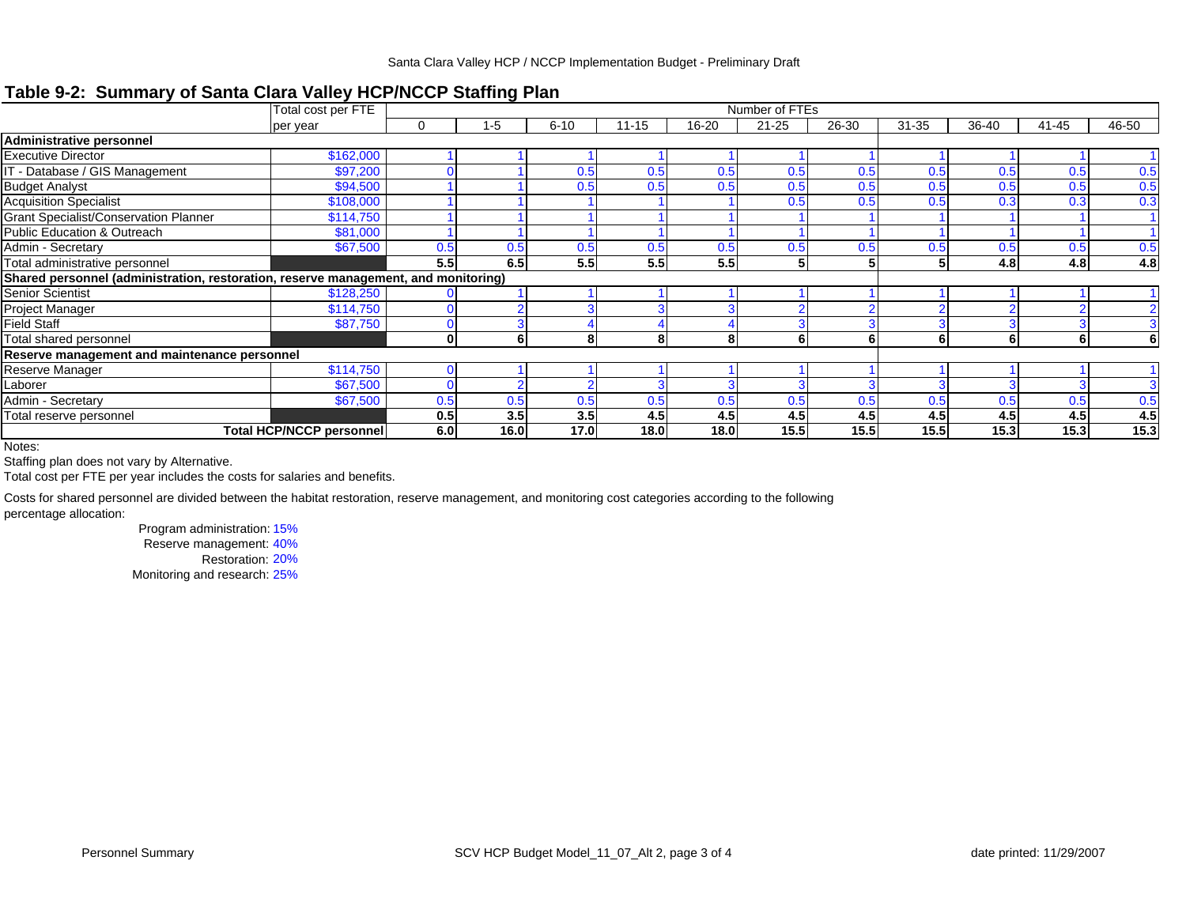## Table 9-2: Summary of Santa Clara Valley HCP/NCCP Staffing Plan

| | Total cost per FTE per year | Number of FTEs | | | | | | | | | | |
|---|---|---|---|---|---|---|---|---|---|---|---|---|
| | | 0 | 1-5 | 6-10 | 11-15 | 16-20 | 21-25 | 26-30 | 31-35 | 36-40 | 41-45 | 46-50 |
| **Administrative personnel** | | | | | | | | | | | | |
| Executive Director | $162,000 | 1 | 1 | 1 | 1 | 1 | 1 | 1 | 1 | 1 | 1 | 1 |
| IT - Database / GIS Management | $97,200 | 0 | 1 | 0.5 | 0.5 | 0.5 | 0.5 | 0.5 | 0.5 | 0.5 | 0.5 | 0.5 |
| Budget Analyst | $94,500 | 1 | 1 | 0.5 | 0.5 | 0.5 | 0.5 | 0.5 | 0.5 | 0.5 | 0.5 | 0.5 |
| Acquisition Specialist | $108,000 | 1 | 1 | 1 | 1 | 1 | 0.5 | 0.5 | 0.5 | 0.3 | 0.3 | 0.3 |
| Grant Specialist/Conservation Planner | $114,750 | 1 | 1 | 1 | 1 | 1 | 1 | 1 | 1 | 1 | 1 | 1 |
| Public Education & Outreach | $81,000 | 1 | 1 | 1 | 1 | 1 | 1 | 1 | 1 | 1 | 1 | 1 |
| Admin - Secretary | $67,500 | 0.5 | 0.5 | 0.5 | 0.5 | 0.5 | 0.5 | 0.5 | 0.5 | 0.5 | 0.5 | 0.5 |
| Total administrative personnel | | **5.5** | **6.5** | **5.5** | **5.5** | **5.5** | **5** | **5** | **5** | **4.8** | **4.8** | **4.8** |
| **Shared personnel (administration, restoration, reserve management, and monitoring)** | | | | | | | | | | | | |
| Senior Scientist | $128,250 | 0 | 1 | 1 | 1 | 1 | 1 | 1 | 1 | 1 | 1 | 1 |
| Project Manager | $114,750 | 0 | 2 | 3 | 3 | 3 | 2 | 2 | 2 | 2 | 2 | 2 |
| Field Staff | $87,750 | 0 | 3 | 4 | 4 | 4 | 3 | 3 | 3 | 3 | 3 | 3 |
| Total shared personnel | | **0** | **6** | **8** | **8** | **8** | **6** | **6** | **6** | **6** | **6** | **6** |
| **Reserve management and maintenance personnel** | | | | | | | | | | | | |
| Reserve Manager | $114,750 | 0 | 1 | 1 | 1 | 1 | 1 | 1 | 1 | 1 | 1 | 1 |
| Laborer | $67,500 | 0 | 2 | 2 | 3 | 3 | 3 | 3 | 3 | 3 | 3 | 3 |
| Admin - Secretary | $67,500 | 0.5 | 0.5 | 0.5 | 0.5 | 0.5 | 0.5 | 0.5 | 0.5 | 0.5 | 0.5 | 0.5 |
| Total reserve personnel | | **0.5** | **3.5** | **3.5** | **4.5** | **4.5** | **4.5** | **4.5** | **4.5** | **4.5** | **4.5** | **4.5** |
| **Total HCP/NCCP personnel** | | **6.0** | **16.0** | **17.0** | **18.0** | **18.0** | **15.5** | **15.5** | **15.5** | **15.3** | **15.3** | **15.3** |

Notes:

Staffing plan does not vary by Alternative.

Total cost per FTE per year includes the costs for salaries and benefits.

Costs for shared personnel are divided between the habitat restoration, reserve management, and monitoring cost categories according to the following percentage allocation:

- Program administration: 15%
- Reserve management: 40%
- Restoration: 20%
- Monitoring and research: 25%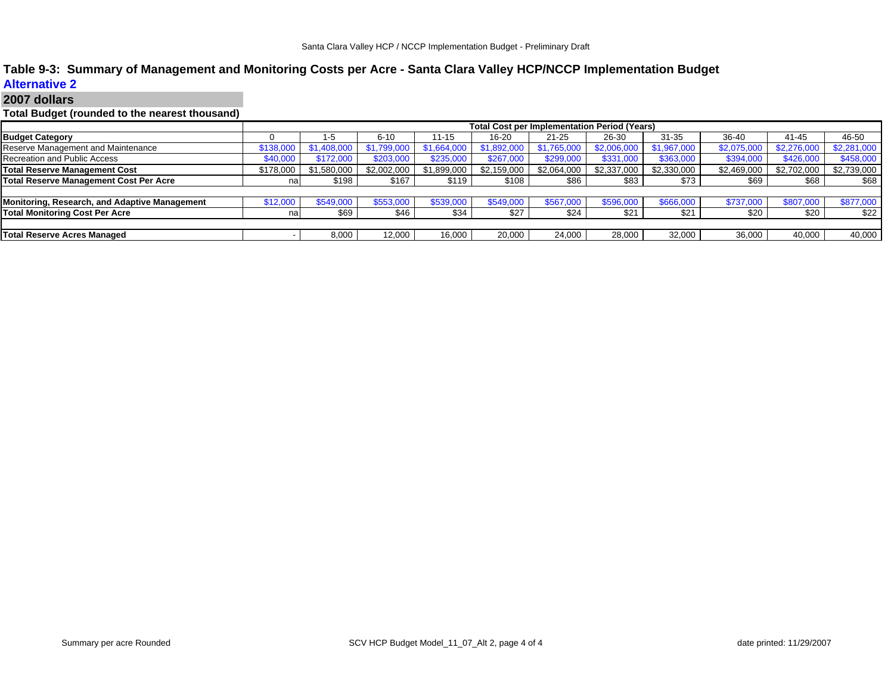## Table 9-3: Summary of Management and Monitoring Costs per Acre - Santa Clara Valley HCP/NCCP Implementation Budget

### Alternative 2

### 2007 dollars

**Total Budget (rounded to the nearest thousand)**

| | Total Cost per Implementation Period (Years) | | | | | | | | | | |
|---|---|---|---|---|---|---|---|---|---|---|---|
| **Budget Category** | 0 | 1-5 | 6-10 | 11-15 | 16-20 | 21-25 | 26-30 | 31-35 | 36-40 | 41-45 | 46-50 |
| Reserve Management and Maintenance | $138,000 | $1,408,000 | $1,799,000 | $1,664,000 | $1,892,000 | $1,765,000 | $2,006,000 | $1,967,000 | $2,075,000 | $2,276,000 | $2,281,000 |
| Recreation and Public Access | $40,000 | $172,000 | $203,000 | $235,000 | $267,000 | $299,000 | $331,000 | $363,000 | $394,000 | $426,000 | $458,000 |
| **Total Reserve Management Cost** | $178,000 | $1,580,000 | $2,002,000 | $1,899,000 | $2,159,000 | $2,064,000 | $2,337,000 | $2,330,000 | $2,469,000 | $2,702,000 | $2,739,000 |
| **Total Reserve Management Cost Per Acre** | na | $198 | $167 | $119 | $108 | $86 | $83 | $73 | $69 | $68 | $68 |
| | | | | | | | | | | | |
| **Monitoring, Research, and Adaptive Management** | $12,000 | $549,000 | $553,000 | $539,000 | $549,000 | $567,000 | $596,000 | $666,000 | $737,000 | $807,000 | $877,000 |
| **Total Monitoring Cost Per Acre** | na | $69 | $46 | $34 | $27 | $24 | $21 | $21 | $20 | $20 | $22 |
| | | | | | | | | | | | |
| **Total Reserve Acres Managed** | - | 8,000 | 12,000 | 16,000 | 20,000 | 24,000 | 28,000 | 32,000 | 36,000 | 40,000 | 40,000 |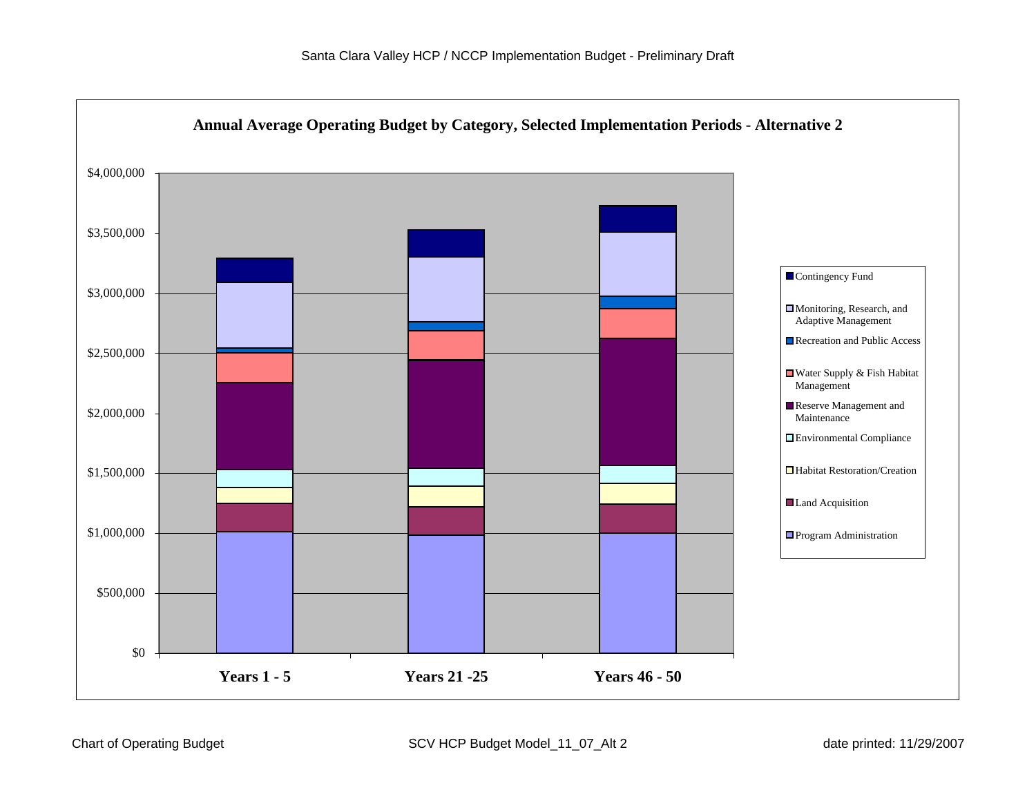## Annual Average Operating Budget by Category, Selected Implementation Periods - Alternative 2

$4,000,000
$3,500,000
$3,000,000
$2,500,000
$2,000,000
$1,500,000
$1,000,000
$500,000
$0

**Years 1 - 5** **Years 21 -25** **Years 46 - 50**

- Contingency Fund
- Monitoring, Research, and Adaptive Management
- Recreation and Public Access
- Water Supply & Fish Habitat Management
- Reserve Management and Maintenance
- Environmental Compliance
- Habitat Restoration/Creation
- Land Acquisition
- Program Administration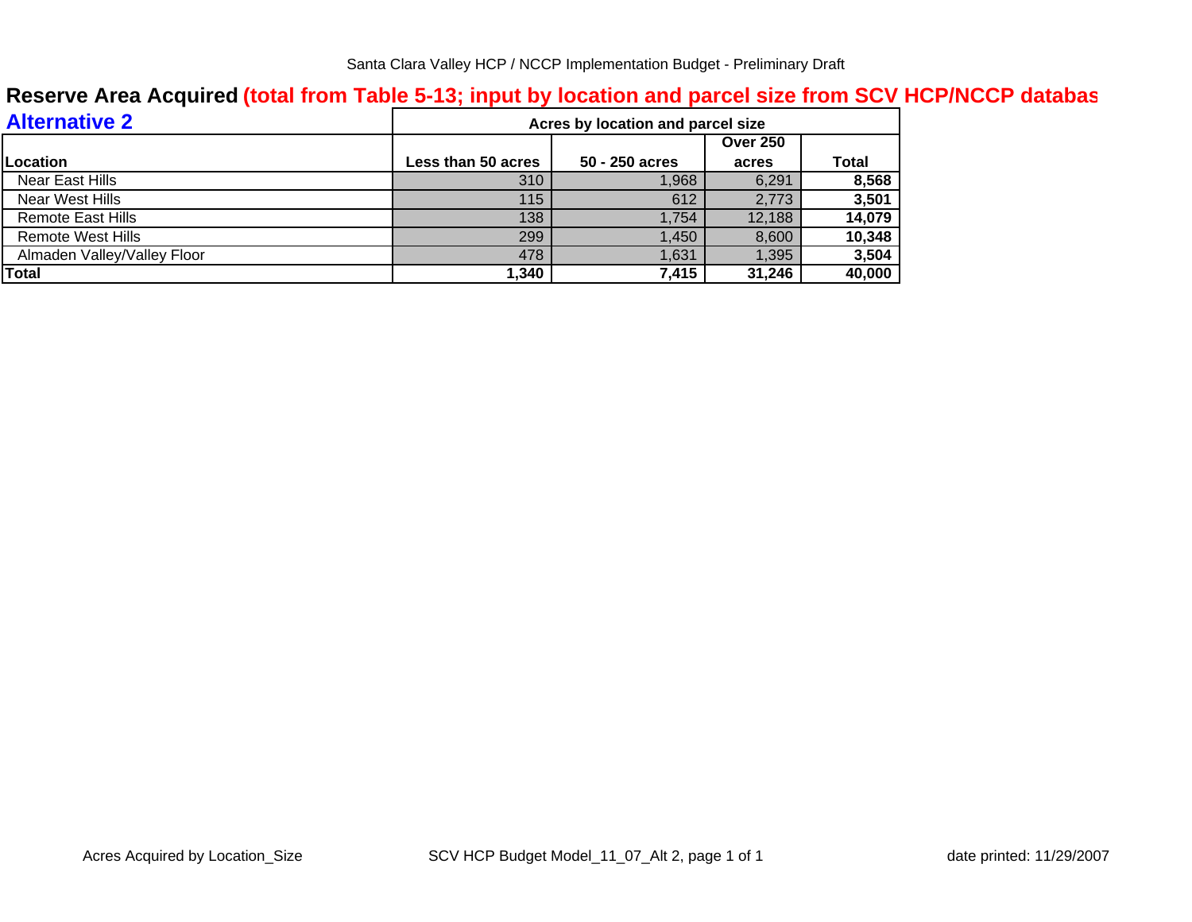## Reserve Area Acquired (total from Table 5-13; input by location and parcel size from SCV HCP/NCCP databas

### Alternative 2

| Location | Acres by location and parcel size | | | |
|---|---|---|---|---|
| | Less than 50 acres | 50 - 250 acres | Over 250 acres | Total |
| Near East Hills | 310 | 1,968 | 6,291 | **8,568** |
| Near West Hills | 115 | 612 | 2,773 | **3,501** |
| Remote East Hills | 138 | 1,754 | 12,188 | **14,079** |
| Remote West Hills | 299 | 1,450 | 8,600 | **10,348** |
| Almaden Valley/Valley Floor | 478 | 1,631 | 1,395 | **3,504** |
| **Total** | **1,340** | **7,415** | **31,246** | **40,000** |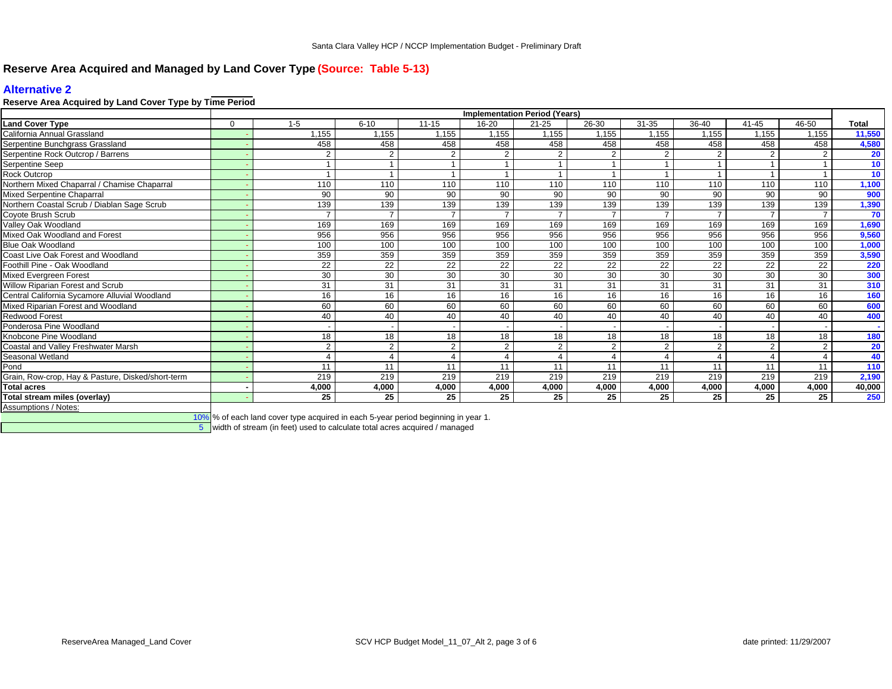## Reserve Area Acquired and Managed by Land Cover Type (Source: Table 5-13)

### Alternative 2

**Reserve Area Acquired by Land Cover Type by Time Period**

| | Implementation Period (Years) | | | | | | | | | | | |
|---|---|---|---|---|---|---|---|---|---|---|---|---|
| **Land Cover Type** | 0 | 1-5 | 6-10 | 11-15 | 16-20 | 21-25 | 26-30 | 31-35 | 36-40 | 41-45 | 46-50 | **Total** |
| California Annual Grassland | - | 1,155 | 1,155 | 1,155 | 1,155 | 1,155 | 1,155 | 1,155 | 1,155 | 1,155 | 1,155 | **11,550** |
| Serpentine Bunchgrass Grassland | - | 458 | 458 | 458 | 458 | 458 | 458 | 458 | 458 | 458 | 458 | **4,580** |
| Serpentine Rock Outcrop / Barrens | - | 2 | 2 | 2 | 2 | 2 | 2 | 2 | 2 | 2 | 2 | **20** |
| Serpentine Seep | - | 1 | 1 | 1 | 1 | 1 | 1 | 1 | 1 | 1 | 1 | **10** |
| Rock Outcrop | - | 1 | 1 | 1 | 1 | 1 | 1 | 1 | 1 | 1 | 1 | **10** |
| Northern Mixed Chaparral / Chamise Chaparral | - | 110 | 110 | 110 | 110 | 110 | 110 | 110 | 110 | 110 | 110 | **1,100** |
| Mixed Serpentine Chaparral | - | 90 | 90 | 90 | 90 | 90 | 90 | 90 | 90 | 90 | 90 | **900** |
| Northern Coastal Scrub / Diablan Sage Scrub | - | 139 | 139 | 139 | 139 | 139 | 139 | 139 | 139 | 139 | 139 | **1,390** |
| Coyote Brush Scrub | - | 7 | 7 | 7 | 7 | 7 | 7 | 7 | 7 | 7 | 7 | **70** |
| Valley Oak Woodland | - | 169 | 169 | 169 | 169 | 169 | 169 | 169 | 169 | 169 | 169 | **1,690** |
| Mixed Oak Woodland and Forest | - | 956 | 956 | 956 | 956 | 956 | 956 | 956 | 956 | 956 | 956 | **9,560** |
| Blue Oak Woodland | - | 100 | 100 | 100 | 100 | 100 | 100 | 100 | 100 | 100 | 100 | **1,000** |
| Coast Live Oak Forest and Woodland | - | 359 | 359 | 359 | 359 | 359 | 359 | 359 | 359 | 359 | 359 | **3,590** |
| Foothill Pine - Oak Woodland | - | 22 | 22 | 22 | 22 | 22 | 22 | 22 | 22 | 22 | 22 | **220** |
| Mixed Evergreen Forest | - | 30 | 30 | 30 | 30 | 30 | 30 | 30 | 30 | 30 | 30 | **300** |
| Willow Riparian Forest and Scrub | - | 31 | 31 | 31 | 31 | 31 | 31 | 31 | 31 | 31 | 31 | **310** |
| Central California Sycamore Alluvial Woodland | - | 16 | 16 | 16 | 16 | 16 | 16 | 16 | 16 | 16 | 16 | **160** |
| Mixed Riparian Forest and Woodland | - | 60 | 60 | 60 | 60 | 60 | 60 | 60 | 60 | 60 | 60 | **600** |
| Redwood Forest | - | 40 | 40 | 40 | 40 | 40 | 40 | 40 | 40 | 40 | 40 | **400** |
| Ponderosa Pine Woodland | - | - | - | - | - | - | - | - | - | - | - | **-** |
| Knobcone Pine Woodland | - | 18 | 18 | 18 | 18 | 18 | 18 | 18 | 18 | 18 | 18 | **180** |
| Coastal and Valley Freshwater Marsh | - | 2 | 2 | 2 | 2 | 2 | 2 | 2 | 2 | 2 | 2 | **20** |
| Seasonal Wetland | - | 4 | 4 | 4 | 4 | 4 | 4 | 4 | 4 | 4 | 4 | **40** |
| Pond | - | 11 | 11 | 11 | 11 | 11 | 11 | 11 | 11 | 11 | 11 | **110** |
| Grain, Row-crop, Hay & Pasture, Disked/short-term | - | 219 | 219 | 219 | 219 | 219 | 219 | 219 | 219 | 219 | 219 | **2,190** |
| **Total acres** | **-** | **4,000** | **4,000** | **4,000** | **4,000** | **4,000** | **4,000** | **4,000** | **4,000** | **4,000** | **4,000** | **40,000** |
| **Total stream miles (overlay)** | - | **25** | **25** | **25** | **25** | **25** | **25** | **25** | **25** | **25** | **25** | **250** |

Assumptions / Notes:

10% % of each land cover type acquired in each 5-year period beginning in year 1.

5 width of stream (in feet) used to calculate total acres acquired / managed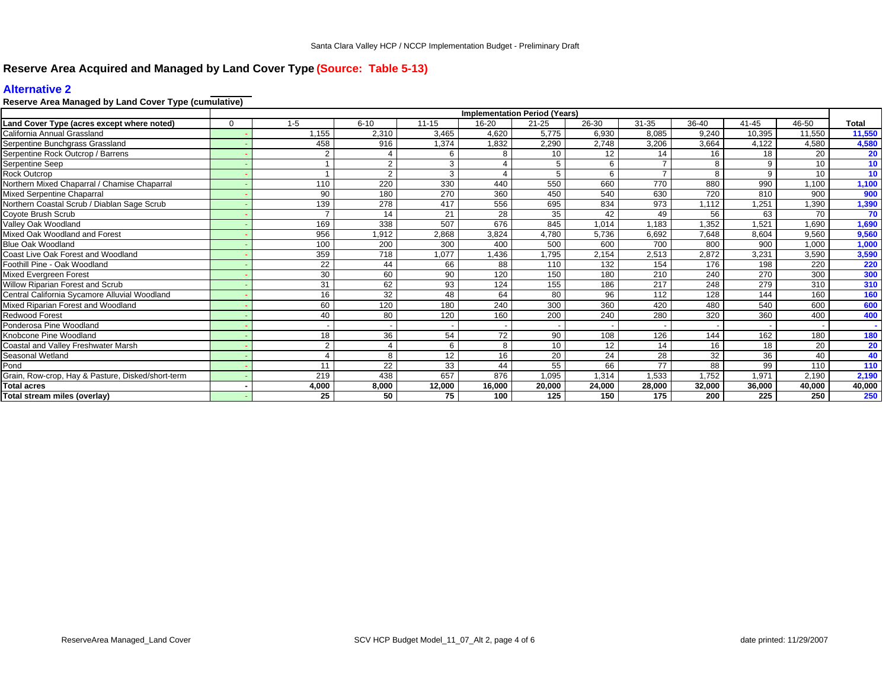# Reserve Area Acquired and Managed by Land Cover Type (Source: Table 5-13)

## Alternative 2

### Reserve Area Managed by Land Cover Type (cumulative)

| | Implementation Period (Years) | | | | | | | | | | | |
|---|---|---|---|---|---|---|---|---|---|---|---|---|
| Land Cover Type (acres except where noted) | 0 | 1-5 | 6-10 | 11-15 | 16-20 | 21-25 | 26-30 | 31-35 | 36-40 | 41-45 | 46-50 | Total |
| California Annual Grassland | - | 1,155 | 2,310 | 3,465 | 4,620 | 5,775 | 6,930 | 8,085 | 9,240 | 10,395 | 11,550 | 11,550 |
| Serpentine Bunchgrass Grassland | - | 458 | 916 | 1,374 | 1,832 | 2,290 | 2,748 | 3,206 | 3,664 | 4,122 | 4,580 | 4,580 |
| Serpentine Rock Outcrop / Barrens | - | 2 | 4 | 6 | 8 | 10 | 12 | 14 | 16 | 18 | 20 | 20 |
| Serpentine Seep | - | 1 | 2 | 3 | 4 | 5 | 6 | 7 | 8 | 9 | 10 | 10 |
| Rock Outcrop | - | 1 | 2 | 3 | 4 | 5 | 6 | 7 | 8 | 9 | 10 | 10 |
| Northern Mixed Chaparral / Chamise Chaparral | - | 110 | 220 | 330 | 440 | 550 | 660 | 770 | 880 | 990 | 1,100 | 1,100 |
| Mixed Serpentine Chaparral | - | 90 | 180 | 270 | 360 | 450 | 540 | 630 | 720 | 810 | 900 | 900 |
| Northern Coastal Scrub / Diablan Sage Scrub | - | 139 | 278 | 417 | 556 | 695 | 834 | 973 | 1,112 | 1,251 | 1,390 | 1,390 |
| Coyote Brush Scrub | - | 7 | 14 | 21 | 28 | 35 | 42 | 49 | 56 | 63 | 70 | 70 |
| Valley Oak Woodland | - | 169 | 338 | 507 | 676 | 845 | 1,014 | 1,183 | 1,352 | 1,521 | 1,690 | 1,690 |
| Mixed Oak Woodland and Forest | - | 956 | 1,912 | 2,868 | 3,824 | 4,780 | 5,736 | 6,692 | 7,648 | 8,604 | 9,560 | 9,560 |
| Blue Oak Woodland | - | 100 | 200 | 300 | 400 | 500 | 600 | 700 | 800 | 900 | 1,000 | 1,000 |
| Coast Live Oak Forest and Woodland | - | 359 | 718 | 1,077 | 1,436 | 1,795 | 2,154 | 2,513 | 2,872 | 3,231 | 3,590 | 3,590 |
| Foothill Pine - Oak Woodland | - | 22 | 44 | 66 | 88 | 110 | 132 | 154 | 176 | 198 | 220 | 220 |
| Mixed Evergreen Forest | - | 30 | 60 | 90 | 120 | 150 | 180 | 210 | 240 | 270 | 300 | 300 |
| Willow Riparian Forest and Scrub | - | 31 | 62 | 93 | 124 | 155 | 186 | 217 | 248 | 279 | 310 | 310 |
| Central California Sycamore Alluvial Woodland | - | 16 | 32 | 48 | 64 | 80 | 96 | 112 | 128 | 144 | 160 | 160 |
| Mixed Riparian Forest and Woodland | - | 60 | 120 | 180 | 240 | 300 | 360 | 420 | 480 | 540 | 600 | 600 |
| Redwood Forest | - | 40 | 80 | 120 | 160 | 200 | 240 | 280 | 320 | 360 | 400 | 400 |
| Ponderosa Pine Woodland | - | - | - | - | - | - | - | - | - | - | - | - |
| Knobcone Pine Woodland | - | 18 | 36 | 54 | 72 | 90 | 108 | 126 | 144 | 162 | 180 | 180 |
| Coastal and Valley Freshwater Marsh | - | 2 | 4 | 6 | 8 | 10 | 12 | 14 | 16 | 18 | 20 | 20 |
| Seasonal Wetland | - | 4 | 8 | 12 | 16 | 20 | 24 | 28 | 32 | 36 | 40 | 40 |
| Pond | - | 11 | 22 | 33 | 44 | 55 | 66 | 77 | 88 | 99 | 110 | 110 |
| Grain, Row-crop, Hay & Pasture, Disked/short-term | - | 219 | 438 | 657 | 876 | 1,095 | 1,314 | 1,533 | 1,752 | 1,971 | 2,190 | 2,190 |
| **Total acres** | **-** | **4,000** | **8,000** | **12,000** | **16,000** | **20,000** | **24,000** | **28,000** | **32,000** | **36,000** | **40,000** | **40,000** |
| **Total stream miles (overlay)** | - | **25** | **50** | **75** | **100** | **125** | **150** | **175** | **200** | **225** | **250** | **250** |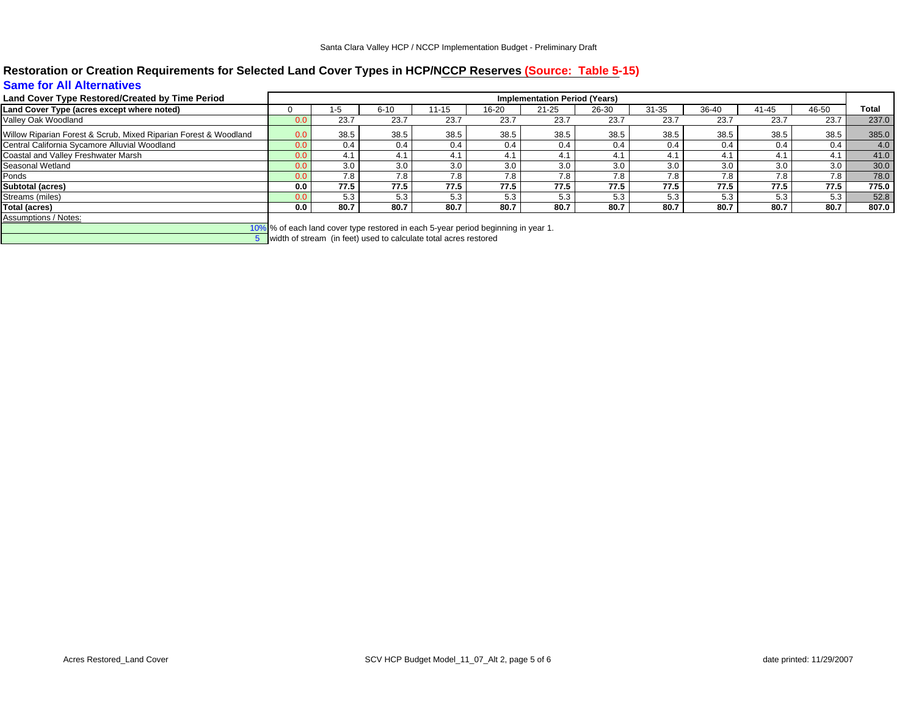## Restoration or Creation Requirements for Selected Land Cover Types in HCP/NCCP Reserves (Source: Table 5-15)

### Same for All Alternatives

| Land Cover Type Restored/Created by Time Period | Implementation Period (Years) | | | | | | | | | | | |
|---|---|---|---|---|---|---|---|---|---|---|---|---|
| Land Cover Type (acres except where noted) | 0 | 1-5 | 6-10 | 11-15 | 16-20 | 21-25 | 26-30 | 31-35 | 36-40 | 41-45 | 46-50 | Total |
| Valley Oak Woodland | 0.0 | 23.7 | 23.7 | 23.7 | 23.7 | 23.7 | 23.7 | 23.7 | 23.7 | 23.7 | 23.7 | 237.0 |
| Willow Riparian Forest & Scrub, Mixed Riparian Forest & Woodland | 0.0 | 38.5 | 38.5 | 38.5 | 38.5 | 38.5 | 38.5 | 38.5 | 38.5 | 38.5 | 38.5 | 385.0 |
| Central California Sycamore Alluvial Woodland | 0.0 | 0.4 | 0.4 | 0.4 | 0.4 | 0.4 | 0.4 | 0.4 | 0.4 | 0.4 | 0.4 | 4.0 |
| Coastal and Valley Freshwater Marsh | 0.0 | 4.1 | 4.1 | 4.1 | 4.1 | 4.1 | 4.1 | 4.1 | 4.1 | 4.1 | 4.1 | 41.0 |
| Seasonal Wetland | 0.0 | 3.0 | 3.0 | 3.0 | 3.0 | 3.0 | 3.0 | 3.0 | 3.0 | 3.0 | 3.0 | 30.0 |
| Ponds | 0.0 | 7.8 | 7.8 | 7.8 | 7.8 | 7.8 | 7.8 | 7.8 | 7.8 | 7.8 | 7.8 | 78.0 |
| **Subtotal (acres)** | **0.0** | **77.5** | **77.5** | **77.5** | **77.5** | **77.5** | **77.5** | **77.5** | **77.5** | **77.5** | **77.5** | **775.0** |
| Streams (miles) | 0.0 | 5.3 | 5.3 | 5.3 | 5.3 | 5.3 | 5.3 | 5.3 | 5.3 | 5.3 | 5.3 | 52.8 |
| **Total (acres)** | **0.0** | **80.7** | **80.7** | **80.7** | **80.7** | **80.7** | **80.7** | **80.7** | **80.7** | **80.7** | **80.7** | **807.0** |

Assumptions / Notes:

| | |
|---|---|
| 10% | % of each land cover type restored in each 5-year period beginning in year 1. |
| 5 | width of stream (in feet) used to calculate total acres restored |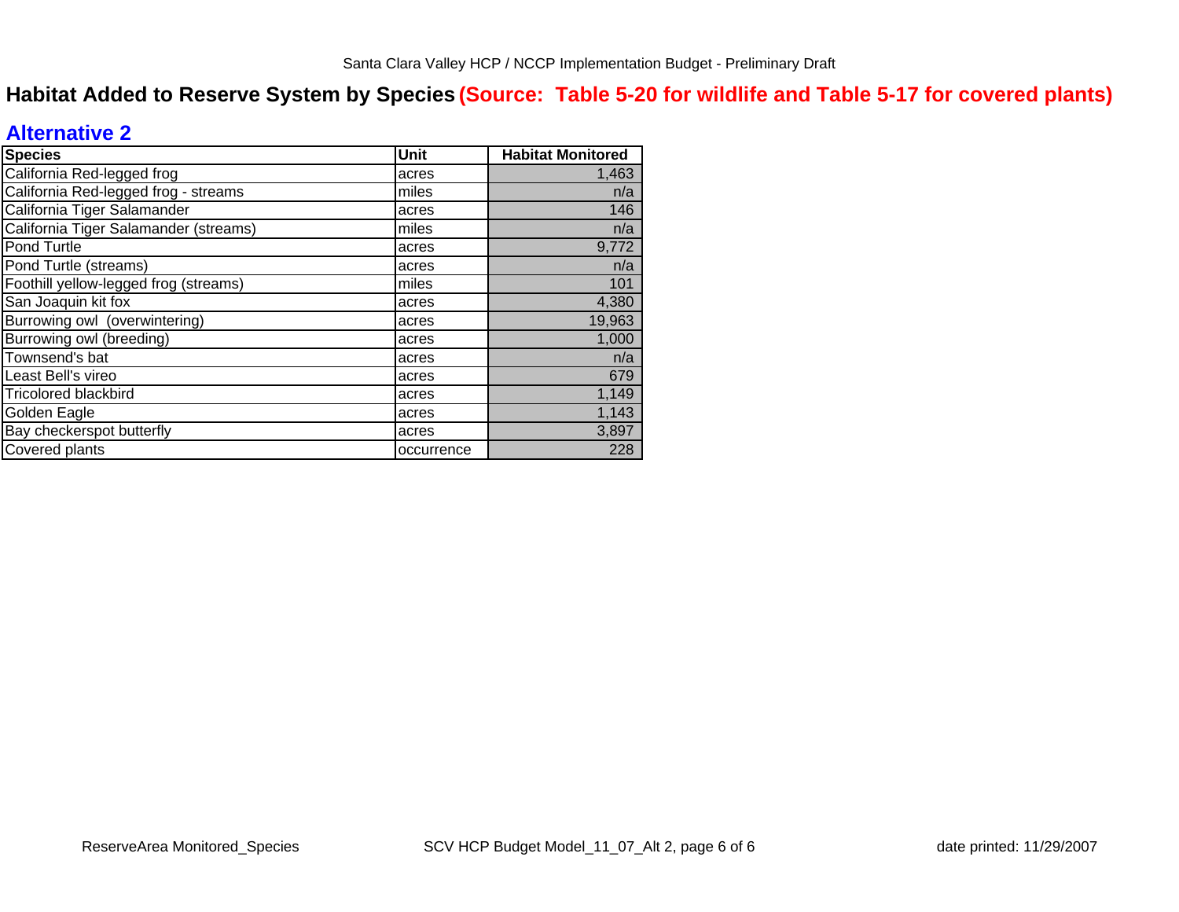## Habitat Added to Reserve System by Species (Source: Table 5-20 for wildlife and Table 5-17 for covered plants)

### Alternative 2

| Species | Unit | Habitat Monitored |
|---|---|---|
| California Red-legged frog | acres | 1,463 |
| California Red-legged frog - streams | miles | n/a |
| California Tiger Salamander | acres | 146 |
| California Tiger Salamander (streams) | miles | n/a |
| Pond Turtle | acres | 9,772 |
| Pond Turtle (streams) | acres | n/a |
| Foothill yellow-legged frog (streams) | miles | 101 |
| San Joaquin kit fox | acres | 4,380 |
| Burrowing owl (overwintering) | acres | 19,963 |
| Burrowing owl (breeding) | acres | 1,000 |
| Townsend's bat | acres | n/a |
| Least Bell's vireo | acres | 679 |
| Tricolored blackbird | acres | 1,149 |
| Golden Eagle | acres | 1,143 |
| Bay checkerspot butterfly | acres | 3,897 |
| Covered plants | occurrence | 228 |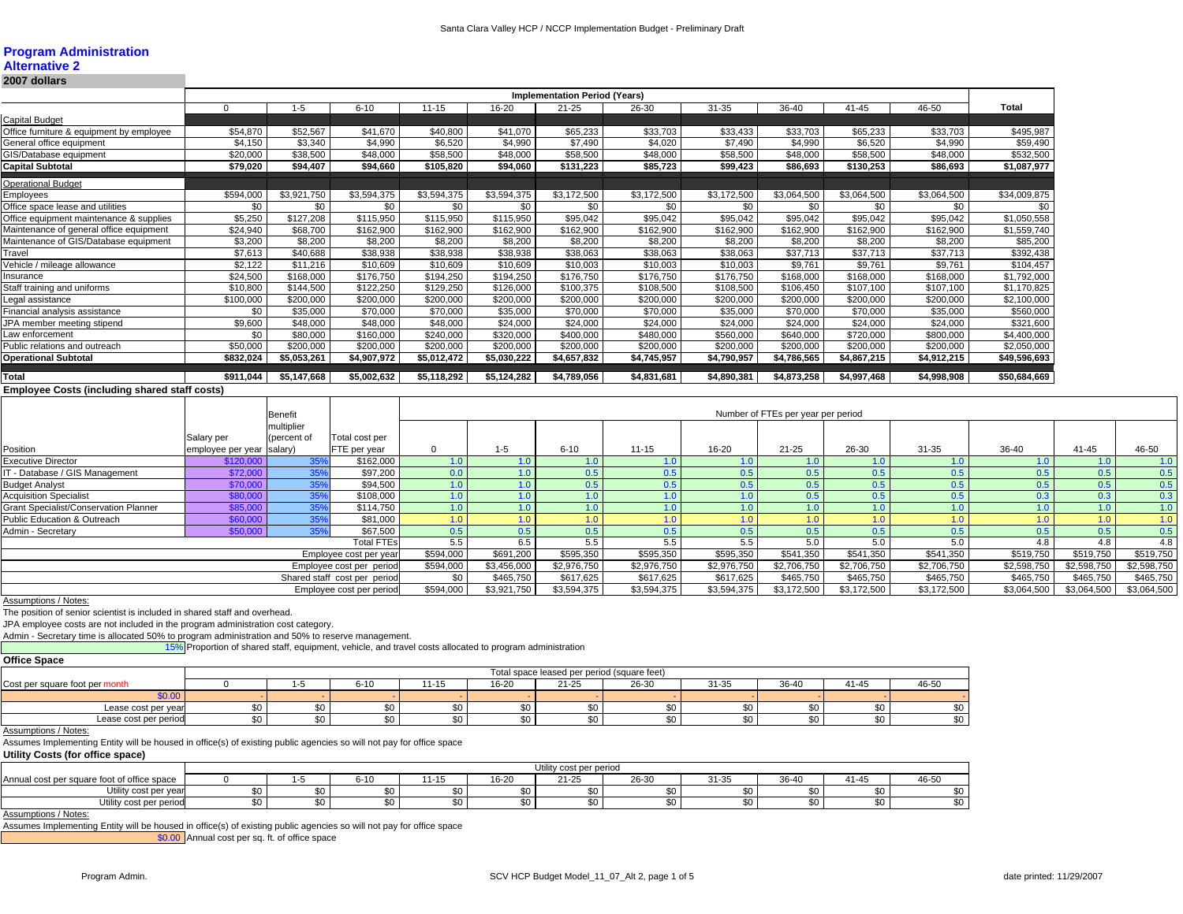## Program Administration
### Alternative 2
**2007 dollars**

| | Implementation Period (Years) | | | | | | | | | | | |
|---|---|---|---|---|---|---|---|---|---|---|---|---|
| | 0 | 1-5 | 6-10 | 11-15 | 16-20 | 21-25 | 26-30 | 31-35 | 36-40 | 41-45 | 46-50 | **Total** |
| Capital Budget | | | | | | | | | | | | |
| Office furniture & equipment by employee | $54,870 | $52,567 | $41,670 | $40,800 | $41,070 | $65,233 | $33,703 | $33,433 | $33,703 | $65,233 | $33,703 | $495,987 |
| General office equipment | $4,150 | $3,340 | $4,990 | $6,520 | $4,990 | $7,490 | $4,020 | $7,490 | $4,990 | $6,520 | $4,990 | $59,490 |
| GIS/Database equipment | $20,000 | $38,500 | $48,000 | $58,500 | $48,000 | $58,500 | $48,000 | $58,500 | $48,000 | $58,500 | $48,000 | $532,500 |
| **Capital Subtotal** | **$79,020** | **$94,407** | **$94,660** | **$105,820** | **$94,060** | **$131,223** | **$85,723** | **$99,423** | **$86,693** | **$130,253** | **$86,693** | **$1,087,977** |
| Operational Budget | | | | | | | | | | | | |
| Employees | $594,000 | $3,921,750 | $3,594,375 | $3,594,375 | $3,594,375 | $3,172,500 | $3,172,500 | $3,172,500 | $3,064,500 | $3,064,500 | $3,064,500 | $34,009,875 |
| Office space lease and utilities | $0 | $0 | $0 | $0 | $0 | $0 | $0 | $0 | $0 | $0 | $0 | $0 |
| Office equipment maintenance & supplies | $5,250 | $127,208 | $115,950 | $115,950 | $115,950 | $95,042 | $95,042 | $95,042 | $95,042 | $95,042 | $95,042 | $1,050,558 |
| Maintenance of general office equipment | $24,940 | $68,700 | $162,900 | $162,900 | $162,900 | $162,900 | $162,900 | $162,900 | $162,900 | $162,900 | $162,900 | $1,559,740 |
| Maintenance of GIS/Database equipment | $3,200 | $8,200 | $8,200 | $8,200 | $8,200 | $8,200 | $8,200 | $8,200 | $8,200 | $8,200 | $8,200 | $85,200 |
| Travel | $7,613 | $40,688 | $38,938 | $38,938 | $38,938 | $38,063 | $38,063 | $38,063 | $37,713 | $37,713 | $37,713 | $392,438 |
| Vehicle / mileage allowance | $2,122 | $11,216 | $10,609 | $10,609 | $10,609 | $10,003 | $10,003 | $10,003 | $9,761 | $9,761 | $9,761 | $104,457 |
| Insurance | $24,500 | $168,000 | $176,750 | $194,250 | $194,250 | $176,750 | $176,750 | $176,750 | $168,000 | $168,000 | $168,000 | $1,792,000 |
| Staff training and uniforms | $10,800 | $144,500 | $122,250 | $129,250 | $126,000 | $100,375 | $108,500 | $108,500 | $106,450 | $107,100 | $107,100 | $1,170,825 |
| Legal assistance | $100,000 | $200,000 | $200,000 | $200,000 | $200,000 | $200,000 | $200,000 | $200,000 | $200,000 | $200,000 | $200,000 | $2,100,000 |
| Financial analysis assistance | $0 | $35,000 | $70,000 | $70,000 | $35,000 | $70,000 | $70,000 | $35,000 | $70,000 | $70,000 | $35,000 | $560,000 |
| JPA member meeting stipend | $9,600 | $48,000 | $48,000 | $48,000 | $24,000 | $24,000 | $24,000 | $24,000 | $24,000 | $24,000 | $24,000 | $321,600 |
| Law enforcement | $0 | $80,000 | $160,000 | $240,000 | $320,000 | $400,000 | $480,000 | $560,000 | $640,000 | $720,000 | $800,000 | $4,400,000 |
| Public relations and outreach | $50,000 | $200,000 | $200,000 | $200,000 | $200,000 | $200,000 | $200,000 | $200,000 | $200,000 | $200,000 | $200,000 | $2,050,000 |
| **Operational Subtotal** | **$832,024** | **$5,053,261** | **$4,907,972** | **$5,012,472** | **$5,030,222** | **$4,657,832** | **$4,745,957** | **$4,790,957** | **$4,786,565** | **$4,867,215** | **$4,912,215** | **$49,596,693** |
| **Total** | **$911,044** | **$5,147,668** | **$5,002,632** | **$5,118,292** | **$5,124,282** | **$4,789,056** | **$4,831,681** | **$4,890,381** | **$4,873,258** | **$4,997,468** | **$4,998,908** | **$50,684,669** |

**Employee Costs (including shared staff costs)**

| Position | Salary per employee per year | Benefit multiplier (percent of salary) | Total cost per FTE per year | Number of FTEs per year per period: 0 | 1-5 | 6-10 | 11-15 | 16-20 | 21-25 | 26-30 | 31-35 | 36-40 | 41-45 | 46-50 |
|---|---|---|---|---|---|---|---|---|---|---|---|---|---|---|
| Executive Director | $120,000 | 35% | $162,000 | 1.0 | 1.0 | 1.0 | 1.0 | 1.0 | 1.0 | 1.0 | 1.0 | 1.0 | 1.0 | 1.0 |
| IT - Database / GIS Management | $72,000 | 35% | $97,200 | 0.0 | 1.0 | 0.5 | 0.5 | 0.5 | 0.5 | 0.5 | 0.5 | 0.5 | 0.5 | 0.5 |
| Budget Analyst | $70,000 | 35% | $94,500 | 1.0 | 1.0 | 0.5 | 0.5 | 0.5 | 0.5 | 0.5 | 0.5 | 0.5 | 0.5 | 0.5 |
| Acquisition Specialist | $80,000 | 35% | $108,000 | 1.0 | 1.0 | 1.0 | 1.0 | 1.0 | 0.5 | 0.5 | 0.5 | 0.3 | 0.3 | 0.3 |
| Grant Specialist/Conservation Planner | $85,000 | 35% | $114,750 | 1.0 | 1.0 | 1.0 | 1.0 | 1.0 | 1.0 | 1.0 | 1.0 | 1.0 | 1.0 | 1.0 |
| Public Education & Outreach | $60,000 | 35% | $81,000 | 1.0 | 1.0 | 1.0 | 1.0 | 1.0 | 1.0 | 1.0 | 1.0 | 1.0 | 1.0 | 1.0 |
| Admin - Secretary | $50,000 | 35% | $67,500 | 0.5 | 0.5 | 0.5 | 0.5 | 0.5 | 0.5 | 0.5 | 0.5 | 0.5 | 0.5 | 0.5 |
| | | | Total FTEs | 5.5 | 6.5 | 5.5 | 5.5 | 5.5 | 5.0 | 5.0 | 5.0 | 4.8 | 4.8 | 4.8 |
| | | | Employee cost per year | $594,000 | $691,200 | $595,350 | $595,350 | $595,350 | $541,350 | $541,350 | $541,350 | $519,750 | $519,750 | $519,750 |
| | | | Employee cost per period | $594,000 | $3,456,000 | $2,976,750 | $2,976,750 | $2,976,750 | $2,706,750 | $2,706,750 | $2,706,750 | $2,598,750 | $2,598,750 | $2,598,750 |
| | | | Shared staff cost per period | $0 | $465,750 | $617,625 | $617,625 | $617,625 | $465,750 | $465,750 | $465,750 | $465,750 | $465,750 | $465,750 |
| | | | Employee cost per period | $594,000 | $3,921,750 | $3,594,375 | $3,594,375 | $3,594,375 | $3,172,500 | $3,172,500 | $3,172,500 | $3,064,500 | $3,064,500 | $3,064,500 |

Assumptions / Notes:

The position of senior scientist is included in shared staff and overhead.

JPA employee costs are not included in the program administration cost category.

Admin - Secretary time is allocated 50% to program administration and 50% to reserve management.

15% Proportion of shared staff, equipment, vehicle, and travel costs allocated to program administration

**Office Space**

| Cost per square foot per month | Total space leased per period (square feet): 0 | 1-5 | 6-10 | 11-15 | 16-20 | 21-25 | 26-30 | 31-35 | 36-40 | 41-45 | 46-50 |
|---|---|---|---|---|---|---|---|---|---|---|---|
| $0.00 | - | - | - | - | - | - | - | - | - | - | - |
| Lease cost per year | $0 | $0 | $0 | $0 | $0 | $0 | $0 | $0 | $0 | $0 | $0 |
| Lease cost per period | $0 | $0 | $0 | $0 | $0 | $0 | $0 | $0 | $0 | $0 | $0 |

Assumptions / Notes:

Assumes Implementing Entity will be housed in office(s) of existing public agencies so will not pay for office space

**Utility Costs (for office space)**

| Annual cost per square foot of office space | Utility cost per period: 0 | 1-5 | 6-10 | 11-15 | 16-20 | 21-25 | 26-30 | 31-35 | 36-40 | 41-45 | 46-50 |
|---|---|---|---|---|---|---|---|---|---|---|---|
| Utility cost per year | $0 | $0 | $0 | $0 | $0 | $0 | $0 | $0 | $0 | $0 | $0 |
| Utility cost per period | $0 | $0 | $0 | $0 | $0 | $0 | $0 | $0 | $0 | $0 | $0 |

Assumptions / Notes:

Assumes Implementing Entity will be housed in office(s) of existing public agencies so will not pay for office space

$0.00 Annual cost per sq. ft. of office space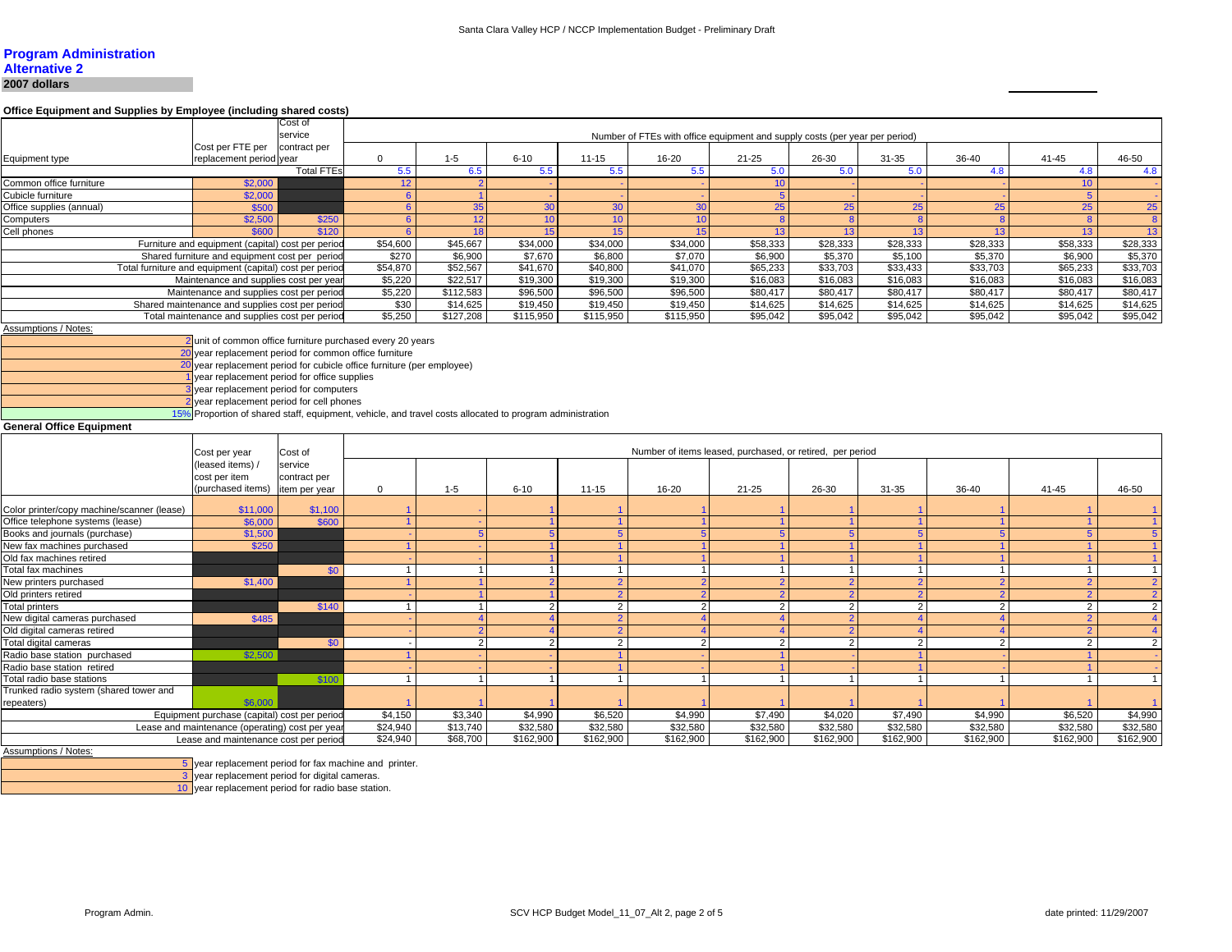# Program Administration

## Alternative 2

**2007 dollars**

### Office Equipment and Supplies by Employee (including shared costs)

| Equipment type | Cost per FTE per replacement period year | Cost of service contract per year | Number of FTEs with office equipment and supply costs (per year per period) | | | | | | | | | | |
|---|---|---|---|---|---|---|---|---|---|---|---|---|---|
| | | | 0 | 1-5 | 6-10 | 11-15 | 16-20 | 21-25 | 26-30 | 31-35 | 36-40 | 41-45 | 46-50 |
| | | Total FTEs | 5.5 | 6.5 | 5.5 | 5.5 | 5.5 | 5.0 | 5.0 | 5.0 | 4.8 | 4.8 | 4.8 |
| Common office furniture | $2,000 | | 12 | 2 | - | - | - | 10 | - | - | - | 10 | - |
| Cubicle furniture | $2,000 | | 6 | 1 | - | - | - | 5 | - | - | - | 5 | - |
| Office supplies (annual) | $500 | | 6 | 35 | 30 | 30 | 30 | 25 | 25 | 25 | 25 | 25 | 25 |
| Computers | $2,500 | $250 | 6 | 12 | 10 | 10 | 10 | 8 | 8 | 8 | 8 | 8 | 8 |
| Cell phones | $600 | $120 | 6 | 18 | 15 | 15 | 15 | 13 | 13 | 13 | 13 | 13 | 13 |
| Furniture and equipment (capital) cost per period | | | $54,600 | $45,667 | $34,000 | $34,000 | $34,000 | $58,333 | $28,333 | $28,333 | $28,333 | $58,333 | $28,333 |
| Shared furniture and equipment cost per period | | | $270 | $6,900 | $7,670 | $6,800 | $7,070 | $6,900 | $5,370 | $5,100 | $5,370 | $6,900 | $5,370 |
| Total furniture and equipment (capital) cost per period | | | $54,870 | $52,567 | $41,670 | $40,800 | $41,070 | $65,233 | $33,703 | $33,433 | $33,703 | $65,233 | $33,703 |
| Maintenance and supplies cost per year | | | $5,220 | $22,517 | $19,300 | $19,300 | $19,300 | $16,083 | $16,083 | $16,083 | $16,083 | $16,083 | $16,083 |
| Maintenance and supplies cost per period | | | $5,220 | $112,583 | $96,500 | $96,500 | $96,500 | $80,417 | $80,417 | $80,417 | $80,417 | $80,417 | $80,417 |
| Shared maintenance and supplies cost per period | | | $30 | $14,625 | $19,450 | $19,450 | $19,450 | $14,625 | $14,625 | $14,625 | $14,625 | $14,625 | $14,625 |
| Total maintenance and supplies cost per period | | | $5,250 | $127,208 | $115,950 | $115,950 | $115,950 | $95,042 | $95,042 | $95,042 | $95,042 | $95,042 | $95,042 |

Assumptions / Notes:

- 2 unit of common office furniture purchased every 20 years
- 20 year replacement period for common office furniture
- 20 year replacement period for cubicle office furniture (per employee)
- 1 year replacement period for office supplies
- 3 year replacement period for computers
- 2 year replacement period for cell phones
- 15% Proportion of shared staff, equipment, vehicle, and travel costs allocated to program administration

### General Office Equipment

| | Cost per year (leased items) / cost per item (purchased items) | Cost of service contract per item per year | Number of items leased, purchased, or retired, per period | | | | | | | | | | |
|---|---|---|---|---|---|---|---|---|---|---|---|---|---|
| | | | 0 | 1-5 | 6-10 | 11-15 | 16-20 | 21-25 | 26-30 | 31-35 | 36-40 | 41-45 | 46-50 |
| Color printer/copy machine/scanner (lease) | $11,000 | $1,100 | 1 | - | 1 | 1 | 1 | 1 | 1 | 1 | 1 | 1 | 1 |
| Office telephone systems (lease) | $6,000 | $600 | 1 | - | 1 | 1 | 1 | 1 | 1 | 1 | 1 | 1 | 1 |
| Books and journals (purchase) | $1,500 | | - | 5 | 5 | 5 | 5 | 5 | 5 | 5 | 5 | 5 | 5 |
| New fax machines purchased | $250 | | 1 | - | 1 | 1 | 1 | 1 | 1 | 1 | 1 | 1 | 1 |
| Old fax machines retired | | | - | - | 1 | 1 | 1 | 1 | 1 | 1 | 1 | 1 | 1 |
| Total fax machines | | $0 | 1 | 1 | 1 | 1 | 1 | 1 | 1 | 1 | 1 | 1 | 1 |
| New printers purchased | $1,400 | | 1 | 1 | 2 | 2 | 2 | 2 | 2 | 2 | 2 | 2 | 2 |
| Old printers retired | | | - | 1 | 1 | 2 | 2 | 2 | 2 | 2 | 2 | 2 | 2 |
| Total printers | | $140 | 1 | 1 | 2 | 2 | 2 | 2 | 2 | 2 | 2 | 2 | 2 |
| New digital cameras purchased | $485 | | - | 4 | 4 | 2 | 4 | 4 | 2 | 4 | 4 | 2 | 4 |
| Old digital cameras retired | | | - | 2 | 4 | 2 | 4 | 4 | 2 | 4 | 4 | 2 | 4 |
| Total digital cameras | | $0 | - | 2 | 2 | 2 | 2 | 2 | 2 | 2 | 2 | 2 | 2 |
| Radio base station purchased | $2,500 | | 1 | - | - | 1 | - | 1 | - | 1 | - | 1 | - |
| Radio base station retired | | | - | - | - | 1 | - | 1 | - | 1 | - | 1 | - |
| Total radio base stations | | $100 | 1 | 1 | 1 | 1 | 1 | 1 | 1 | 1 | 1 | 1 | 1 |
| Trunked radio system (shared tower and repeaters) | $6,000 | | 1 | 1 | 1 | 1 | 1 | 1 | 1 | 1 | 1 | 1 | 1 |
| Equipment purchase (capital) cost per period | | | $4,150 | $3,340 | $4,990 | $6,520 | $4,990 | $7,490 | $4,020 | $7,490 | $4,990 | $6,520 | $4,990 |
| Lease and maintenance (operating) cost per year | | | $24,940 | $13,740 | $32,580 | $32,580 | $32,580 | $32,580 | $32,580 | $32,580 | $32,580 | $32,580 | $32,580 |
| Lease and maintenance cost per period | | | $24,940 | $68,700 | $162,900 | $162,900 | $162,900 | $162,900 | $162,900 | $162,900 | $162,900 | $162,900 | $162,900 |

Assumptions / Notes:

- 5 year replacement period for fax machine and printer.
- 3 year replacement period for digital cameras.
- 10 year replacement period for radio base station.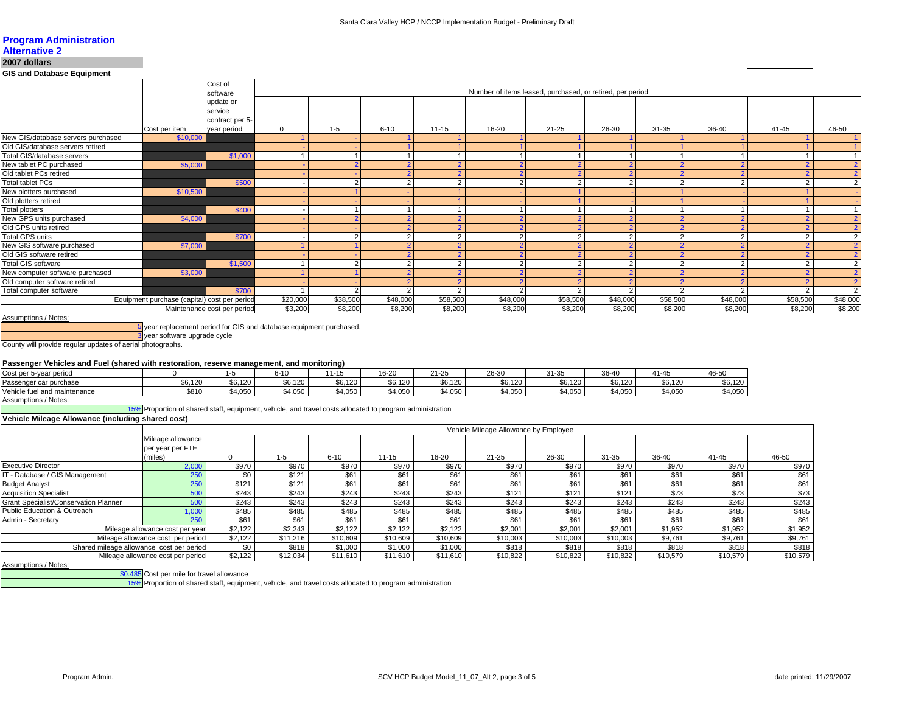# Program Administration

## Alternative 2

**2007 dollars**

### GIS and Database Equipment

| | Cost per item | Cost of software update or service contract per 5-year period | Number of items leased, purchased, or retired, per period | | | | | | | | | | |
|---|---|---|---|---|---|---|---|---|---|---|---|---|---|
| | | | 0 | 1-5 | 6-10 | 11-15 | 16-20 | 21-25 | 26-30 | 31-35 | 36-40 | 41-45 | 46-50 |
| New GIS/database servers purchased | $10,000 | | 1 | - | 1 | 1 | 1 | 1 | 1 | 1 | 1 | 1 | 1 |
| Old GIS/database servers retired | | | - | - | 1 | 1 | 1 | 1 | 1 | 1 | 1 | 1 | 1 |
| Total GIS/database servers | | $1,000 | 1 | 1 | 1 | 1 | 1 | 1 | 1 | 1 | 1 | 1 | 1 |
| New tablet PC purchased | $5,000 | | - | 2 | 2 | 2 | 2 | 2 | 2 | 2 | 2 | 2 | 2 |
| Old tablet PCs retired | | | - | - | 2 | 2 | 2 | 2 | 2 | 2 | 2 | 2 | 2 |
| Total tablet PCs | | $500 | - | 2 | 2 | 2 | 2 | 2 | 2 | 2 | 2 | 2 | 2 |
| New plotters purchased | $10,500 | | - | 1 | - | 1 | - | 1 | - | 1 | - | 1 | - |
| Old plotters retired | | | - | - | - | 1 | - | 1 | - | 1 | - | 1 | - |
| Total plotters | | $400 | - | 1 | 1 | 1 | 1 | 1 | 1 | 1 | 1 | 1 | 1 |
| New GPS units purchased | $4,000 | | - | 2 | 2 | 2 | 2 | 2 | 2 | 2 | 2 | 2 | 2 |
| Old GPS units retired | | | - | - | 2 | 2 | 2 | 2 | 2 | 2 | 2 | 2 | 2 |
| Total GPS units | | $700 | - | 2 | 2 | 2 | 2 | 2 | 2 | 2 | 2 | 2 | 2 |
| New GIS software purchased | $7,000 | | 1 | 1 | 2 | 2 | 2 | 2 | 2 | 2 | 2 | 2 | 2 |
| Old GIS software retired | | | - | - | 2 | 2 | 2 | 2 | 2 | 2 | 2 | 2 | 2 |
| Total GIS software | | $1,500 | 1 | 2 | 2 | 2 | 2 | 2 | 2 | 2 | 2 | 2 | 2 |
| New computer software purchased | $3,000 | | 1 | 1 | 2 | 2 | 2 | 2 | 2 | 2 | 2 | 2 | 2 |
| Old computer software retired | | | - | - | 2 | 2 | 2 | 2 | 2 | 2 | 2 | 2 | 2 |
| Total computer software | | $700 | 1 | 2 | 2 | 2 | 2 | 2 | 2 | 2 | 2 | 2 | 2 |
| Equipment purchase (capital) cost per period | | | $20,000 | $38,500 | $48,000 | $58,500 | $48,000 | $58,500 | $48,000 | $58,500 | $48,000 | $58,500 | $48,000 |
| Maintenance cost per period | | | $3,200 | $8,200 | $8,200 | $8,200 | $8,200 | $8,200 | $8,200 | $8,200 | $8,200 | $8,200 | $8,200 |

Assumptions / Notes:

5 year replacement period for GIS and database equipment purchased.

3 year software upgrade cycle

County will provide regular updates of aerial photographs.

### Passenger Vehicles and Fuel (shared with restoration, reserve management, and monitoring)

| Cost per 5-year period | 0 | 1-5 | 6-10 | 11-15 | 16-20 | 21-25 | 26-30 | 31-35 | 36-40 | 41-45 | 46-50 |
|---|---|---|---|---|---|---|---|---|---|---|---|
| Passenger car purchase | $6,120 | $6,120 | $6,120 | $6,120 | $6,120 | $6,120 | $6,120 | $6,120 | $6,120 | $6,120 | $6,120 |
| Vehicle fuel and maintenance | $810 | $4,050 | $4,050 | $4,050 | $4,050 | $4,050 | $4,050 | $4,050 | $4,050 | $4,050 | $4,050 |

Assumptions / Notes:

15% Proportion of shared staff, equipment, vehicle, and travel costs allocated to program administration

### Vehicle Mileage Allowance (including shared cost)

| | Mileage allowance per year per FTE (miles) | Vehicle Mileage Allowance by Employee | | | | | | | | | | |
|---|---|---|---|---|---|---|---|---|---|---|---|---|
| | | 0 | 1-5 | 6-10 | 11-15 | 16-20 | 21-25 | 26-30 | 31-35 | 36-40 | 41-45 | 46-50 |
| Executive Director | 2,000 | $970 | $970 | $970 | $970 | $970 | $970 | $970 | $970 | $970 | $970 | $970 |
| IT - Database / GIS Management | 250 | $0 | $121 | $61 | $61 | $61 | $61 | $61 | $61 | $61 | $61 | $61 |
| Budget Analyst | 250 | $121 | $121 | $61 | $61 | $61 | $61 | $61 | $61 | $61 | $61 | $61 |
| Acquisition Specialist | 500 | $243 | $243 | $243 | $243 | $243 | $121 | $121 | $121 | $73 | $73 | $73 |
| Grant Specialist/Conservation Planner | 500 | $243 | $243 | $243 | $243 | $243 | $243 | $243 | $243 | $243 | $243 | $243 |
| Public Education & Outreach | 1,000 | $485 | $485 | $485 | $485 | $485 | $485 | $485 | $485 | $485 | $485 | $485 |
| Admin - Secretary | 250 | $61 | $61 | $61 | $61 | $61 | $61 | $61 | $61 | $61 | $61 | $61 |
| Mileage allowance cost per year | | $2,122 | $2,243 | $2,122 | $2,122 | $2,122 | $2,001 | $2,001 | $2,001 | $1,952 | $1,952 | $1,952 |
| Mileage allowance cost per period | | $2,122 | $11,216 | $10,609 | $10,609 | $10,609 | $10,003 | $10,003 | $10,003 | $9,761 | $9,761 | $9,761 |
| Shared mileage allowance cost per period | | $0 | $818 | $1,000 | $1,000 | $1,000 | $818 | $818 | $818 | $818 | $818 | $818 |
| Mileage allowance cost per period | | $2,122 | $12,034 | $11,610 | $11,610 | $11,610 | $10,822 | $10,822 | $10,822 | $10,579 | $10,579 | $10,579 |

Assumptions / Notes:

$0.485 Cost per mile for travel allowance

15% Proportion of shared staff, equipment, vehicle, and travel costs allocated to program administration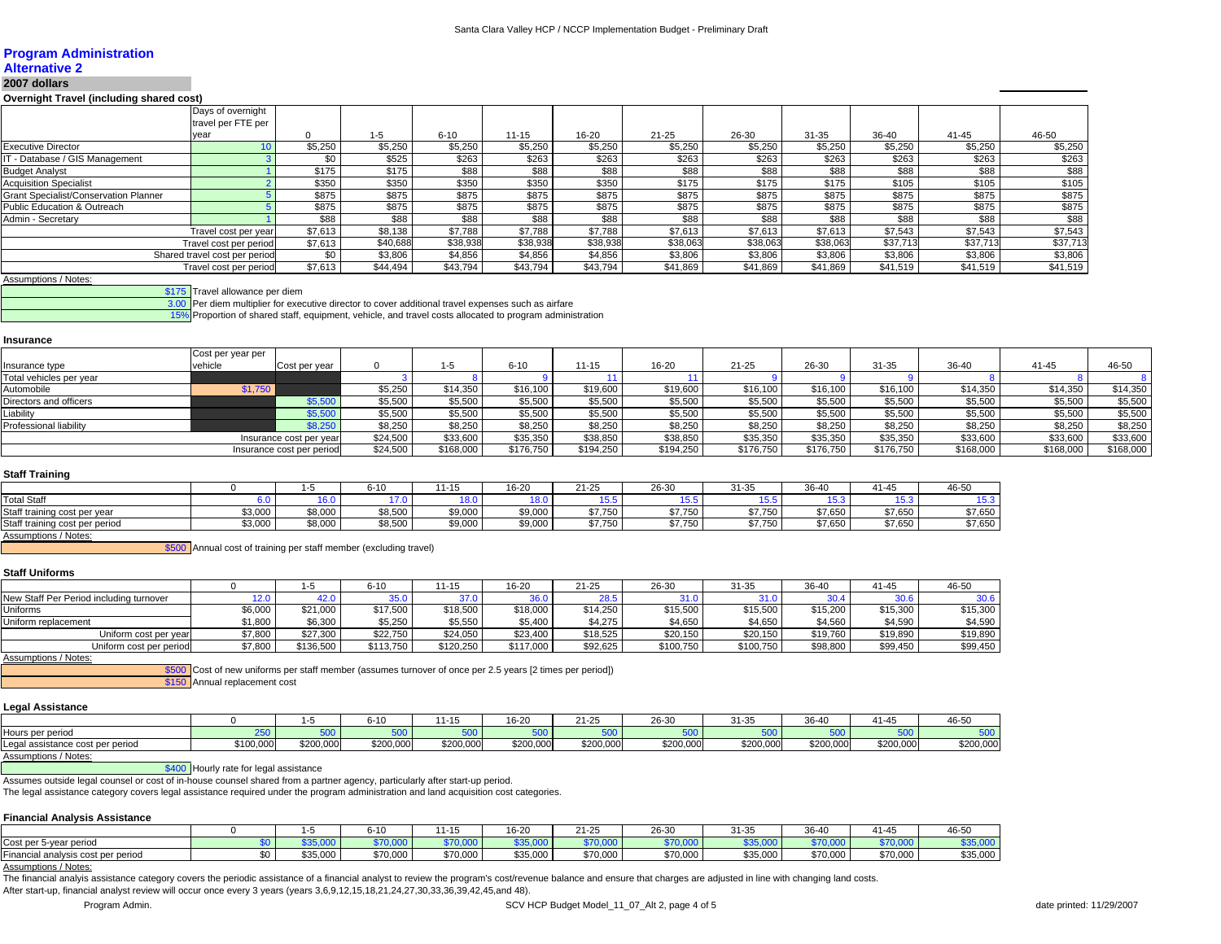## Program Administration
### Alternative 2

**2007 dollars**

**Overnight Travel (including shared cost)**

| | Days of overnight travel per FTE per year | 0 | 1-5 | 6-10 | 11-15 | 16-20 | 21-25 | 26-30 | 31-35 | 36-40 | 41-45 | 46-50 |
|---|---|---|---|---|---|---|---|---|---|---|---|---|
| Executive Director | 10 | $5,250 | $5,250 | $5,250 | $5,250 | $5,250 | $5,250 | $5,250 | $5,250 | $5,250 | $5,250 | $5,250 |
| IT - Database / GIS Management | 3 | $0 | $525 | $263 | $263 | $263 | $263 | $263 | $263 | $263 | $263 | $263 |
| Budget Analyst | 1 | $175 | $175 | $88 | $88 | $88 | $88 | $88 | $88 | $88 | $88 | $88 |
| Acquisition Specialist | 2 | $350 | $350 | $350 | $350 | $350 | $175 | $175 | $175 | $105 | $105 | $105 |
| Grant Specialist/Conservation Planner | 5 | $875 | $875 | $875 | $875 | $875 | $875 | $875 | $875 | $875 | $875 | $875 |
| Public Education & Outreach | 5 | $875 | $875 | $875 | $875 | $875 | $875 | $875 | $875 | $875 | $875 | $875 |
| Admin - Secretary | 1 | $88 | $88 | $88 | $88 | $88 | $88 | $88 | $88 | $88 | $88 | $88 |
| Travel cost per year | | $7,613 | $8,138 | $7,788 | $7,788 | $7,788 | $7,613 | $7,613 | $7,613 | $7,543 | $7,543 | $7,543 |
| Travel cost per period | | $7,613 | $40,688 | $38,938 | $38,938 | $38,938 | $38,063 | $38,063 | $38,063 | $37,713 | $37,713 | $37,713 |
| Shared travel cost per period | | $0 | $3,806 | $4,856 | $4,856 | $4,856 | $3,806 | $3,806 | $3,806 | $3,806 | $3,806 | $3,806 |
| Travel cost per period | | $7,613 | $44,494 | $43,794 | $43,794 | $43,794 | $41,869 | $41,869 | $41,869 | $41,519 | $41,519 | $41,519 |

Assumptions / Notes:

- $175 Travel allowance per diem
- 3.00 Per diem multiplier for executive director to cover additional travel expenses such as airfare
- 15% Proportion of shared staff, equipment, vehicle, and travel costs allocated to program administration

**Insurance**

| Insurance type | Cost per year per vehicle | Cost per year | 0 | 1-5 | 6-10 | 11-15 | 16-20 | 21-25 | 26-30 | 31-35 | 36-40 | 41-45 | 46-50 |
|---|---|---|---|---|---|---|---|---|---|---|---|---|---|
| Total vehicles per year | | | 3 | 8 | 9 | 11 | 11 | 9 | 9 | 9 | 8 | 8 | 8 |
| Automobile | $1,750 | | $5,250 | $14,350 | $16,100 | $19,600 | $19,600 | $16,100 | $16,100 | $16,100 | $14,350 | $14,350 | $14,350 |
| Directors and officers | | $5,500 | $5,500 | $5,500 | $5,500 | $5,500 | $5,500 | $5,500 | $5,500 | $5,500 | $5,500 | $5,500 | $5,500 |
| Liability | | $5,500 | $5,500 | $5,500 | $5,500 | $5,500 | $5,500 | $5,500 | $5,500 | $5,500 | $5,500 | $5,500 | $5,500 |
| Professional liability | | $8,250 | $8,250 | $8,250 | $8,250 | $8,250 | $8,250 | $8,250 | $8,250 | $8,250 | $8,250 | $8,250 | $8,250 |
| Insurance cost per year | | | $24,500 | $33,600 | $35,350 | $38,850 | $38,850 | $35,350 | $35,350 | $35,350 | $33,600 | $33,600 | $33,600 |
| Insurance cost per period | | | $24,500 | $168,000 | $176,750 | $194,250 | $194,250 | $176,750 | $176,750 | $176,750 | $168,000 | $168,000 | $168,000 |

**Staff Training**

| | 0 | 1-5 | 6-10 | 11-15 | 16-20 | 21-25 | 26-30 | 31-35 | 36-40 | 41-45 | 46-50 |
|---|---|---|---|---|---|---|---|---|---|---|---|
| Total Staff | 6.0 | 16.0 | 17.0 | 18.0 | 18.0 | 15.5 | 15.5 | 15.5 | 15.3 | 15.3 | 15.3 |
| Staff training cost per year | $3,000 | $8,000 | $8,500 | $9,000 | $9,000 | $7,750 | $7,750 | $7,750 | $7,650 | $7,650 | $7,650 |
| Staff training cost per period | $3,000 | $8,000 | $8,500 | $9,000 | $9,000 | $7,750 | $7,750 | $7,750 | $7,650 | $7,650 | $7,650 |

Assumptions / Notes:

- $500 Annual cost of training per staff member (excluding travel)

**Staff Uniforms**

| | 0 | 1-5 | 6-10 | 11-15 | 16-20 | 21-25 | 26-30 | 31-35 | 36-40 | 41-45 | 46-50 |
|---|---|---|---|---|---|---|---|---|---|---|---|
| New Staff Per Period including turnover | 12.0 | 42.0 | 35.0 | 37.0 | 36.0 | 28.5 | 31.0 | 31.0 | 30.4 | 30.6 | 30.6 |
| Uniforms | $6,000 | $21,000 | $17,500 | $18,500 | $18,000 | $14,250 | $15,500 | $15,500 | $15,200 | $15,300 | $15,300 |
| Uniform replacement | $1,800 | $6,300 | $5,250 | $5,550 | $5,400 | $4,275 | $4,650 | $4,650 | $4,560 | $4,590 | $4,590 |
| Uniform cost per year | $7,800 | $27,300 | $22,750 | $24,050 | $23,400 | $18,525 | $20,150 | $20,150 | $19,760 | $19,890 | $19,890 |
| Uniform cost per period | $7,800 | $136,500 | $113,750 | $120,250 | $117,000 | $92,625 | $100,750 | $100,750 | $98,800 | $99,450 | $99,450 |

Assumptions / Notes:

- $500 Cost of new uniforms per staff member (assumes turnover of once per 2.5 years [2 times per period])
- $150 Annual replacement cost

**Legal Assistance**

| | 0 | 1-5 | 6-10 | 11-15 | 16-20 | 21-25 | 26-30 | 31-35 | 36-40 | 41-45 | 46-50 |
|---|---|---|---|---|---|---|---|---|---|---|---|
| Hours per period | 250 | 500 | 500 | 500 | 500 | 500 | 500 | 500 | 500 | 500 | 500 |
| Legal assistance cost per period | $100,000 | $200,000 | $200,000 | $200,000 | $200,000 | $200,000 | $200,000 | $200,000 | $200,000 | $200,000 | $200,000 |

Assumptions / Notes:

- $400 Hourly rate for legal assistance

Assumes outside legal counsel or cost of in-house counsel shared from a partner agency, particularly after start-up period.
The legal assistance category covers legal assistance required under the program administration and land acquisition cost categories.

**Financial Analysis Assistance**

| | 0 | 1-5 | 6-10 | 11-15 | 16-20 | 21-25 | 26-30 | 31-35 | 36-40 | 41-45 | 46-50 |
|---|---|---|---|---|---|---|---|---|---|---|---|
| Cost per 5-year period | $0 | $35,000 | $70,000 | $70,000 | $35,000 | $70,000 | $70,000 | $35,000 | $70,000 | $70,000 | $35,000 |
| Financial analysis cost per period | $0 | $35,000 | $70,000 | $70,000 | $35,000 | $70,000 | $70,000 | $35,000 | $70,000 | $70,000 | $35,000 |

Assumptions / Notes:

The financial analyis assistance category covers the periodic assistance of a financial analyst to review the program's cost/revenue balance and ensure that charges are adjusted in line with changing land costs.
After start-up, financial analyst review will occur once every 3 years (years 3,6,9,12,15,18,21,24,27,30,33,36,39,42,45,and 48).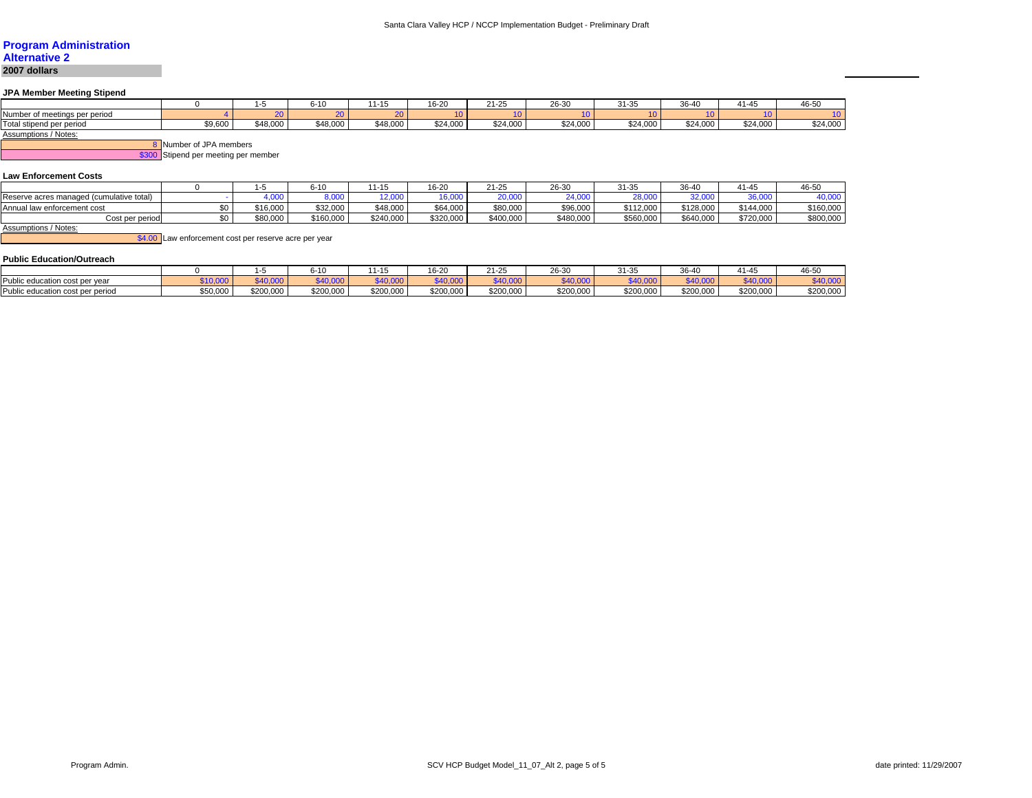## Program Administration
## Alternative 2
**2007 dollars**

### JPA Member Meeting Stipend

| | 0 | 1-5 | 6-10 | 11-15 | 16-20 | 21-25 | 26-30 | 31-35 | 36-40 | 41-45 | 46-50 |
|---|---|---|---|---|---|---|---|---|---|---|---|
| Number of meetings per period | 4 | 20 | 20 | 20 | 10 | 10 | 10 | 10 | 10 | 10 | 10 |
| Total stipend per period | $9,600 | $48,000 | $48,000 | $48,000 | $24,000 | $24,000 | $24,000 | $24,000 | $24,000 | $24,000 | $24,000 |

Assumptions / Notes:

8 Number of JPA members

$300 Stipend per meeting per member

### Law Enforcement Costs

| | 0 | 1-5 | 6-10 | 11-15 | 16-20 | 21-25 | 26-30 | 31-35 | 36-40 | 41-45 | 46-50 |
|---|---|---|---|---|---|---|---|---|---|---|---|
| Reserve acres managed (cumulative total) | - | 4,000 | 8,000 | 12,000 | 16,000 | 20,000 | 24,000 | 28,000 | 32,000 | 36,000 | 40,000 |
| Annual law enforcement cost | $0 | $16,000 | $32,000 | $48,000 | $64,000 | $80,000 | $96,000 | $112,000 | $128,000 | $144,000 | $160,000 |
| Cost per period | $0 | $80,000 | $160,000 | $240,000 | $320,000 | $400,000 | $480,000 | $560,000 | $640,000 | $720,000 | $800,000 |

Assumptions / Notes:

$4.00 Law enforcement cost per reserve acre per year

### Public Education/Outreach

| | 0 | 1-5 | 6-10 | 11-15 | 16-20 | 21-25 | 26-30 | 31-35 | 36-40 | 41-45 | 46-50 |
|---|---|---|---|---|---|---|---|---|---|---|---|
| Public education cost per year | $10,000 | $40,000 | $40,000 | $40,000 | $40,000 | $40,000 | $40,000 | $40,000 | $40,000 | $40,000 | $40,000 |
| Public education cost per period | $50,000 | $200,000 | $200,000 | $200,000 | $200,000 | $200,000 | $200,000 | $200,000 | $200,000 | $200,000 | $200,000 |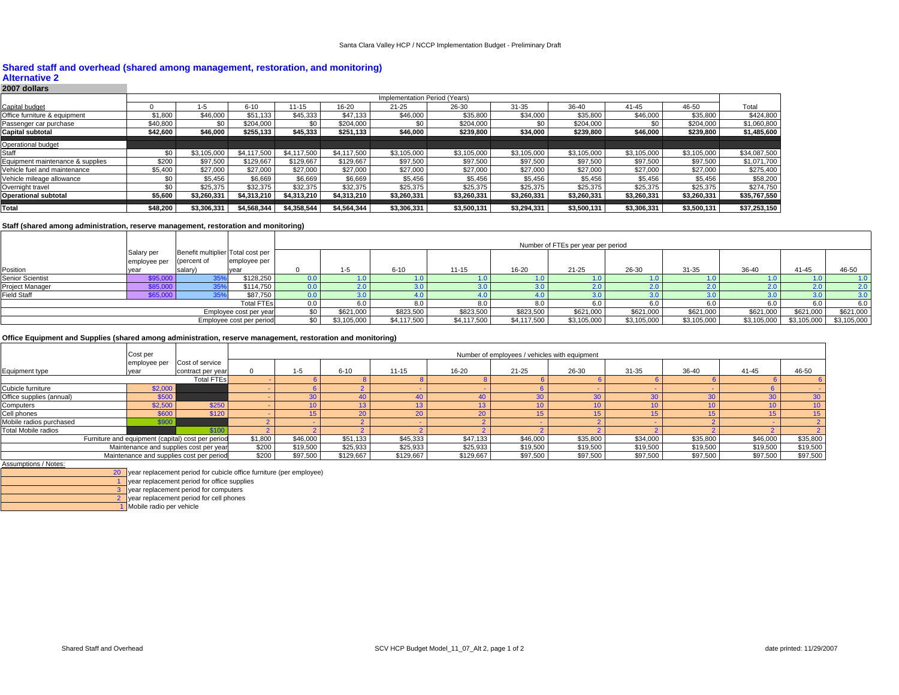# Shared staff and overhead (shared among management, restoration, and monitoring)

## Alternative 2

**2007 dollars**

| | Implementation Period (Years) | | | | | | | | | | | |
|---|---|---|---|---|---|---|---|---|---|---|---|---|
| | 0 | 1-5 | 6-10 | 11-15 | 16-20 | 21-25 | 26-30 | 31-35 | 36-40 | 41-45 | 46-50 | Total |
| Capital budget | | | | | | | | | | | | |
| Office furniture & equipment | $1,800 | $46,000 | $51,133 | $45,333 | $47,133 | $46,000 | $35,800 | $34,000 | $35,800 | $46,000 | $35,800 | $424,800 |
| Passenger car purchase | $40,800 | $0 | $204,000 | $0 | $204,000 | $0 | $204,000 | $0 | $204,000 | $0 | $204,000 | $1,060,800 |
| **Capital subtotal** | **$42,600** | **$46,000** | **$255,133** | **$45,333** | **$251,133** | **$46,000** | **$239,800** | **$34,000** | **$239,800** | **$46,000** | **$239,800** | **$1,485,600** |
| Operational budget | | | | | | | | | | | | |
| Staff | $0 | $3,105,000 | $4,117,500 | $4,117,500 | $4,117,500 | $3,105,000 | $3,105,000 | $3,105,000 | $3,105,000 | $3,105,000 | $3,105,000 | $34,087,500 |
| Equipment maintenance & supplies | $200 | $97,500 | $129,667 | $129,667 | $129,667 | $97,500 | $97,500 | $97,500 | $97,500 | $97,500 | $97,500 | $1,071,700 |
| Vehicle fuel and maintenance | $5,400 | $27,000 | $27,000 | $27,000 | $27,000 | $27,000 | $27,000 | $27,000 | $27,000 | $27,000 | $27,000 | $275,400 |
| Vehicle mileage allowance | $0 | $5,456 | $6,669 | $6,669 | $6,669 | $5,456 | $5,456 | $5,456 | $5,456 | $5,456 | $5,456 | $58,200 |
| Overnight travel | $0 | $25,375 | $32,375 | $32,375 | $32,375 | $25,375 | $25,375 | $25,375 | $25,375 | $25,375 | $25,375 | $274,750 |
| **Operational subtotal** | **$5,600** | **$3,260,331** | **$4,313,210** | **$4,313,210** | **$4,313,210** | **$3,260,331** | **$3,260,331** | **$3,260,331** | **$3,260,331** | **$3,260,331** | **$3,260,331** | **$35,767,550** |
| **Total** | **$48,200** | **$3,306,331** | **$4,568,344** | **$4,358,544** | **$4,564,344** | **$3,306,331** | **$3,500,131** | **$3,294,331** | **$3,500,131** | **$3,306,331** | **$3,500,131** | **$37,253,150** |

### Staff (shared among administration, reserve management, restoration and monitoring)

| Position | Salary per employee per year | Benefit multiplier (percent of salary) | Total cost per employee per year | Number of FTEs per year per period | | | | | | | | | | |
|---|---|---|---|---|---|---|---|---|---|---|---|---|---|---|
| | | | | 0 | 1-5 | 6-10 | 11-15 | 16-20 | 21-25 | 26-30 | 31-35 | 36-40 | 41-45 | 46-50 |
| Senior Scientist | $95,000 | 35% | $128,250 | 0.0 | 1.0 | 1.0 | 1.0 | 1.0 | 1.0 | 1.0 | 1.0 | 1.0 | 1.0 | 1.0 |
| Project Manager | $85,000 | 35% | $114,750 | 0.0 | 2.0 | 3.0 | 3.0 | 3.0 | 2.0 | 2.0 | 2.0 | 2.0 | 2.0 | 2.0 |
| Field Staff | $65,000 | 35% | $87,750 | 0.0 | 3.0 | 4.0 | 4.0 | 4.0 | 3.0 | 3.0 | 3.0 | 3.0 | 3.0 | 3.0 |
| | | | Total FTEs | 0.0 | 6.0 | 8.0 | 8.0 | 8.0 | 6.0 | 6.0 | 6.0 | 6.0 | 6.0 | 6.0 |
| | | | Employee cost per year | $0 | $621,000 | $823,500 | $823,500 | $823,500 | $621,000 | $621,000 | $621,000 | $621,000 | $621,000 | $621,000 |
| | | | Employee cost per period | $0 | $3,105,000 | $4,117,500 | $4,117,500 | $4,117,500 | $3,105,000 | $3,105,000 | $3,105,000 | $3,105,000 | $3,105,000 | $3,105,000 |

### Office Equipment and Supplies (shared among administration, reserve management, restoration and monitoring)

| Equipment type | Cost per employee per year | Cost of service contract per year | Number of employees / vehicles with equipment | | | | | | | | | | |
|---|---|---|---|---|---|---|---|---|---|---|---|---|---|
| | | | 0 | 1-5 | 6-10 | 11-15 | 16-20 | 21-25 | 26-30 | 31-35 | 36-40 | 41-45 | 46-50 |
| | | Total FTEs | - | 6 | 8 | 8 | 8 | 6 | 6 | 6 | 6 | 6 | 6 |
| Cubicle furniture | $2,000 | | - | 6 | 2 | - | - | 6 | - | - | - | 6 | - |
| Office supplies (annual) | $500 | | - | 30 | 40 | 40 | 40 | 30 | 30 | 30 | 30 | 30 | 30 |
| Computers | $2,500 | $250 | - | 10 | 13 | 13 | 13 | 10 | 10 | 10 | 10 | 10 | 10 |
| Cell phones | $600 | $120 | - | 15 | 20 | 20 | 20 | 15 | 15 | 15 | 15 | 15 | 15 |
| Mobile radios purchased | $900 | | 2 | - | 2 | - | 2 | - | 2 | - | 2 | - | 2 |
| Total Mobile radios | | $100 | 2 | 2 | 2 | 2 | 2 | 2 | 2 | 2 | 2 | 2 | 2 |
| Furniture and equipment (capital) cost per period | | | $1,800 | $46,000 | $51,133 | $45,333 | $47,133 | $46,000 | $35,800 | $34,000 | $35,800 | $46,000 | $35,800 |
| Maintenance and supplies cost per year | | | $200 | $19,500 | $25,933 | $25,933 | $25,933 | $19,500 | $19,500 | $19,500 | $19,500 | $19,500 | $19,500 |
| Maintenance and supplies cost per period | | | $200 | $97,500 | $129,667 | $129,667 | $129,667 | $97,500 | $97,500 | $97,500 | $97,500 | $97,500 | $97,500 |

Assumptions / Notes:

| | |
|---|---|
| 20 | year replacement period for cubicle office furniture (per employee) |
| 1 | year replacement period for office supplies |
| 3 | year replacement period for computers |
| 2 | year replacement period for cell phones |
| 1 | Mobile radio per vehicle |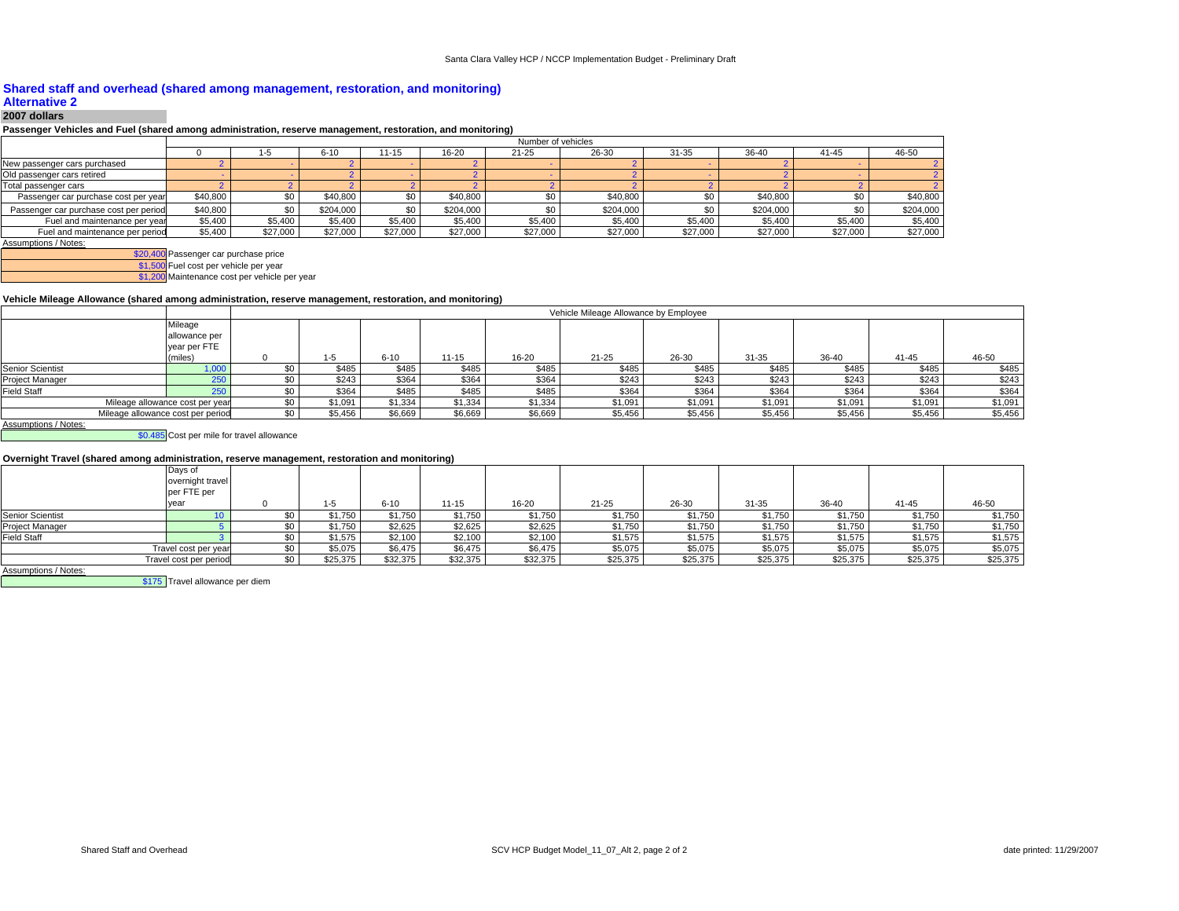## Shared staff and overhead (shared among management, restoration, and monitoring)

### Alternative 2

**2007 dollars**

**Passenger Vehicles and Fuel (shared among administration, reserve management, restoration, and monitoring)**

| | Number of vehicles | | | | | | | | | | |
|---|---|---|---|---|---|---|---|---|---|---|---|
| | 0 | 1-5 | 6-10 | 11-15 | 16-20 | 21-25 | 26-30 | 31-35 | 36-40 | 41-45 | 46-50 |
| New passenger cars purchased | 2 | - | 2 | - | 2 | - | 2 | - | 2 | - | 2 |
| Old passenger cars retired | - | - | 2 | - | 2 | - | 2 | - | 2 | - | 2 |
| Total passenger cars | 2 | 2 | 2 | 2 | 2 | 2 | 2 | 2 | 2 | 2 | 2 |
| Passenger car purchase cost per year | $40,800 | $0 | $40,800 | $0 | $40,800 | $0 | $40,800 | $0 | $40,800 | $0 | $40,800 |
| Passenger car purchase cost per period | $40,800 | $0 | $204,000 | $0 | $204,000 | $0 | $204,000 | $0 | $204,000 | $0 | $204,000 |
| Fuel and maintenance per year | $5,400 | $5,400 | $5,400 | $5,400 | $5,400 | $5,400 | $5,400 | $5,400 | $5,400 | $5,400 | $5,400 |
| Fuel and maintenance per period | $5,400 | $27,000 | $27,000 | $27,000 | $27,000 | $27,000 | $27,000 | $27,000 | $27,000 | $27,000 | $27,000 |

Assumptions / Notes:

$20,400 Passenger car purchase price

$1,500 Fuel cost per vehicle per year

$1,200 Maintenance cost per vehicle per year

**Vehicle Mileage Allowance (shared among administration, reserve management, restoration, and monitoring)**

| | | Vehicle Mileage Allowance by Employee | | | | | | | | | | |
|---|---|---|---|---|---|---|---|---|---|---|---|---|
| | Mileage allowance per year per FTE (miles) | 0 | 1-5 | 6-10 | 11-15 | 16-20 | 21-25 | 26-30 | 31-35 | 36-40 | 41-45 | 46-50 |
| Senior Scientist | 1,000 | $0 | $485 | $485 | $485 | $485 | $485 | $485 | $485 | $485 | $485 | $485 |
| Project Manager | 250 | $0 | $243 | $364 | $364 | $364 | $243 | $243 | $243 | $243 | $243 | $243 |
| Field Staff | 250 | $0 | $364 | $485 | $485 | $485 | $364 | $364 | $364 | $364 | $364 | $364 |
| Mileage allowance cost per year | | $0 | $1,091 | $1,334 | $1,334 | $1,334 | $1,091 | $1,091 | $1,091 | $1,091 | $1,091 | $1,091 |
| Mileage allowance cost per period | | $0 | $5,456 | $6,669 | $6,669 | $6,669 | $5,456 | $5,456 | $5,456 | $5,456 | $5,456 | $5,456 |

Assumptions / Notes:

$0.485 Cost per mile for travel allowance

**Overnight Travel (shared among administration, reserve management, restoration and monitoring)**

| | Days of overnight travel per FTE per year | 0 | 1-5 | 6-10 | 11-15 | 16-20 | 21-25 | 26-30 | 31-35 | 36-40 | 41-45 | 46-50 |
|---|---|---|---|---|---|---|---|---|---|---|---|---|
| Senior Scientist | 10 | $0 | $1,750 | $1,750 | $1,750 | $1,750 | $1,750 | $1,750 | $1,750 | $1,750 | $1,750 | $1,750 |
| Project Manager | 5 | $0 | $1,750 | $2,625 | $2,625 | $2,625 | $1,750 | $1,750 | $1,750 | $1,750 | $1,750 | $1,750 |
| Field Staff | 3 | $0 | $1,575 | $2,100 | $2,100 | $2,100 | $1,575 | $1,575 | $1,575 | $1,575 | $1,575 | $1,575 |
| Travel cost per year | | $0 | $5,075 | $6,475 | $6,475 | $6,475 | $5,075 | $5,075 | $5,075 | $5,075 | $5,075 | $5,075 |
| Travel cost per period | | $0 | $25,375 | $32,375 | $32,375 | $32,375 | $25,375 | $25,375 | $25,375 | $25,375 | $25,375 | $25,375 |

Assumptions / Notes:

$175 Travel allowance per diem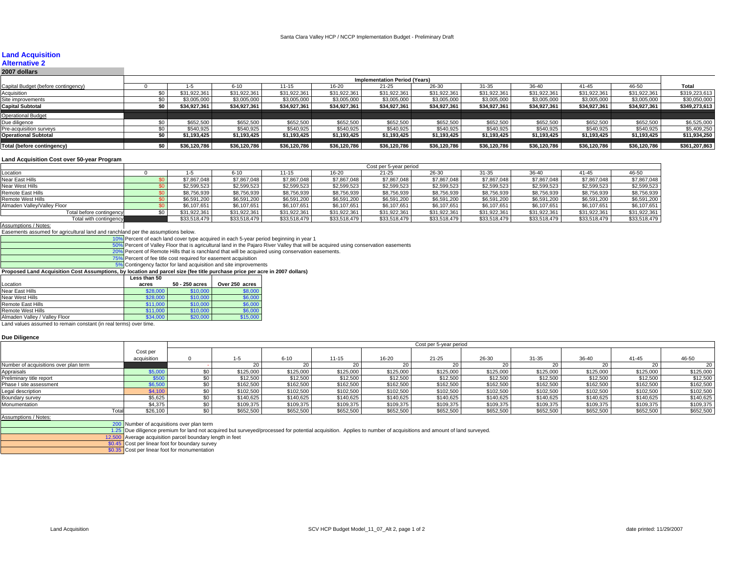# Land Acquisition
## Alternative 2
### 2007 dollars

| Capital Budget (before contingency) | 0 | 1-5 | 6-10 | 11-15 | 16-20 | 21-25 | 26-30 | 31-35 | 36-40 | 41-45 | 46-50 | Total |
|---|---|---|---|---|---|---|---|---|---|---|---|---|
| | Implementation Period (Years) | | | | | | | | | | | |
| Acquisition | $0 | $31,922,361 | $31,922,361 | $31,922,361 | $31,922,361 | $31,922,361 | $31,922,361 | $31,922,361 | $31,922,361 | $31,922,361 | $31,922,361 | $319,223,613 |
| Site improvements | $0 | $3,005,000 | $3,005,000 | $3,005,000 | $3,005,000 | $3,005,000 | $3,005,000 | $3,005,000 | $3,005,000 | $3,005,000 | $3,005,000 | $30,050,000 |
| **Capital Subtotal** | **$0** | **$34,927,361** | **$34,927,361** | **$34,927,361** | **$34,927,361** | **$34,927,361** | **$34,927,361** | **$34,927,361** | **$34,927,361** | **$34,927,361** | **$34,927,361** | **$349,273,613** |
| Operational Budget | | | | | | | | | | | | |
| Due diligence | $0 | $652,500 | $652,500 | $652,500 | $652,500 | $652,500 | $652,500 | $652,500 | $652,500 | $652,500 | $652,500 | $6,525,000 |
| Pre-acquisition surveys | $0 | $540,925 | $540,925 | $540,925 | $540,925 | $540,925 | $540,925 | $540,925 | $540,925 | $540,925 | $540,925 | $5,409,250 |
| **Operational Subtotal** | **$0** | **$1,193,425** | **$1,193,425** | **$1,193,425** | **$1,193,425** | **$1,193,425** | **$1,193,425** | **$1,193,425** | **$1,193,425** | **$1,193,425** | **$1,193,425** | **$11,934,250** |
| **Total (before contingency)** | **$0** | **$36,120,786** | **$36,120,786** | **$36,120,786** | **$36,120,786** | **$36,120,786** | **$36,120,786** | **$36,120,786** | **$36,120,786** | **$36,120,786** | **$36,120,786** | **$361,207,863** |

### Land Acquisition Cost over 50-year Program

| Location | 0 | 1-5 | 6-10 | 11-15 | 16-20 | 21-25 | 26-30 | 31-35 | 36-40 | 41-45 | 46-50 |
|---|---|---|---|---|---|---|---|---|---|---|---|
| | Cost per 5-year period | | | | | | | | | | |
| Near East Hills | $0 | $7,867,048 | $7,867,048 | $7,867,048 | $7,867,048 | $7,867,048 | $7,867,048 | $7,867,048 | $7,867,048 | $7,867,048 | $7,867,048 |
| Near West Hills | $0 | $2,599,523 | $2,599,523 | $2,599,523 | $2,599,523 | $2,599,523 | $2,599,523 | $2,599,523 | $2,599,523 | $2,599,523 | $2,599,523 |
| Remote East Hills | $0 | $8,756,939 | $8,756,939 | $8,756,939 | $8,756,939 | $8,756,939 | $8,756,939 | $8,756,939 | $8,756,939 | $8,756,939 | $8,756,939 |
| Remote West Hills | $0 | $6,591,200 | $6,591,200 | $6,591,200 | $6,591,200 | $6,591,200 | $6,591,200 | $6,591,200 | $6,591,200 | $6,591,200 | $6,591,200 |
| Almaden Valley/Valley Floor | $0 | $6,107,651 | $6,107,651 | $6,107,651 | $6,107,651 | $6,107,651 | $6,107,651 | $6,107,651 | $6,107,651 | $6,107,651 | $6,107,651 |
| Total before contingency | $0 | $31,922,361 | $31,922,361 | $31,922,361 | $31,922,361 | $31,922,361 | $31,922,361 | $31,922,361 | $31,922,361 | $31,922,361 | $31,922,361 |
| Total with contingency | | $33,518,479 | $33,518,479 | $33,518,479 | $33,518,479 | $33,518,479 | $33,518,479 | $33,518,479 | $33,518,479 | $33,518,479 | $33,518,479 |

Assumptions / Notes:

Easements assumed for agricultural land and ranchland per the assumptions below.

- 10% Percent of each land cover type acquired in each 5-year period beginning in year 1
- 50% Percent of Valley Floor that is agricultural land in the Pajaro River Valley that will be acquired using conservation easements
- 20% Percent of Remote Hills that is ranchland that will be acquired using conservation easements.
- 75% Percent of fee title cost required for easement acquisition
- 5% Contingency factor for land acquisition and site improvements

**Proposed Land Acquisition Cost Assumptions, by location and parcel size (fee title purchase price per acre in 2007 dollars)**

| Location | Less than 50 acres | 50 - 250 acres | Over 250 acres |
|---|---|---|---|
| Near East Hills | $28,000 | $10,000 | $8,000 |
| Near West Hills | $28,000 | $10,000 | $6,000 |
| Remote East Hills | $11,000 | $10,000 | $6,000 |
| Remote West Hills | $11,000 | $10,000 | $6,000 |
| Almaden Valley / Valley Floor | $34,000 | $20,000 | $15,000 |

Land values assumed to remain constant (in real terms) over time.

### Due Diligence

| | Cost per acquisition | 0 | 1-5 | 6-10 | 11-15 | 16-20 | 21-25 | 26-30 | 31-35 | 36-40 | 41-45 | 46-50 |
|---|---|---|---|---|---|---|---|---|---|---|---|---|
| | | Cost per 5-year period | | | | | | | | | | |
| Number of acquisitions over plan term | | - | 20 | 20 | 20 | 20 | 20 | 20 | 20 | 20 | 20 | 20 |
| Appraisals | $5,000 | $0 | $125,000 | $125,000 | $125,000 | $125,000 | $125,000 | $125,000 | $125,000 | $125,000 | $125,000 | $125,000 |
| Preliminary title report | $500 | $0 | $12,500 | $12,500 | $12,500 | $12,500 | $12,500 | $12,500 | $12,500 | $12,500 | $12,500 | $12,500 |
| Phase I site assessment | $6,500 | $0 | $162,500 | $162,500 | $162,500 | $162,500 | $162,500 | $162,500 | $162,500 | $162,500 | $162,500 | $162,500 |
| Legal description | $4,100 | $0 | $102,500 | $102,500 | $102,500 | $102,500 | $102,500 | $102,500 | $102,500 | $102,500 | $102,500 | $102,500 |
| Boundary survey | $5,625 | $0 | $140,625 | $140,625 | $140,625 | $140,625 | $140,625 | $140,625 | $140,625 | $140,625 | $140,625 | $140,625 |
| Monumentation | $4,375 | $0 | $109,375 | $109,375 | $109,375 | $109,375 | $109,375 | $109,375 | $109,375 | $109,375 | $109,375 | $109,375 |
| Total | $26,100 | $0 | $652,500 | $652,500 | $652,500 | $652,500 | $652,500 | $652,500 | $652,500 | $652,500 | $652,500 | $652,500 |

Assumptions / Notes:

- 200 Number of acquisitions over plan term
- 1.25 Due diligence premium for land not acquired but surveyed/processed for potential acquisition. Applies to number of acquisitions and amount of land surveyed.
- 12,500 Average acquisition parcel boundary length in feet
- $0.45 Cost per linear foot for boundary survey
- $0.35 Cost per linear foot for monumentation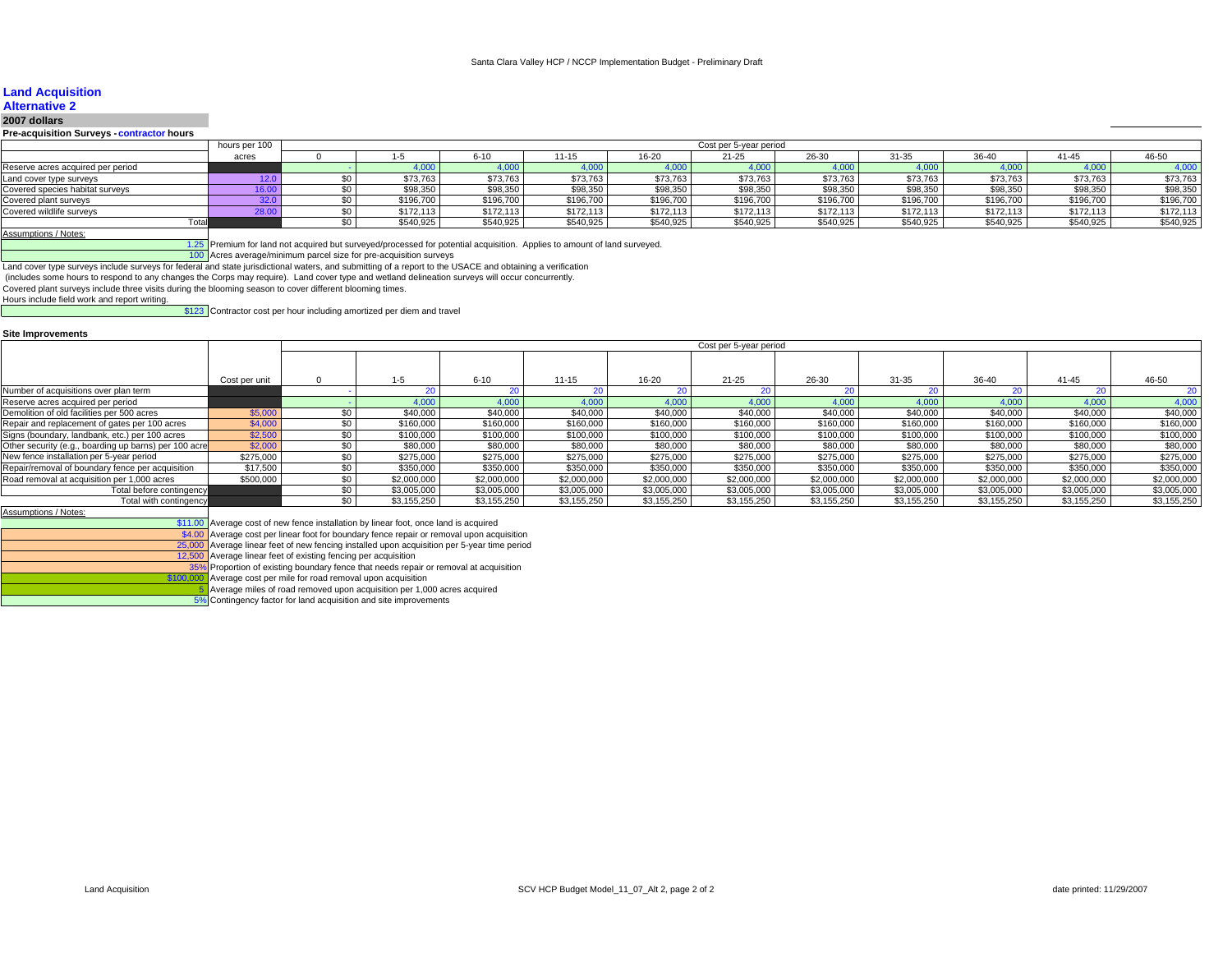## Land Acquisition

### Alternative 2

**2007 dollars**

**Pre-acquisition Surveys - contractor hours**

| | hours per 100 acres | Cost per 5-year period 0 | 1-5 | 6-10 | 11-15 | 16-20 | 21-25 | 26-30 | 31-35 | 36-40 | 41-45 | 46-50 |
|---|---|---|---|---|---|---|---|---|---|---|---|---|
| Reserve acres acquired per period | | - | 4,000 | 4,000 | 4,000 | 4,000 | 4,000 | 4,000 | 4,000 | 4,000 | 4,000 | 4,000 |
| Land cover type surveys | 12.0 | $0 | $73,763 | $73,763 | $73,763 | $73,763 | $73,763 | $73,763 | $73,763 | $73,763 | $73,763 | $73,763 |
| Covered species habitat surveys | 16.00 | $0 | $98,350 | $98,350 | $98,350 | $98,350 | $98,350 | $98,350 | $98,350 | $98,350 | $98,350 | $98,350 |
| Covered plant surveys | 32.0 | $0 | $196,700 | $196,700 | $196,700 | $196,700 | $196,700 | $196,700 | $196,700 | $196,700 | $196,700 | $196,700 |
| Covered wildlife surveys | 28.00 | $0 | $172,113 | $172,113 | $172,113 | $172,113 | $172,113 | $172,113 | $172,113 | $172,113 | $172,113 | $172,113 |
| Total | | $0 | $540,925 | $540,925 | $540,925 | $540,925 | $540,925 | $540,925 | $540,925 | $540,925 | $540,925 | $540,925 |

Assumptions / Notes:

1.25 Premium for land not acquired but surveyed/processed for potential acquisition. Applies to amount of land surveyed.

100 Acres average/minimum parcel size for pre-acquisition surveys

Land cover type surveys include surveys for federal and state jurisdictional waters, and submitting of a report to the USACE and obtaining a verification (includes some hours to respond to any changes the Corps may require). Land cover type and wetland delineation surveys will occur concurrently.

Covered plant surveys include three visits during the blooming season to cover different blooming times.

Hours include field work and report writing.

$123 Contractor cost per hour including amortized per diem and travel

**Site Improvements**

| | Cost per unit | Cost per 5-year period 0 | 1-5 | 6-10 | 11-15 | 16-20 | 21-25 | 26-30 | 31-35 | 36-40 | 41-45 | 46-50 |
|---|---|---|---|---|---|---|---|---|---|---|---|---|
| Number of acquisitions over plan term | | - | 20 | 20 | 20 | 20 | 20 | 20 | 20 | 20 | 20 | 20 |
| Reserve acres acquired per period | | - | 4,000 | 4,000 | 4,000 | 4,000 | 4,000 | 4,000 | 4,000 | 4,000 | 4,000 | 4,000 |
| Demolition of old facilities per 500 acres | $5,000 | $0 | $40,000 | $40,000 | $40,000 | $40,000 | $40,000 | $40,000 | $40,000 | $40,000 | $40,000 | $40,000 |
| Repair and replacement of gates per 100 acres | $4,000 | $0 | $160,000 | $160,000 | $160,000 | $160,000 | $160,000 | $160,000 | $160,000 | $160,000 | $160,000 | $160,000 |
| Signs (boundary, landbank, etc.) per 100 acres | $2,500 | $0 | $100,000 | $100,000 | $100,000 | $100,000 | $100,000 | $100,000 | $100,000 | $100,000 | $100,000 | $100,000 |
| Other security (e.g., boarding up barns) per 100 acre | $2,000 | $0 | $80,000 | $80,000 | $80,000 | $80,000 | $80,000 | $80,000 | $80,000 | $80,000 | $80,000 | $80,000 |
| New fence installation per 5-year period | $275,000 | $0 | $275,000 | $275,000 | $275,000 | $275,000 | $275,000 | $275,000 | $275,000 | $275,000 | $275,000 | $275,000 |
| Repair/removal of boundary fence per acquisition | $17,500 | $0 | $350,000 | $350,000 | $350,000 | $350,000 | $350,000 | $350,000 | $350,000 | $350,000 | $350,000 | $350,000 |
| Road removal at acquisition per 1,000 acres | $500,000 | $0 | $2,000,000 | $2,000,000 | $2,000,000 | $2,000,000 | $2,000,000 | $2,000,000 | $2,000,000 | $2,000,000 | $2,000,000 | $2,000,000 |
| Total before contingency | | $0 | $3,005,000 | $3,005,000 | $3,005,000 | $3,005,000 | $3,005,000 | $3,005,000 | $3,005,000 | $3,005,000 | $3,005,000 | $3,005,000 |
| Total with contingency | | $0 | $3,155,250 | $3,155,250 | $3,155,250 | $3,155,250 | $3,155,250 | $3,155,250 | $3,155,250 | $3,155,250 | $3,155,250 | $3,155,250 |

Assumptions / Notes:

$11.00 Average cost of new fence installation by linear foot, once land is acquired

$4.00 Average cost per linear foot for boundary fence repair or removal upon acquisition

25,000 Average linear feet of new fencing installed upon acquisition per 5-year time period

12,500 Average linear feet of existing fencing per acquisition

35% Proportion of existing boundary fence that needs repair or removal at acquisition

$100,000 Average cost per mile for road removal upon acquisition

5 Average miles of road removed upon acquisition per 1,000 acres acquired

5% Contingency factor for land acquisition and site improvements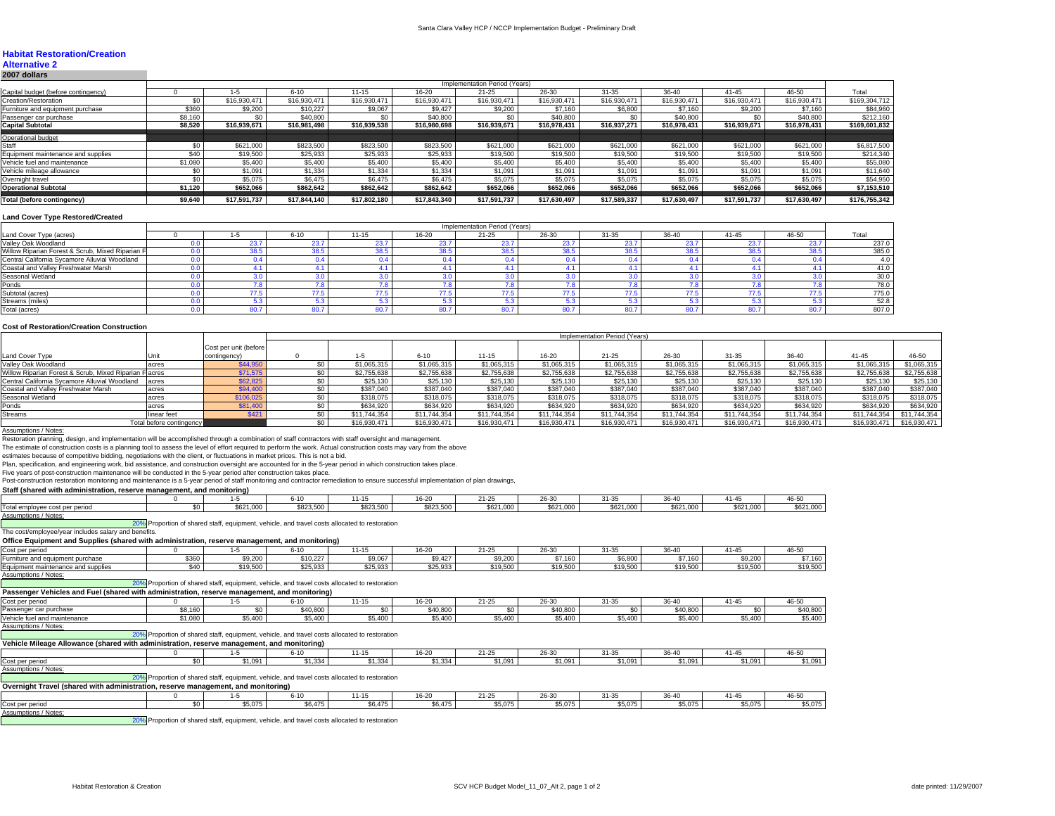## Habitat Restoration/Creation

### Alternative 2

**2007 dollars**

| | Implementation Period (Years) | | | | | | | | | | | |
|---|---|---|---|---|---|---|---|---|---|---|---|---|
| Capital budget (before contingency) | 0 | 1-5 | 6-10 | 11-15 | 16-20 | 21-25 | 26-30 | 31-35 | 36-40 | 41-45 | 46-50 | Total |
| Creation/Restoration | $0 | $16,930,471 | $16,930,471 | $16,930,471 | $16,930,471 | $16,930,471 | $16,930,471 | $16,930,471 | $16,930,471 | $16,930,471 | $16,930,471 | $169,304,712 |
| Furniture and equipment purchase | $360 | $9,200 | $10,227 | $9,067 | $9,427 | $9,200 | $7,160 | $6,800 | $7,160 | $9,200 | $7,160 | $84,960 |
| Passenger car purchase | $8,160 | $0 | $40,800 | $0 | $40,800 | $0 | $40,800 | $0 | $40,800 | $0 | $40,800 | $212,160 |
| **Capital Subtotal** | **$8,520** | **$16,939,671** | **$16,981,498** | **$16,939,538** | **$16,980,698** | **$16,939,671** | **$16,978,431** | **$16,937,271** | **$16,978,431** | **$16,939,671** | **$16,978,431** | **$169,601,832** |
| Operational budget | | | | | | | | | | | | |
| Staff | $0 | $621,000 | $823,500 | $823,500 | $823,500 | $621,000 | $621,000 | $621,000 | $621,000 | $621,000 | $621,000 | $6,817,500 |
| Equipment maintenance and supplies | $40 | $19,500 | $25,933 | $25,933 | $25,933 | $19,500 | $19,500 | $19,500 | $19,500 | $19,500 | $19,500 | $214,340 |
| Vehicle fuel and maintenance | $1,080 | $5,400 | $5,400 | $5,400 | $5,400 | $5,400 | $5,400 | $5,400 | $5,400 | $5,400 | $5,400 | $55,080 |
| Vehicle mileage allowance | $0 | $1,091 | $1,334 | $1,334 | $1,334 | $1,091 | $1,091 | $1,091 | $1,091 | $1,091 | $1,091 | $11,640 |
| Overnight travel | $0 | $5,075 | $6,475 | $6,475 | $6,475 | $5,075 | $5,075 | $5,075 | $5,075 | $5,075 | $5,075 | $54,950 |
| **Operational Subtotal** | **$1,120** | **$652,066** | **$862,642** | **$862,642** | **$862,642** | **$652,066** | **$652,066** | **$652,066** | **$652,066** | **$652,066** | **$652,066** | **$7,153,510** |
| **Total (before contingency)** | **$9,640** | **$17,591,737** | **$17,844,140** | **$17,802,180** | **$17,843,340** | **$17,591,737** | **$17,630,497** | **$17,589,337** | **$17,630,497** | **$17,591,737** | **$17,630,497** | **$176,755,342** |

### Land Cover Type Restored/Created

| | Implementation Period (Years) | | | | | | | | | | | |
|---|---|---|---|---|---|---|---|---|---|---|---|---|
| Land Cover Type (acres) | 0 | 1-5 | 6-10 | 11-15 | 16-20 | 21-25 | 26-30 | 31-35 | 36-40 | 41-45 | 46-50 | Total |
| Valley Oak Woodland | 0.0 | 23.7 | 23.7 | 23.7 | 23.7 | 23.7 | 23.7 | 23.7 | 23.7 | 23.7 | 23.7 | 237.0 |
| Willow Riparian Forest & Scrub, Mixed Riparian F | 0.0 | 38.5 | 38.5 | 38.5 | 38.5 | 38.5 | 38.5 | 38.5 | 38.5 | 38.5 | 38.5 | 385.0 |
| Central California Sycamore Alluvial Woodland | 0.0 | 0.4 | 0.4 | 0.4 | 0.4 | 0.4 | 0.4 | 0.4 | 0.4 | 0.4 | 0.4 | 4.0 |
| Coastal and Valley Freshwater Marsh | 0.0 | 4.1 | 4.1 | 4.1 | 4.1 | 4.1 | 4.1 | 4.1 | 4.1 | 4.1 | 4.1 | 41.0 |
| Seasonal Wetland | 0.0 | 3.0 | 3.0 | 3.0 | 3.0 | 3.0 | 3.0 | 3.0 | 3.0 | 3.0 | 3.0 | 30.0 |
| Ponds | 0.0 | 7.8 | 7.8 | 7.8 | 7.8 | 7.8 | 7.8 | 7.8 | 7.8 | 7.8 | 7.8 | 78.0 |
| Subtotal (acres) | 0.0 | 77.5 | 77.5 | 77.5 | 77.5 | 77.5 | 77.5 | 77.5 | 77.5 | 77.5 | 77.5 | 775.0 |
| Streams (miles) | 0.0 | 5.3 | 5.3 | 5.3 | 5.3 | 5.3 | 5.3 | 5.3 | 5.3 | 5.3 | 5.3 | 52.8 |
| Total (acres) | 0.0 | 80.7 | 80.7 | 80.7 | 80.7 | 80.7 | 80.7 | 80.7 | 80.7 | 80.7 | 80.7 | 807.0 |

### Cost of Restoration/Creation Construction

| | | | Implementation Period (Years) | | | | | | | | | | |
|---|---|---|---|---|---|---|---|---|---|---|---|---|---|
| Land Cover Type | Unit | Cost per unit (before contingency) | 0 | 1-5 | 6-10 | 11-15 | 16-20 | 21-25 | 26-30 | 31-35 | 36-40 | 41-45 | 46-50 |
| Valley Oak Woodland | acres | $44,950 | $0 | $1,065,315 | $1,065,315 | $1,065,315 | $1,065,315 | $1,065,315 | $1,065,315 | $1,065,315 | $1,065,315 | $1,065,315 | $1,065,315 |
| Willow Riparian Forest & Scrub, Mixed Riparian F | acres | $71,575 | $0 | $2,755,638 | $2,755,638 | $2,755,638 | $2,755,638 | $2,755,638 | $2,755,638 | $2,755,638 | $2,755,638 | $2,755,638 | $2,755,638 |
| Central California Sycamore Alluvial Woodland | acres | $62,825 | $0 | $25,130 | $25,130 | $25,130 | $25,130 | $25,130 | $25,130 | $25,130 | $25,130 | $25,130 | $25,130 |
| Coastal and Valley Freshwater Marsh | acres | $94,400 | $0 | $387,040 | $387,040 | $387,040 | $387,040 | $387,040 | $387,040 | $387,040 | $387,040 | $387,040 | $387,040 |
| Seasonal Wetland | acres | $106,025 | $0 | $318,075 | $318,075 | $318,075 | $318,075 | $318,075 | $318,075 | $318,075 | $318,075 | $318,075 | $318,075 |
| Ponds | acres | $81,400 | $0 | $634,920 | $634,920 | $634,920 | $634,920 | $634,920 | $634,920 | $634,920 | $634,920 | $634,920 | $634,920 |
| Streams | linear feet | $421 | $0 | $11,744,354 | $11,744,354 | $11,744,354 | $11,744,354 | $11,744,354 | $11,744,354 | $11,744,354 | $11,744,354 | $11,744,354 | $11,744,354 |
| | Total before contingency | | $0 | $16,930,471 | $16,930,471 | $16,930,471 | $16,930,471 | $16,930,471 | $16,930,471 | $16,930,471 | $16,930,471 | $16,930,471 | $16,930,471 |

Assumptions / Notes:

Restoration planning, design, and implementation will be accomplished through a combination of staff contractors with staff oversight and management.

The estimate of construction costs is a planning tool to assess the level of effort required to perform the work. Actual construction costs may vary from the above estimates because of competitive bidding, negotiations with the client, or fluctuations in market prices. This is not a bid.

Plan, specification, and engineering work, bid assistance, and construction oversight are accounted for in the 5-year period in which construction takes place.

Five years of post-construction maintenance will be conducted in the 5-year period after construction takes place.

Post-construction restoration monitoring and maintenance is a 5-year period of staff monitoring and contractor remediation to ensure successful implementation of plan drawings,

### Staff (shared with administration, reserve management, and monitoring)

| | 0 | 1-5 | 6-10 | 11-15 | 16-20 | 21-25 | 26-30 | 31-35 | 36-40 | 41-45 | 46-50 |
|---|---|---|---|---|---|---|---|---|---|---|---|
| Total employee cost per period | $0 | $621,000 | $823,500 | $823,500 | $823,500 | $621,000 | $621,000 | $621,000 | $621,000 | $621,000 | $621,000 |

Assumptions / Notes:

20% Proportion of shared staff, equipment, vehicle, and travel costs allocated to restoration

The cost/employee/year includes salary and benefits.

### Office Equipment and Supplies (shared with administration, reserve management, and monitoring)

| Cost per period | 0 | 1-5 | 6-10 | 11-15 | 16-20 | 21-25 | 26-30 | 31-35 | 36-40 | 41-45 | 46-50 |
|---|---|---|---|---|---|---|---|---|---|---|---|
| Furniture and equipment purchase | $360 | $9,200 | $10,227 | $9,067 | $9,427 | $9,200 | $7,160 | $6,800 | $7,160 | $9,200 | $7,160 |
| Equipment maintenance and supplies | $40 | $19,500 | $25,933 | $25,933 | $25,933 | $19,500 | $19,500 | $19,500 | $19,500 | $19,500 | $19,500 |

Assumptions / Notes:

20% Proportion of shared staff, equipment, vehicle, and travel costs allocated to restoration

### Passenger Vehicles and Fuel (shared with administration, reserve management, and monitoring)

| Cost per period | 0 | 1-5 | 6-10 | 11-15 | 16-20 | 21-25 | 26-30 | 31-35 | 36-40 | 41-45 | 46-50 |
|---|---|---|---|---|---|---|---|---|---|---|---|
| Passenger car purchase | $8,160 | $0 | $40,800 | $0 | $40,800 | $0 | $40,800 | $0 | $40,800 | $0 | $40,800 |
| Vehicle fuel and maintenance | $1,080 | $5,400 | $5,400 | $5,400 | $5,400 | $5,400 | $5,400 | $5,400 | $5,400 | $5,400 | $5,400 |

Assumptions / Notes:

20% Proportion of shared staff, equipment, vehicle, and travel costs allocated to restoration

### Vehicle Mileage Allowance (shared with administration, reserve management, and monitoring)

| | 0 | 1-5 | 6-10 | 11-15 | 16-20 | 21-25 | 26-30 | 31-35 | 36-40 | 41-45 | 46-50 |
|---|---|---|---|---|---|---|---|---|---|---|---|
| Cost per period | $0 | $1,091 | $1,334 | $1,334 | $1,334 | $1,091 | $1,091 | $1,091 | $1,091 | $1,091 | $1,091 |

Assumptions / Notes:

20% Proportion of shared staff, equipment, vehicle, and travel costs allocated to restoration

### Overnight Travel (shared with administration, reserve management, and monitoring)

| | 0 | 1-5 | 6-10 | 11-15 | 16-20 | 21-25 | 26-30 | 31-35 | 36-40 | 41-45 | 46-50 |
|---|---|---|---|---|---|---|---|---|---|---|---|
| Cost per period | $0 | $5,075 | $6,475 | $6,475 | $6,475 | $5,075 | $5,075 | $5,075 | $5,075 | $5,075 | $5,075 |

Assumptions / Notes:

20% Proportion of shared staff, equipment, vehicle, and travel costs allocated to restoration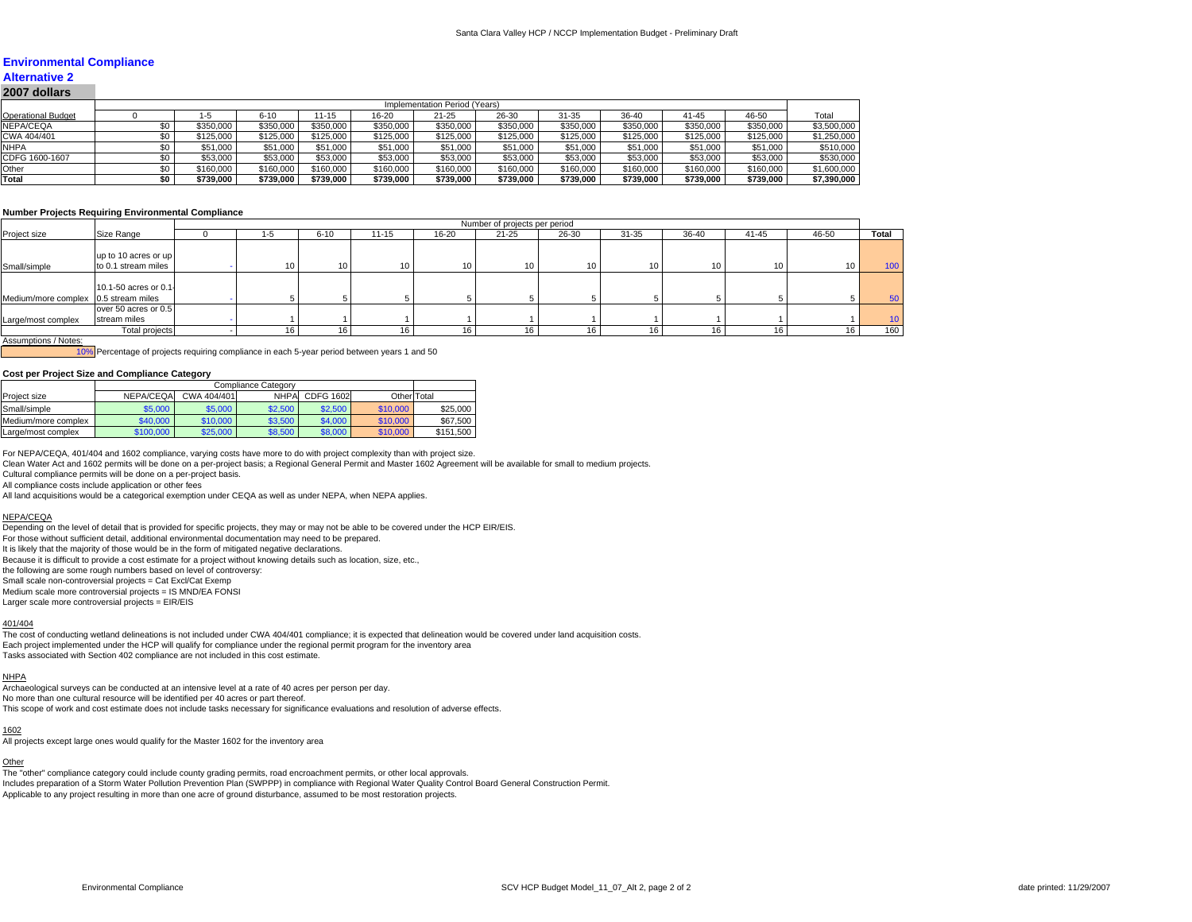## Environmental Compliance

### Alternative 2

### 2007 dollars

| Operational Budget | Implementation Period (Years) | | | | | | | | | | | |
|---|---|---|---|---|---|---|---|---|---|---|---|---|
| | 0 | 1-5 | 6-10 | 11-15 | 16-20 | 21-25 | 26-30 | 31-35 | 36-40 | 41-45 | 46-50 | Total |
| NEPA/CEQA | $0 | $350,000 | $350,000 | $350,000 | $350,000 | $350,000 | $350,000 | $350,000 | $350,000 | $350,000 | $350,000 | $3,500,000 |
| CWA 404/401 | $0 | $125,000 | $125,000 | $125,000 | $125,000 | $125,000 | $125,000 | $125,000 | $125,000 | $125,000 | $125,000 | $1,250,000 |
| NHPA | $0 | $51,000 | $51,000 | $51,000 | $51,000 | $51,000 | $51,000 | $51,000 | $51,000 | $51,000 | $51,000 | $510,000 |
| CDFG 1600-1607 | $0 | $53,000 | $53,000 | $53,000 | $53,000 | $53,000 | $53,000 | $53,000 | $53,000 | $53,000 | $53,000 | $530,000 |
| Other | $0 | $160,000 | $160,000 | $160,000 | $160,000 | $160,000 | $160,000 | $160,000 | $160,000 | $160,000 | $160,000 | $1,600,000 |
| **Total** | **$0** | **$739,000** | **$739,000** | **$739,000** | **$739,000** | **$739,000** | **$739,000** | **$739,000** | **$739,000** | **$739,000** | **$739,000** | **$7,390,000** |

**Number Projects Requiring Environmental Compliance**

| Project size | Size Range | Number of projects per period | | | | | | | | | | | **Total** |
|---|---|---|---|---|---|---|---|---|---|---|---|---|---|
| | | 0 | 1-5 | 6-10 | 11-15 | 16-20 | 21-25 | 26-30 | 31-35 | 36-40 | 41-45 | 46-50 | |
| Small/simple | up to 10 acres or up to 0.1 stream miles | - | 10 | 10 | 10 | 10 | 10 | 10 | 10 | 10 | 10 | 10 | 100 |
| Medium/more complex | 10.1-50 acres or 0.1-0.5 stream miles | - | 5 | 5 | 5 | 5 | 5 | 5 | 5 | 5 | 5 | 5 | 50 |
| Large/most complex | over 50 acres or 0.5 stream miles | - | 1 | 1 | 1 | 1 | 1 | 1 | 1 | 1 | 1 | 1 | 10 |
| | Total projects | - | 16 | 16 | 16 | 16 | 16 | 16 | 16 | 16 | 16 | 16 | 160 |

Assumptions / Notes:

10% Percentage of projects requiring compliance in each 5-year period between years 1 and 50

**Cost per Project Size and Compliance Category**

| Project size | Compliance Category | | | | | |
|---|---|---|---|---|---|---|
| | NEPA/CEQA | CWA 404/401 | NHPA | CDFG 1602 | Other | Total |
| Small/simple | $5,000 | $5,000 | $2,500 | $2,500 | $10,000 | $25,000 |
| Medium/more complex | $40,000 | $10,000 | $3,500 | $4,000 | $10,000 | $67,500 |
| Large/most complex | $100,000 | $25,000 | $8,500 | $8,000 | $10,000 | $151,500 |

For NEPA/CEQA, 401/404 and 1602 compliance, varying costs have more to do with project complexity than with project size.
Clean Water Act and 1602 permits will be done on a per-project basis; a Regional General Permit and Master 1602 Agreement will be available for small to medium projects.
Cultural compliance permits will be done on a per-project basis.
All compliance costs include application or other fees
All land acquisitions would be a categorical exemption under CEQA as well as under NEPA, when NEPA applies.

NEPA/CEQA

Depending on the level of detail that is provided for specific projects, they may or may not be able to be covered under the HCP EIR/EIS.
For those without sufficient detail, additional environmental documentation may need to be prepared.
It is likely that the majority of those would be in the form of mitigated negative declarations.
Because it is difficult to provide a cost estimate for a project without knowing details such as location, size, etc.,
the following are some rough numbers based on level of controversy:
Small scale non-controversial projects = Cat Excl/Cat Exemp
Medium scale more controversial projects = IS MND/EA FONSI
Larger scale more controversial projects = EIR/EIS

401/404

The cost of conducting wetland delineations is not included under CWA 404/401 compliance; it is expected that delineation would be covered under land acquisition costs.
Each project implemented under the HCP will qualify for compliance under the regional permit program for the inventory area
Tasks associated with Section 402 compliance are not included in this cost estimate.

NHPA

Archaeological surveys can be conducted at an intensive level at a rate of 40 acres per person per day.
No more than one cultural resource will be identified per 40 acres or part thereof.
This scope of work and cost estimate does not include tasks necessary for significance evaluations and resolution of adverse effects.

1602

All projects except large ones would qualify for the Master 1602 for the inventory area

Other

The "other" compliance category could include county grading permits, road encroachment permits, or other local approvals.
Includes preparation of a Storm Water Pollution Prevention Plan (SWPPP) in compliance with Regional Water Quality Control Board General Construction Permit.
Applicable to any project resulting in more than one acre of ground disturbance, assumed to be most restoration projects.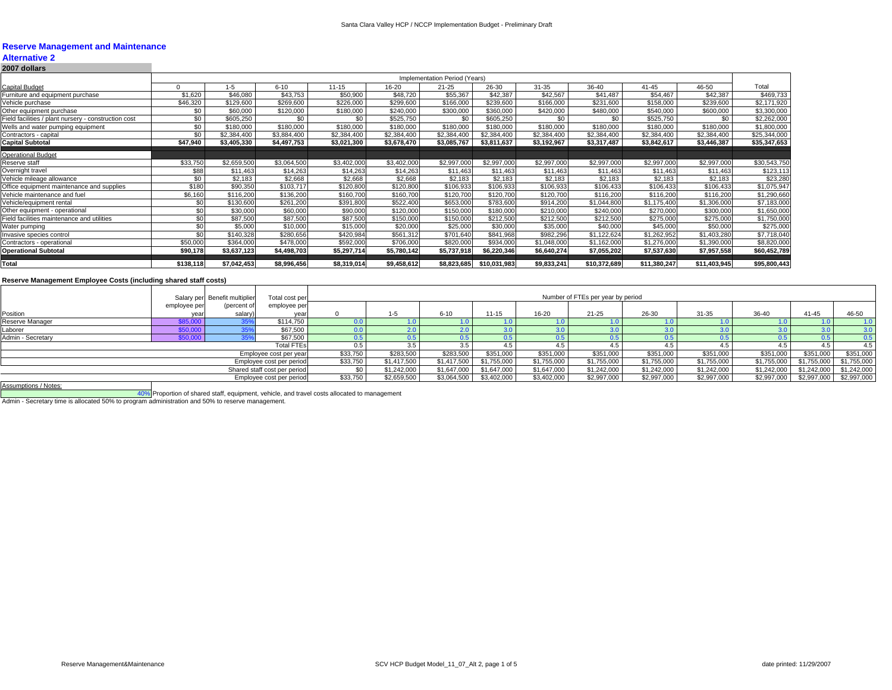## Reserve Management and Maintenance

### Alternative 2

**2007 dollars**

| | Implementation Period (Years) | | | | | | | | | | | |
|---|---|---|---|---|---|---|---|---|---|---|---|---|
| Capital Budget | 0 | 1-5 | 6-10 | 11-15 | 16-20 | 21-25 | 26-30 | 31-35 | 36-40 | 41-45 | 46-50 | Total |
| Furniture and equipment purchase | $1,620 | $46,080 | $43,753 | $50,900 | $48,720 | $55,367 | $42,387 | $42,567 | $41,487 | $54,467 | $42,387 | $469,733 |
| Vehicle purchase | $46,320 | $129,600 | $269,600 | $226,000 | $299,600 | $166,000 | $239,600 | $166,000 | $231,600 | $158,000 | $239,600 | $2,171,920 |
| Other equipment purchase | $0 | $60,000 | $120,000 | $180,000 | $240,000 | $300,000 | $360,000 | $420,000 | $480,000 | $540,000 | $600,000 | $3,300,000 |
| Field facilities / plant nursery - construction cost | $0 | $605,250 | $0 | $0 | $525,750 | $0 | $605,250 | $0 | $0 | $525,750 | $0 | $2,262,000 |
| Wells and water pumping equipment | $0 | $180,000 | $180,000 | $180,000 | $180,000 | $180,000 | $180,000 | $180,000 | $180,000 | $180,000 | $180,000 | $1,800,000 |
| Contractors - capital | $0 | $2,384,400 | $3,884,400 | $2,384,400 | $2,384,400 | $2,384,400 | $2,384,400 | $2,384,400 | $2,384,400 | $2,384,400 | $2,384,400 | $25,344,000 |
| **Capital Subtotal** | **$47,940** | **$3,405,330** | **$4,497,753** | **$3,021,300** | **$3,678,470** | **$3,085,767** | **$3,811,637** | **$3,192,967** | **$3,317,487** | **$3,842,617** | **$3,446,387** | **$35,347,653** |
| Operational Budget | | | | | | | | | | | | |
| Reserve staff | $33,750 | $2,659,500 | $3,064,500 | $3,402,000 | $3,402,000 | $2,997,000 | $2,997,000 | $2,997,000 | $2,997,000 | $2,997,000 | $2,997,000 | $30,543,750 |
| Overnight travel | $88 | $11,463 | $14,263 | $14,263 | $14,263 | $11,463 | $11,463 | $11,463 | $11,463 | $11,463 | $11,463 | $123,113 |
| Vehicle mileage allowance | $0 | $2,183 | $2,668 | $2,668 | $2,668 | $2,183 | $2,183 | $2,183 | $2,183 | $2,183 | $2,183 | $23,280 |
| Office equipment maintenance and supplies | $180 | $90,350 | $103,717 | $120,800 | $120,800 | $106,933 | $106,933 | $106,933 | $106,433 | $106,433 | $106,433 | $1,075,947 |
| Vehicle maintenance and fuel | $6,160 | $116,200 | $136,200 | $160,700 | $160,700 | $120,700 | $120,700 | $120,700 | $116,200 | $116,200 | $116,200 | $1,290,660 |
| Vehicle/equipment rental | $0 | $130,600 | $261,200 | $391,800 | $522,400 | $653,000 | $783,600 | $914,200 | $1,044,800 | $1,175,400 | $1,306,000 | $7,183,000 |
| Other equipment - operational | $0 | $30,000 | $60,000 | $90,000 | $120,000 | $150,000 | $180,000 | $210,000 | $240,000 | $270,000 | $300,000 | $1,650,000 |
| Field facilities maintenance and utilities | $0 | $87,500 | $87,500 | $87,500 | $150,000 | $150,000 | $212,500 | $212,500 | $212,500 | $275,000 | $275,000 | $1,750,000 |
| Water pumping | $0 | $5,000 | $10,000 | $15,000 | $20,000 | $25,000 | $30,000 | $35,000 | $40,000 | $45,000 | $50,000 | $275,000 |
| Invasive species control | $0 | $140,328 | $280,656 | $420,984 | $561,312 | $701,640 | $841,968 | $982,296 | $1,122,624 | $1,262,952 | $1,403,280 | $7,718,040 |
| Contractors - operational | $50,000 | $364,000 | $478,000 | $592,000 | $706,000 | $820,000 | $934,000 | $1,048,000 | $1,162,000 | $1,276,000 | $1,390,000 | $8,820,000 |
| **Operational Subtotal** | **$90,178** | **$3,637,123** | **$4,498,703** | **$5,297,714** | **$5,780,142** | **$5,737,918** | **$6,220,346** | **$6,640,274** | **$7,055,202** | **$7,537,630** | **$7,957,558** | **$60,452,789** |
| **Total** | **$138,118** | **$7,042,453** | **$8,996,456** | **$8,319,014** | **$9,458,612** | **$8,823,685** | **$10,031,983** | **$9,833,241** | **$10,372,689** | **$11,380,247** | **$11,403,945** | **$95,800,443** |

**Reserve Management Employee Costs (including shared staff costs)**

| Position | Salary per employee per year | Benefit multiplier (percent of salary) | Total cost per employee per year | Number of FTEs per year by period | | | | | | | | | | |
|---|---|---|---|---|---|---|---|---|---|---|---|---|---|---|
| | | | | 0 | 1-5 | 6-10 | 11-15 | 16-20 | 21-25 | 26-30 | 31-35 | 36-40 | 41-45 | 46-50 |
| Reserve Manager | $85,000 | 35% | $114,750 | 0.0 | 1.0 | 1.0 | 1.0 | 1.0 | 1.0 | 1.0 | 1.0 | 1.0 | 1.0 | 1.0 |
| Laborer | $50,000 | 35% | $67,500 | 0.0 | 2.0 | 2.0 | 3.0 | 3.0 | 3.0 | 3.0 | 3.0 | 3.0 | 3.0 | 3.0 |
| Admin - Secretary | $50,000 | 35% | $67,500 | 0.5 | 0.5 | 0.5 | 0.5 | 0.5 | 0.5 | 0.5 | 0.5 | 0.5 | 0.5 | 0.5 |
| | | | Total FTEs | 0.5 | 3.5 | 3.5 | 4.5 | 4.5 | 4.5 | 4.5 | 4.5 | 4.5 | 4.5 | 4.5 |
| | | | Employee cost per year | $33,750 | $283,500 | $283,500 | $351,000 | $351,000 | $351,000 | $351,000 | $351,000 | $351,000 | $351,000 | $351,000 |
| | | | Employee cost per period | $33,750 | $1,417,500 | $1,417,500 | $1,755,000 | $1,755,000 | $1,755,000 | $1,755,000 | $1,755,000 | $1,755,000 | $1,755,000 | $1,755,000 |
| | | | Shared staff cost per period | $0 | $1,242,000 | $1,647,000 | $1,647,000 | $1,647,000 | $1,242,000 | $1,242,000 | $1,242,000 | $1,242,000 | $1,242,000 | $1,242,000 |
| | | | Employee cost per period | $33,750 | $2,659,500 | $3,064,500 | $3,402,000 | $3,402,000 | $2,997,000 | $2,997,000 | $2,997,000 | $2,997,000 | $2,997,000 | $2,997,000 |

Assumptions / Notes:

40% Proportion of shared staff, equipment, vehicle, and travel costs allocated to management

Admin - Secretary time is allocated 50% to program administration and 50% to reserve management.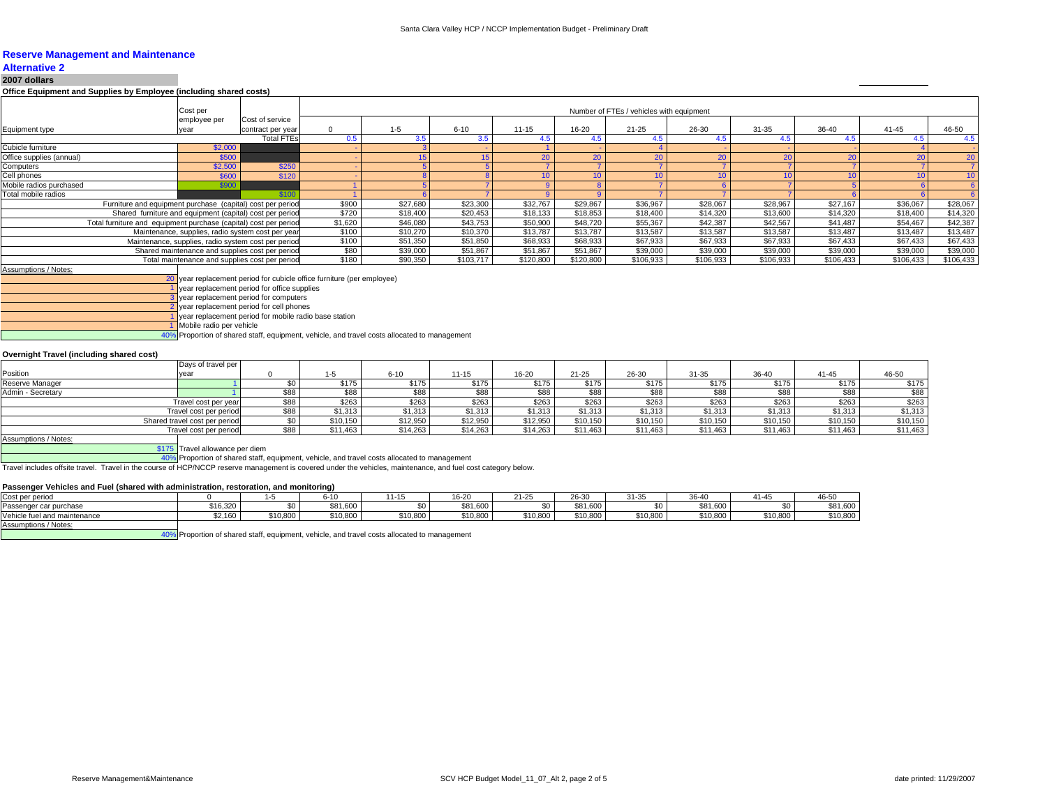## Reserve Management and Maintenance

### Alternative 2

**2007 dollars**

**Office Equipment and Supplies by Employee (including shared costs)**

| Equipment type | Cost per employee per year | Cost of service contract per year | Number of FTEs / vehicles with equipment | | | | | | | | | | |
|---|---|---|---|---|---|---|---|---|---|---|---|---|---|
| | | | 0 | 1-5 | 6-10 | 11-15 | 16-20 | 21-25 | 26-30 | 31-35 | 36-40 | 41-45 | 46-50 |
| | | Total FTEs | 0.5 | 3.5 | 3.5 | 4.5 | 4.5 | 4.5 | 4.5 | 4.5 | 4.5 | 4.5 | 4.5 |
| Cubicle furniture | $2,000 | | - | 3 | - | 1 | - | 4 | - | - | - | 4 | - |
| Office supplies (annual) | $500 | | - | 15 | 15 | 20 | 20 | 20 | 20 | 20 | 20 | 20 | 20 |
| Computers | $2,500 | $250 | - | 5 | 5 | 7 | 7 | 7 | 7 | 7 | 7 | 7 | 7 |
| Cell phones | $600 | $120 | - | 8 | 8 | 10 | 10 | 10 | 10 | 10 | 10 | 10 | 10 |
| Mobile radios purchased | $900 | | 1 | 5 | 7 | 9 | 8 | 7 | 6 | 7 | 5 | 6 | 6 |
| Total mobile radios | | $100 | 1 | 6 | 7 | 9 | 9 | 7 | 7 | 7 | 6 | 6 | 6 |
| Furniture and equipment purchase (capital) cost per period | | | $900 | $27,680 | $23,300 | $32,767 | $29,867 | $36,967 | $28,067 | $28,967 | $27,167 | $36,067 | $28,067 |
| Shared furniture and equipment (capital) cost per period | | | $720 | $18,400 | $20,453 | $18,133 | $18,853 | $18,400 | $14,320 | $13,600 | $14,320 | $18,400 | $14,320 |
| Total furniture and equipment purchase (capital) cost per period | | | $1,620 | $46,080 | $43,753 | $50,900 | $48,720 | $55,367 | $42,387 | $42,567 | $41,487 | $54,467 | $42,387 |
| Maintenance, supplies, radio system cost per year | | | $100 | $10,270 | $10,370 | $13,787 | $13,787 | $13,587 | $13,587 | $13,587 | $13,487 | $13,487 | $13,487 |
| Maintenance, supplies, radio system cost per period | | | $100 | $51,350 | $51,850 | $68,933 | $68,933 | $67,933 | $67,933 | $67,933 | $67,433 | $67,433 | $67,433 |
| Shared maintenance and supplies cost per period | | | $80 | $39,000 | $51,867 | $51,867 | $51,867 | $39,000 | $39,000 | $39,000 | $39,000 | $39,000 | $39,000 |
| Total maintenance and supplies cost per period | | | $180 | $90,350 | $103,717 | $120,800 | $120,800 | $106,933 | $106,933 | $106,933 | $106,433 | $106,433 | $106,433 |

Assumptions / Notes:

- 20 year replacement period for cubicle office furniture (per employee)
- 1 year replacement period for office supplies
- 3 year replacement period for computers
- 2 year replacement period for cell phones
- 1 year replacement period for mobile radio base station
- 1 Mobile radio per vehicle
- 40% Proportion of shared staff, equipment, vehicle, and travel costs allocated to management

**Overnight Travel (including shared cost)**

| Position | Days of travel per year | 0 | 1-5 | 6-10 | 11-15 | 16-20 | 21-25 | 26-30 | 31-35 | 36-40 | 41-45 | 46-50 |
|---|---|---|---|---|---|---|---|---|---|---|---|---|
| Reserve Manager | 1 | $0 | $175 | $175 | $175 | $175 | $175 | $175 | $175 | $175 | $175 | $175 |
| Admin - Secretary | 1 | $88 | $88 | $88 | $88 | $88 | $88 | $88 | $88 | $88 | $88 | $88 |
| Travel cost per year | | $88 | $263 | $263 | $263 | $263 | $263 | $263 | $263 | $263 | $263 | $263 |
| Travel cost per period | | $88 | $1,313 | $1,313 | $1,313 | $1,313 | $1,313 | $1,313 | $1,313 | $1,313 | $1,313 | $1,313 |
| Shared travel cost per period | | $0 | $10,150 | $12,950 | $12,950 | $12,950 | $10,150 | $10,150 | $10,150 | $10,150 | $10,150 | $10,150 |
| Travel cost per period | | $88 | $11,463 | $14,263 | $14,263 | $14,263 | $11,463 | $11,463 | $11,463 | $11,463 | $11,463 | $11,463 |

Assumptions / Notes:

- $175 Travel allowance per diem
- 40% Proportion of shared staff, equipment, vehicle, and travel costs allocated to management

Travel includes offsite travel. Travel in the course of HCP/NCCP reserve management is covered under the vehicles, maintenance, and fuel cost category below.

**Passenger Vehicles and Fuel (shared with administration, restoration, and monitoring)**

| Cost per period | 0 | 1-5 | 6-10 | 11-15 | 16-20 | 21-25 | 26-30 | 31-35 | 36-40 | 41-45 | 46-50 |
|---|---|---|---|---|---|---|---|---|---|---|---|
| Passenger car purchase | $16,320 | $0 | $81,600 | $0 | $81,600 | $0 | $81,600 | $0 | $81,600 | $0 | $81,600 |
| Vehicle fuel and maintenance | $2,160 | $10,800 | $10,800 | $10,800 | $10,800 | $10,800 | $10,800 | $10,800 | $10,800 | $10,800 | $10,800 |

Assumptions / Notes:

- 40% Proportion of shared staff, equipment, vehicle, and travel costs allocated to management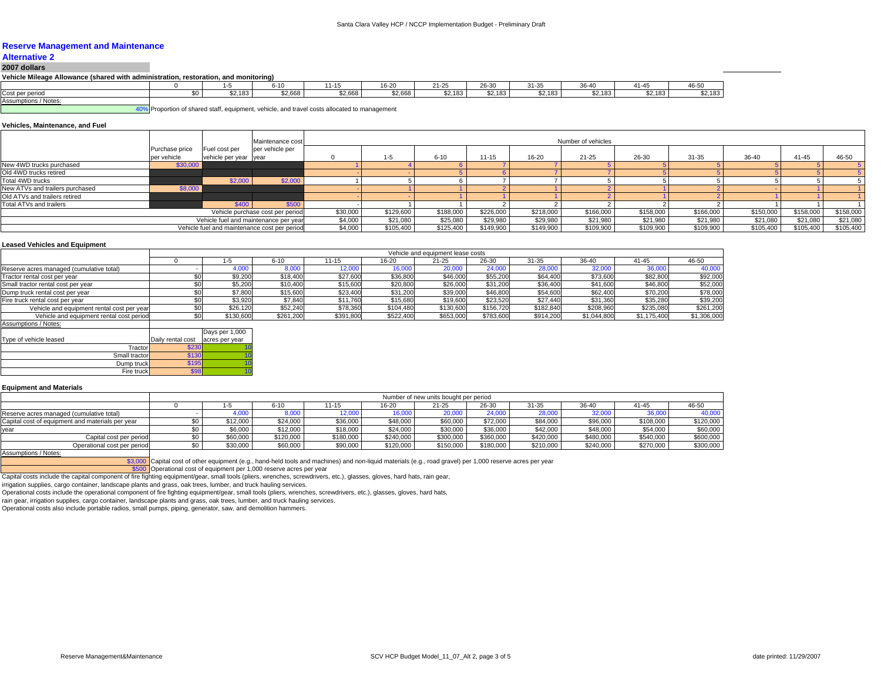## Reserve Management and Maintenance

### Alternative 2

**2007 dollars**

**Vehicle Mileage Allowance (shared with administration, restoration, and monitoring)**

| | 0 | 1-5 | 6-10 | 11-15 | 16-20 | 21-25 | 26-30 | 31-35 | 36-40 | 41-45 | 46-50 |
|---|---|---|---|---|---|---|---|---|---|---|---|
| Cost per period | $0 | $2,183 | $2,668 | $2,668 | $2,668 | $2,183 | $2,183 | $2,183 | $2,183 | $2,183 | $2,183 |

Assumptions / Notes:

40% Proportion of shared staff, equipment, vehicle, and travel costs allocated to management

**Vehicles, Maintenance, and Fuel**

| | Purchase price per vehicle | Fuel cost per vehicle per year | Maintenance cost per vehicle per year | Number of vehicles 0 | 1-5 | 6-10 | 11-15 | 16-20 | 21-25 | 26-30 | 31-35 | 36-40 | 41-45 | 46-50 |
|---|---|---|---|---|---|---|---|---|---|---|---|---|---|---|
| New 4WD trucks purchased | $30,000 | | | 1 | 4 | 6 | 7 | 7 | 5 | 5 | 5 | 5 | 5 | 5 |
| Old 4WD trucks retired | | | | - | - | 5 | 6 | 7 | 7 | 5 | 5 | 5 | 5 | 5 |
| Total 4WD trucks | | $2,000 | $2,000 | 1 | 5 | 6 | 7 | 7 | 5 | 5 | 5 | 5 | 5 | 5 |
| New ATVs and trailers purchased | $8,000 | | | - | 1 | 1 | 2 | 1 | 2 | 1 | 2 | - | 1 | 1 |
| Old ATVs and trailers retired | | | | - | - | 1 | 1 | 1 | 2 | 1 | 2 | 1 | 1 | 1 |
| Total ATVs and trailers | | $400 | $500 | - | 1 | 1 | 2 | 2 | 2 | 2 | 2 | 1 | 1 | 1 |
| Vehicle purchase cost per period | | | | $30,000 | $129,600 | $188,000 | $226,000 | $218,000 | $166,000 | $158,000 | $166,000 | $150,000 | $158,000 | $158,000 |
| Vehicle fuel and maintenance per year | | | | $4,000 | $21,080 | $25,080 | $29,980 | $29,980 | $21,980 | $21,980 | $21,980 | $21,080 | $21,080 | $21,080 |
| Vehicle fuel and maintenance cost per period | | | | $4,000 | $105,400 | $125,400 | $149,900 | $149,900 | $109,900 | $109,900 | $109,900 | $105,400 | $105,400 | $105,400 |

**Leased Vehicles and Equipment**

| | Vehicle and equipment lease costs 0 | 1-5 | 6-10 | 11-15 | 16-20 | 21-25 | 26-30 | 31-35 | 36-40 | 41-45 | 46-50 |
|---|---|---|---|---|---|---|---|---|---|---|---|
| Reserve acres managed (cumulative total) | - | 4,000 | 8,000 | 12,000 | 16,000 | 20,000 | 24,000 | 28,000 | 32,000 | 36,000 | 40,000 |
| Tractor rental cost per year | $0 | $9,200 | $18,400 | $27,600 | $36,800 | $46,000 | $55,200 | $64,400 | $73,600 | $82,800 | $92,000 |
| Small tractor rental cost per year | $0 | $5,200 | $10,400 | $15,600 | $20,800 | $26,000 | $31,200 | $36,400 | $41,600 | $46,800 | $52,000 |
| Dump truck rental cost per year | $0 | $7,800 | $15,600 | $23,400 | $31,200 | $39,000 | $46,800 | $54,600 | $62,400 | $70,200 | $78,000 |
| Fire truck rental cost per year | $0 | $3,920 | $7,840 | $11,760 | $15,680 | $19,600 | $23,520 | $27,440 | $31,360 | $35,280 | $39,200 |
| Vehicle and equipment rental cost per year | $0 | $26,120 | $52,240 | $78,360 | $104,480 | $130,600 | $156,720 | $182,840 | $208,960 | $235,080 | $261,200 |
| Vehicle and equipment rental cost period | $0 | $130,600 | $261,200 | $391,800 | $522,400 | $653,000 | $783,600 | $914,200 | $1,044,800 | $1,175,400 | $1,306,000 |

Assumptions / Notes:

| Type of vehicle leased | Daily rental cost | Days per 1,000 acres per year |
|---|---|---|
| Tractor | $230 | 10 |
| Small tractor | $130 | 10 |
| Dump truck | $195 | 10 |
| Fire truck | $98 | 10 |

**Equipment and Materials**

| | Number of new units bought per period 0 | 1-5 | 6-10 | 11-15 | 16-20 | 21-25 | 26-30 | 31-35 | 36-40 | 41-45 | 46-50 |
|---|---|---|---|---|---|---|---|---|---|---|---|
| Reserve acres managed (cumulative total) | - | 4,000 | 8,000 | 12,000 | 16,000 | 20,000 | 24,000 | 28,000 | 32,000 | 36,000 | 40,000 |
| Capital cost of equipment and materials per year | $0 | $12,000 | $24,000 | $36,000 | $48,000 | $60,000 | $72,000 | $84,000 | $96,000 | $108,000 | $120,000 |
| year | $0 | $6,000 | $12,000 | $18,000 | $24,000 | $30,000 | $36,000 | $42,000 | $48,000 | $54,000 | $60,000 |
| Capital cost per period | $0 | $60,000 | $120,000 | $180,000 | $240,000 | $300,000 | $360,000 | $420,000 | $480,000 | $540,000 | $600,000 |
| Operational cost per period | $0 | $30,000 | $60,000 | $90,000 | $120,000 | $150,000 | $180,000 | $210,000 | $240,000 | $270,000 | $300,000 |

Assumptions / Notes:

$3,000 Capital cost of other equipment (e.g., hand-held tools and machines) and non-liquid materials (e.g., road gravel) per 1,000 reserve acres per year

$500 Operational cost of equipment per 1,000 reserve acres per year

Capital costs include the capital component of fire fighting equipment/gear, small tools (pliers, wrenches, screwdrivers, etc.), glasses, gloves, hard hats, rain gear, irrigation supplies, cargo container, landscape plants and grass, oak trees, lumber, and truck hauling services.

Operational costs include the operational component of fire fighting equipment/gear, small tools (pliers, wrenches, screwdrivers, etc.), glasses, gloves, hard hats, rain gear, irrigation supplies, cargo container, landscape plants and grass, oak trees, lumber, and truck hauling services.

Operational costs also include portable radios, small pumps, piping, generator, saw, and demolition hammers.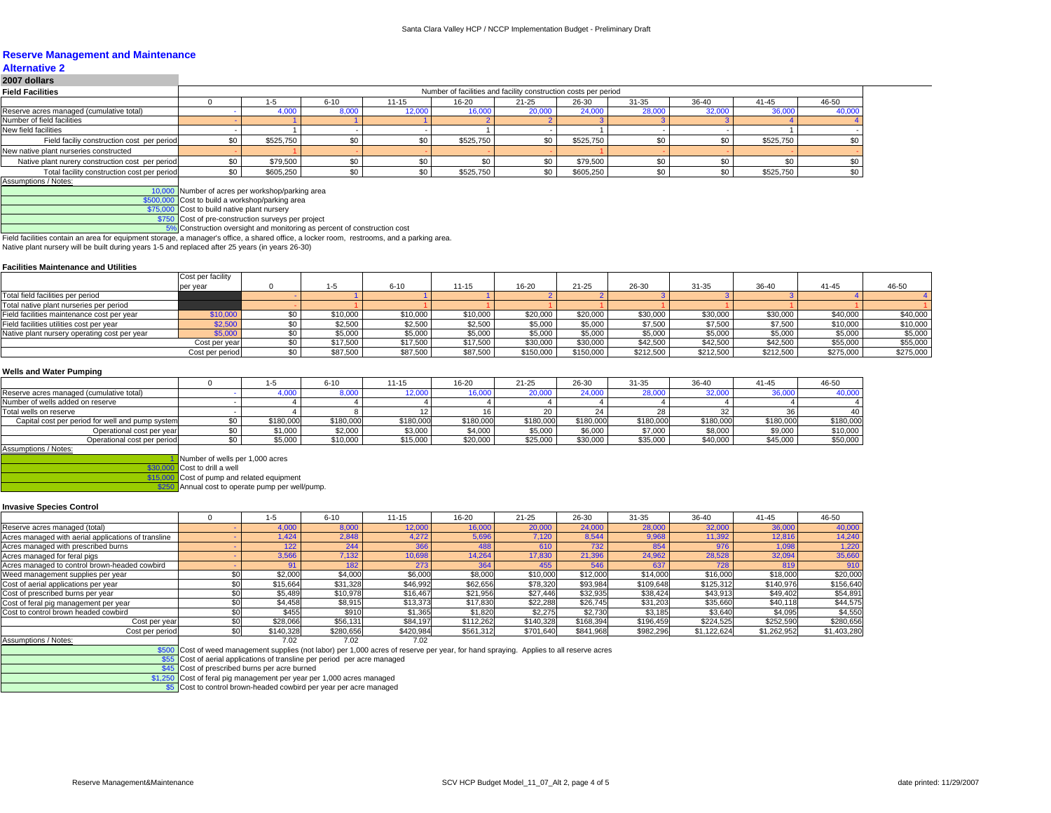# Reserve Management and Maintenance

## Alternative 2

**2007 dollars**

### Field Facilities

| Field Facilities | Number of facilities and facility construction costs per period | | | | | | | | | | |
|---|---|---|---|---|---|---|---|---|---|---|---|
| | 0 | 1-5 | 6-10 | 11-15 | 16-20 | 21-25 | 26-30 | 31-35 | 36-40 | 41-45 | 46-50 |
| Reserve acres managed (cumulative total) | - | 4,000 | 8,000 | 12,000 | 16,000 | 20,000 | 24,000 | 28,000 | 32,000 | 36,000 | 40,000 |
| Number of field facilities | - | 1 | 1 | 1 | 2 | 2 | 3 | 3 | 3 | 4 | 4 |
| New field facilities | - | 1 | - | - | 1 | - | 1 | - | - | 1 | - |
| Field faciliy construction cost per period | $0 | $525,750 | $0 | $0 | $525,750 | $0 | $525,750 | $0 | $0 | $525,750 | $0 |
| New native plant nurseries constructed | - | 1 | - | - | - | - | 1 | - | - | - | - |
| Native plant nurery construction cost per period | $0 | $79,500 | $0 | $0 | $0 | $0 | $79,500 | $0 | $0 | $0 | $0 |
| Total facility construction cost per period | $0 | $605,250 | $0 | $0 | $525,750 | $0 | $605,250 | $0 | $0 | $525,750 | $0 |

Assumptions / Notes:

| Value | Description |
|---|---|
| 10,000 | Number of acres per workshop/parking area |
| $500,000 | Cost to build a workshop/parking area |
| $75,000 | Cost to build native plant nursery |
| $750 | Cost of pre-construction surveys per project |
| 5% | Construction oversight and monitoring as percent of construction cost |

Field facilities contain an area for equipment storage, a manager's office, a shared office, a locker room, restrooms, and a parking area.
Native plant nursery will be built during years 1-5 and replaced after 25 years (in years 26-30)

### Facilities Maintenance and Utilities

| | Cost per facility per year | 0 | 1-5 | 6-10 | 11-15 | 16-20 | 21-25 | 26-30 | 31-35 | 36-40 | 41-45 | 46-50 |
|---|---|---|---|---|---|---|---|---|---|---|---|---|
| Total field facilities per period | | - | 1 | 1 | 1 | 2 | 2 | 3 | 3 | 3 | 4 | 4 |
| Total native plant nurseries per period | | - | 1 | 1 | 1 | 1 | 1 | 1 | 1 | 1 | 1 | 1 |
| Field facilities maintenance cost per year | $10,000 | $0 | $10,000 | $10,000 | $10,000 | $20,000 | $20,000 | $30,000 | $30,000 | $30,000 | $40,000 | $40,000 |
| Field facilities utilities cost per year | $2,500 | $0 | $2,500 | $2,500 | $2,500 | $5,000 | $5,000 | $7,500 | $7,500 | $7,500 | $10,000 | $10,000 |
| Native plant nursery operating cost per year | $5,000 | $0 | $5,000 | $5,000 | $5,000 | $5,000 | $5,000 | $5,000 | $5,000 | $5,000 | $5,000 | $5,000 |
| | Cost per year | $0 | $17,500 | $17,500 | $17,500 | $30,000 | $30,000 | $42,500 | $42,500 | $42,500 | $55,000 | $55,000 |
| | Cost per period | $0 | $87,500 | $87,500 | $87,500 | $150,000 | $150,000 | $212,500 | $212,500 | $212,500 | $275,000 | $275,000 |

### Wells and Water Pumping

| | 0 | 1-5 | 6-10 | 11-15 | 16-20 | 21-25 | 26-30 | 31-35 | 36-40 | 41-45 | 46-50 |
|---|---|---|---|---|---|---|---|---|---|---|---|
| Reserve acres managed (cumulative total) | - | 4,000 | 8,000 | 12,000 | 16,000 | 20,000 | 24,000 | 28,000 | 32,000 | 36,000 | 40,000 |
| Number of wells added on reserve | - | 4 | 4 | 4 | 4 | 4 | 4 | 4 | 4 | 4 | 4 |
| Total wells on reserve | - | 4 | 8 | 12 | 16 | 20 | 24 | 28 | 32 | 36 | 40 |
| Capital cost per period for well and pump system | $0 | $180,000 | $180,000 | $180,000 | $180,000 | $180,000 | $180,000 | $180,000 | $180,000 | $180,000 | $180,000 |
| Operational cost per year | $0 | $1,000 | $2,000 | $3,000 | $4,000 | $5,000 | $6,000 | $7,000 | $8,000 | $9,000 | $10,000 |
| Operational cost per period | $0 | $5,000 | $10,000 | $15,000 | $20,000 | $25,000 | $30,000 | $35,000 | $40,000 | $45,000 | $50,000 |

Assumptions / Notes:

| Value | Description |
|---|---|
| 1 | Number of wells per 1,000 acres |
| $30,000 | Cost to drill a well |
| $15,000 | Cost of pump and related equipment |
| $250 | Annual cost to operate pump per well/pump. |

### Invasive Species Control

| | 0 | 1-5 | 6-10 | 11-15 | 16-20 | 21-25 | 26-30 | 31-35 | 36-40 | 41-45 | 46-50 |
|---|---|---|---|---|---|---|---|---|---|---|---|
| Reserve acres managed (total) | - | 4,000 | 8,000 | 12,000 | 16,000 | 20,000 | 24,000 | 28,000 | 32,000 | 36,000 | 40,000 |
| Acres managed with aerial applications of transline | - | 1,424 | 2,848 | 4,272 | 5,696 | 7,120 | 8,544 | 9,968 | 11,392 | 12,816 | 14,240 |
| Acres managed with prescribed burns | - | 122 | 244 | 366 | 488 | 610 | 732 | 854 | 976 | 1,098 | 1,220 |
| Acres managed for feral pigs | - | 3,566 | 7,132 | 10,698 | 14,264 | 17,830 | 21,396 | 24,962 | 28,528 | 32,094 | 35,660 |
| Acres managed to control brown-headed cowbird | - | 91 | 182 | 273 | 364 | 455 | 546 | 637 | 728 | 819 | 910 |
| Weed management supplies per year | $0 | $2,000 | $4,000 | $6,000 | $8,000 | $10,000 | $12,000 | $14,000 | $16,000 | $18,000 | $20,000 |
| Cost of aerial applications per year | $0 | $15,664 | $31,328 | $46,992 | $62,656 | $78,320 | $93,984 | $109,648 | $125,312 | $140,976 | $156,640 |
| Cost of prescribed burns per year | $0 | $5,489 | $10,978 | $16,467 | $21,956 | $27,446 | $32,935 | $38,424 | $43,913 | $49,402 | $54,891 |
| Cost of feral pig management per year | $0 | $4,458 | $8,915 | $13,373 | $17,830 | $22,288 | $26,745 | $31,203 | $35,660 | $40,118 | $44,575 |
| Cost to control brown headed cowbird | $0 | $455 | $910 | $1,365 | $1,820 | $2,275 | $2,730 | $3,185 | $3,640 | $4,095 | $4,550 |
| Cost per year | $0 | $28,066 | $56,131 | $84,197 | $112,262 | $140,328 | $168,394 | $196,459 | $224,525 | $252,590 | $280,656 |
| Cost per period | $0 | $140,328 | $280,656 | $420,984 | $561,312 | $701,640 | $841,968 | $982,296 | $1,122,624 | $1,262,952 | $1,403,280 |
| Assumptions / Notes: | | 7.02 | 7.02 | 7.02 | | | | | | | |

| Value | Description |
|---|---|
| $500 | Cost of weed management supplies (not labor) per 1,000 acres of reserve per year, for hand spraying. Applies to all reserve acres |
| $55 | Cost of aerial applications of transline per period per acre managed |
| $45 | Cost of prescribed burns per acre burned |
| $1,250 | Cost of feral pig management per year per 1,000 acres managed |
| $5 | Cost to control brown-headed cowbird per year per acre managed |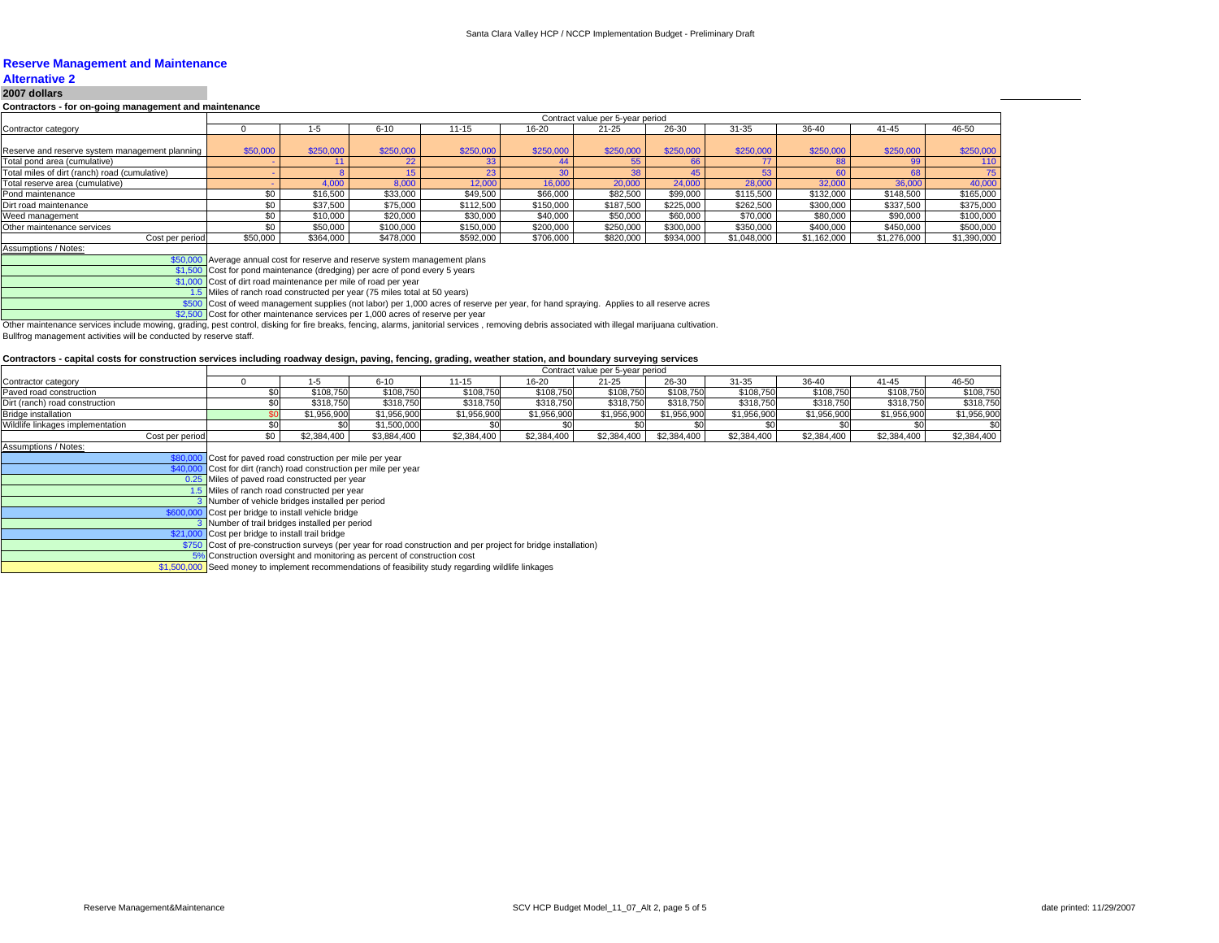## Reserve Management and Maintenance

### Alternative 2

**2007 dollars**

**Contractors - for on-going management and maintenance**

| | Contract value per 5-year period | | | | | | | | | | |
|---|---|---|---|---|---|---|---|---|---|---|---|
| Contractor category | 0 | 1-5 | 6-10 | 11-15 | 16-20 | 21-25 | 26-30 | 31-35 | 36-40 | 41-45 | 46-50 |
| Reserve and reserve system management planning | $50,000 | $250,000 | $250,000 | $250,000 | $250,000 | $250,000 | $250,000 | $250,000 | $250,000 | $250,000 | $250,000 |
| Total pond area (cumulative) | - | 11 | 22 | 33 | 44 | 55 | 66 | 77 | 88 | 99 | 110 |
| Total miles of dirt (ranch) road (cumulative) | - | 8 | 15 | 23 | 30 | 38 | 45 | 53 | 60 | 68 | 75 |
| Total reserve area (cumulative) | - | 4,000 | 8,000 | 12,000 | 16,000 | 20,000 | 24,000 | 28,000 | 32,000 | 36,000 | 40,000 |
| Pond maintenance | $0 | $16,500 | $33,000 | $49,500 | $66,000 | $82,500 | $99,000 | $115,500 | $132,000 | $148,500 | $165,000 |
| Dirt road maintenance | $0 | $37,500 | $75,000 | $112,500 | $150,000 | $187,500 | $225,000 | $262,500 | $300,000 | $337,500 | $375,000 |
| Weed management | $0 | $10,000 | $20,000 | $30,000 | $40,000 | $50,000 | $60,000 | $70,000 | $80,000 | $90,000 | $100,000 |
| Other maintenance services | $0 | $50,000 | $100,000 | $150,000 | $200,000 | $250,000 | $300,000 | $350,000 | $400,000 | $450,000 | $500,000 |
| Cost per period | $50,000 | $364,000 | $478,000 | $592,000 | $706,000 | $820,000 | $934,000 | $1,048,000 | $1,162,000 | $1,276,000 | $1,390,000 |

Assumptions / Notes:

| | |
|---|---|
| $50,000 | Average annual cost for reserve and reserve system management plans |
| $1,500 | Cost for pond maintenance (dredging) per acre of pond every 5 years |
| $1,000 | Cost of dirt road maintenance per mile of road per year |
| 1.5 | Miles of ranch road constructed per year (75 miles total at 50 years) |
| $500 | Cost of weed management supplies (not labor) per 1,000 acres of reserve per year, for hand spraying. Applies to all reserve acres |
| $2,500 | Cost for other maintenance services per 1,000 acres of reserve per year |

Other maintenance services include mowing, grading, pest control, disking for fire breaks, fencing, alarms, janitorial services , removing debris associated with illegal marijuana cultivation.

Bullfrog management activities will be conducted by reserve staff.

**Contractors - capital costs for construction services including roadway design, paving, fencing, grading, weather station, and boundary surveying services**

| | Contract value per 5-year period | | | | | | | | | | |
|---|---|---|---|---|---|---|---|---|---|---|---|
| Contractor category | 0 | 1-5 | 6-10 | 11-15 | 16-20 | 21-25 | 26-30 | 31-35 | 36-40 | 41-45 | 46-50 |
| Paved road construction | $0 | $108,750 | $108,750 | $108,750 | $108,750 | $108,750 | $108,750 | $108,750 | $108,750 | $108,750 | $108,750 |
| Dirt (ranch) road construction | $0 | $318,750 | $318,750 | $318,750 | $318,750 | $318,750 | $318,750 | $318,750 | $318,750 | $318,750 | $318,750 |
| Bridge installation | $0 | $1,956,900 | $1,956,900 | $1,956,900 | $1,956,900 | $1,956,900 | $1,956,900 | $1,956,900 | $1,956,900 | $1,956,900 | $1,956,900 |
| Wildlife linkages implementation | $0 | $0 | $1,500,000 | $0 | $0 | $0 | $0 | $0 | $0 | $0 | $0 |
| Cost per period | $0 | $2,384,400 | $3,884,400 | $2,384,400 | $2,384,400 | $2,384,400 | $2,384,400 | $2,384,400 | $2,384,400 | $2,384,400 | $2,384,400 |

Assumptions / Notes:

| | |
|---|---|
| $80,000 | Cost for paved road construction per mile per year |
| $40,000 | Cost for dirt (ranch) road construction per mile per year |
| 0.25 | Miles of paved road constructed per year |
| 1.5 | Miles of ranch road constructed per year |
| 3 | Number of vehicle bridges installed per period |
| $600,000 | Cost per bridge to install vehicle bridge |
| 3 | Number of trail bridges installed per period |
| $21,000 | Cost per bridge to install trail bridge |
| $750 | Cost of pre-construction surveys (per year for road construction and per project for bridge installation) |
| 5% | Construction oversight and monitoring as percent of construction cost |
| $1,500,000 | Seed money to implement recommendations of feasibility study regarding wildlife linkages |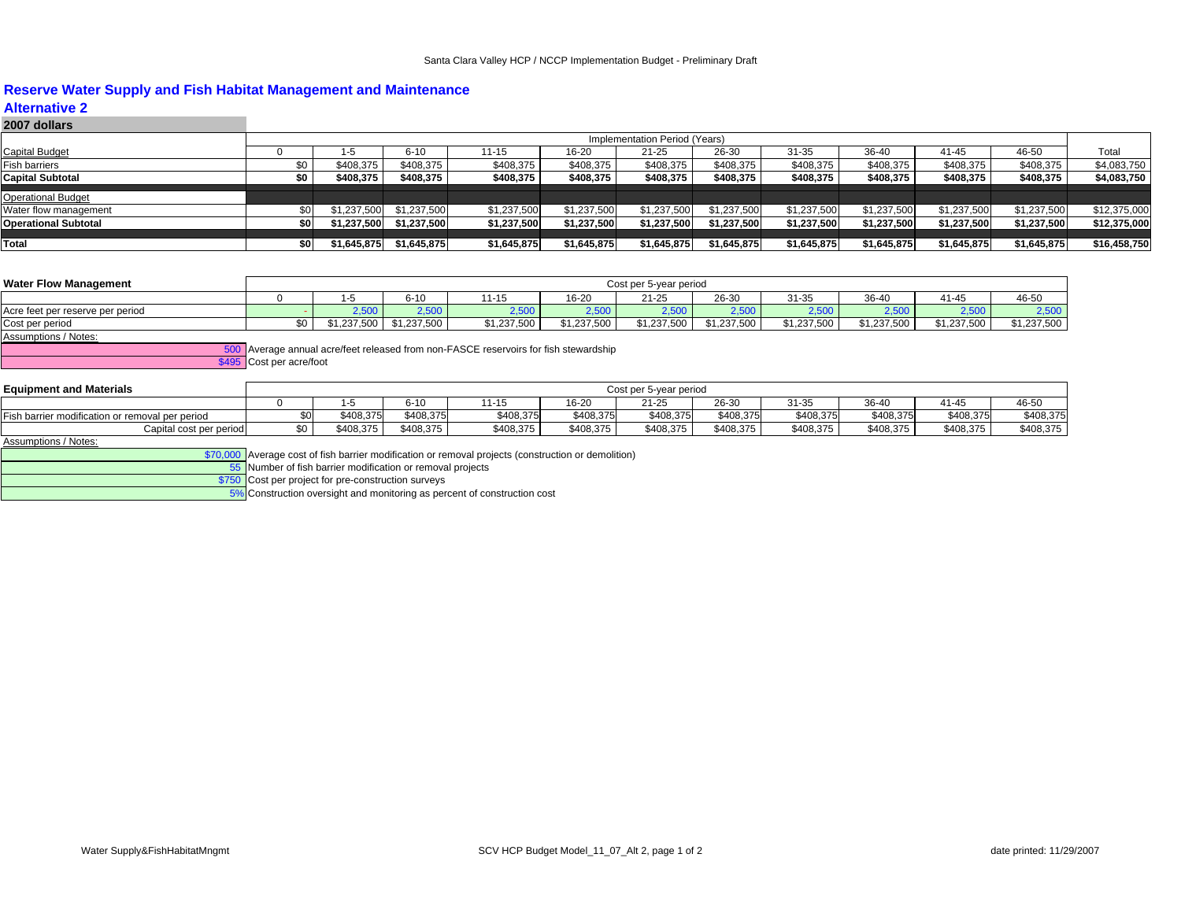## Reserve Water Supply and Fish Habitat Management and Maintenance

### Alternative 2

**2007 dollars**

| | Implementation Period (Years) | | | | | | | | | | | |
|---|---|---|---|---|---|---|---|---|---|---|---|---|
| Capital Budget | 0 | 1-5 | 6-10 | 11-15 | 16-20 | 21-25 | 26-30 | 31-35 | 36-40 | 41-45 | 46-50 | Total |
| Fish barriers | $0 | $408,375 | $408,375 | $408,375 | $408,375 | $408,375 | $408,375 | $408,375 | $408,375 | $408,375 | $408,375 | $4,083,750 |
| **Capital Subtotal** | **$0** | **$408,375** | **$408,375** | **$408,375** | **$408,375** | **$408,375** | **$408,375** | **$408,375** | **$408,375** | **$408,375** | **$408,375** | **$4,083,750** |
| Operational Budget | | | | | | | | | | | | |
| Water flow management | $0 | $1,237,500 | $1,237,500 | $1,237,500 | $1,237,500 | $1,237,500 | $1,237,500 | $1,237,500 | $1,237,500 | $1,237,500 | $1,237,500 | $12,375,000 |
| **Operational Subtotal** | **$0** | **$1,237,500** | **$1,237,500** | **$1,237,500** | **$1,237,500** | **$1,237,500** | **$1,237,500** | **$1,237,500** | **$1,237,500** | **$1,237,500** | **$1,237,500** | **$12,375,000** |
| **Total** | **$0** | **$1,645,875** | **$1,645,875** | **$1,645,875** | **$1,645,875** | **$1,645,875** | **$1,645,875** | **$1,645,875** | **$1,645,875** | **$1,645,875** | **$1,645,875** | **$16,458,750** |

| **Water Flow Management** | Cost per 5-year period | | | | | | | | | | |
|---|---|---|---|---|---|---|---|---|---|---|---|
| | 0 | 1-5 | 6-10 | 11-15 | 16-20 | 21-25 | 26-30 | 31-35 | 36-40 | 41-45 | 46-50 |
| Acre feet per reserve per period | - | 2,500 | 2,500 | 2,500 | 2,500 | 2,500 | 2,500 | 2,500 | 2,500 | 2,500 | 2,500 |
| Cost per period | $0 | $1,237,500 | $1,237,500 | $1,237,500 | $1,237,500 | $1,237,500 | $1,237,500 | $1,237,500 | $1,237,500 | $1,237,500 | $1,237,500 |

Assumptions / Notes:

| | |
|---|---|
| 500 | Average annual acre/feet released from non-FASCE reservoirs for fish stewardship |
| $495 | Cost per acre/foot |

| **Equipment and Materials** | Cost per 5-year period | | | | | | | | | | |
|---|---|---|---|---|---|---|---|---|---|---|---|
| | 0 | 1-5 | 6-10 | 11-15 | 16-20 | 21-25 | 26-30 | 31-35 | 36-40 | 41-45 | 46-50 |
| Fish barrier modification or removal per period | $0 | $408,375 | $408,375 | $408,375 | $408,375 | $408,375 | $408,375 | $408,375 | $408,375 | $408,375 | $408,375 |
| Capital cost per period | $0 | $408,375 | $408,375 | $408,375 | $408,375 | $408,375 | $408,375 | $408,375 | $408,375 | $408,375 | $408,375 |

Assumptions / Notes:

| | |
|---|---|
| $70,000 | Average cost of fish barrier modification or removal projects (construction or demolition) |
| 55 | Number of fish barrier modification or removal projects |
| $750 | Cost per project for pre-construction surveys |
| 5% | Construction oversight and monitoring as percent of construction cost |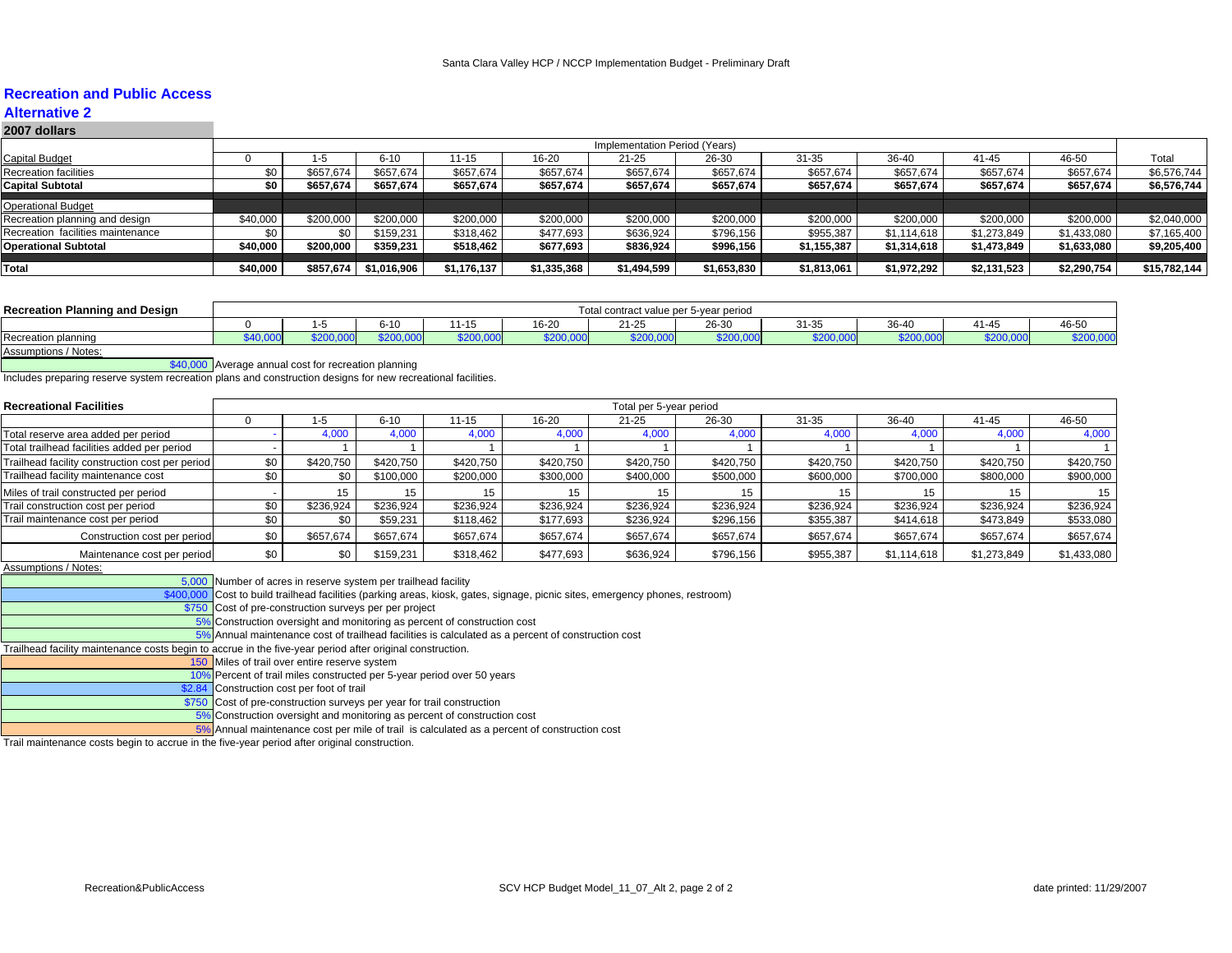## Recreation and Public Access

### Alternative 2

**2007 dollars**

| | Implementation Period (Years) | | | | | | | | | | | |
|---|---|---|---|---|---|---|---|---|---|---|---|---|
| Capital Budget | 0 | 1-5 | 6-10 | 11-15 | 16-20 | 21-25 | 26-30 | 31-35 | 36-40 | 41-45 | 46-50 | Total |
| Recreation facilities | $0 | $657,674 | $657,674 | $657,674 | $657,674 | $657,674 | $657,674 | $657,674 | $657,674 | $657,674 | $657,674 | $6,576,744 |
| **Capital Subtotal** | **$0** | **$657,674** | **$657,674** | **$657,674** | **$657,674** | **$657,674** | **$657,674** | **$657,674** | **$657,674** | **$657,674** | **$657,674** | **$6,576,744** |
| Operational Budget | | | | | | | | | | | | |
| Recreation planning and design | $40,000 | $200,000 | $200,000 | $200,000 | $200,000 | $200,000 | $200,000 | $200,000 | $200,000 | $200,000 | $200,000 | $2,040,000 |
| Recreation facilities maintenance | $0 | $0 | $159,231 | $318,462 | $477,693 | $636,924 | $796,156 | $955,387 | $1,114,618 | $1,273,849 | $1,433,080 | $7,165,400 |
| **Operational Subtotal** | **$40,000** | **$200,000** | **$359,231** | **$518,462** | **$677,693** | **$836,924** | **$996,156** | **$1,155,387** | **$1,314,618** | **$1,473,849** | **$1,633,080** | **$9,205,400** |
| **Total** | **$40,000** | **$857,674** | **$1,016,906** | **$1,176,137** | **$1,335,368** | **$1,494,599** | **$1,653,830** | **$1,813,061** | **$1,972,292** | **$2,131,523** | **$2,290,754** | **$15,782,144** |

**Recreation Planning and Design**

| | Total contract value per 5-year period | | | | | | | | | | |
|---|---|---|---|---|---|---|---|---|---|---|---|
| | 0 | 1-5 | 6-10 | 11-15 | 16-20 | 21-25 | 26-30 | 31-35 | 36-40 | 41-45 | 46-50 |
| Recreation planning | $40,000 | $200,000 | $200,000 | $200,000 | $200,000 | $200,000 | $200,000 | $200,000 | $200,000 | $200,000 | $200,000 |

Assumptions / Notes:

$40,000 Average annual cost for recreation planning

Includes preparing reserve system recreation plans and construction designs for new recreational facilities.

**Recreational Facilities**

| | Total per 5-year period | | | | | | | | | | |
|---|---|---|---|---|---|---|---|---|---|---|---|
| | 0 | 1-5 | 6-10 | 11-15 | 16-20 | 21-25 | 26-30 | 31-35 | 36-40 | 41-45 | 46-50 |
| Total reserve area added per period | - | 4,000 | 4,000 | 4,000 | 4,000 | 4,000 | 4,000 | 4,000 | 4,000 | 4,000 | 4,000 |
| Total trailhead facilities added per period | - | 1 | 1 | 1 | 1 | 1 | 1 | 1 | 1 | 1 | 1 |
| Trailhead facility construction cost per period | $0 | $420,750 | $420,750 | $420,750 | $420,750 | $420,750 | $420,750 | $420,750 | $420,750 | $420,750 | $420,750 |
| Trailhead facility maintenance cost | $0 | $0 | $100,000 | $200,000 | $300,000 | $400,000 | $500,000 | $600,000 | $700,000 | $800,000 | $900,000 |
| Miles of trail constructed per period | - | 15 | 15 | 15 | 15 | 15 | 15 | 15 | 15 | 15 | 15 |
| Trail construction cost per period | $0 | $236,924 | $236,924 | $236,924 | $236,924 | $236,924 | $236,924 | $236,924 | $236,924 | $236,924 | $236,924 |
| Trail maintenance cost per period | $0 | $0 | $59,231 | $118,462 | $177,693 | $236,924 | $296,156 | $355,387 | $414,618 | $473,849 | $533,080 |
| Construction cost per period | $0 | $657,674 | $657,674 | $657,674 | $657,674 | $657,674 | $657,674 | $657,674 | $657,674 | $657,674 | $657,674 |
| Maintenance cost per period | $0 | $0 | $159,231 | $318,462 | $477,693 | $636,924 | $796,156 | $955,387 | $1,114,618 | $1,273,849 | $1,433,080 |

Assumptions / Notes:

5,000 Number of acres in reserve system per trailhead facility
$400,000 Cost to build trailhead facilities (parking areas, kiosk, gates, signage, picnic sites, emergency phones, restroom)
$750 Cost of pre-construction surveys per per project
5% Construction oversight and monitoring as percent of construction cost
5% Annual maintenance cost of trailhead facilities is calculated as a percent of construction cost

Trailhead facility maintenance costs begin to accrue in the five-year period after original construction.

150 Miles of trail over entire reserve system
10% Percent of trail miles constructed per 5-year period over 50 years
$2.84 Construction cost per foot of trail
$750 Cost of pre-construction surveys per year for trail construction
5% Construction oversight and monitoring as percent of construction cost
5% Annual maintenance cost per mile of trail is calculated as a percent of construction cost

Trail maintenance costs begin to accrue in the five-year period after original construction.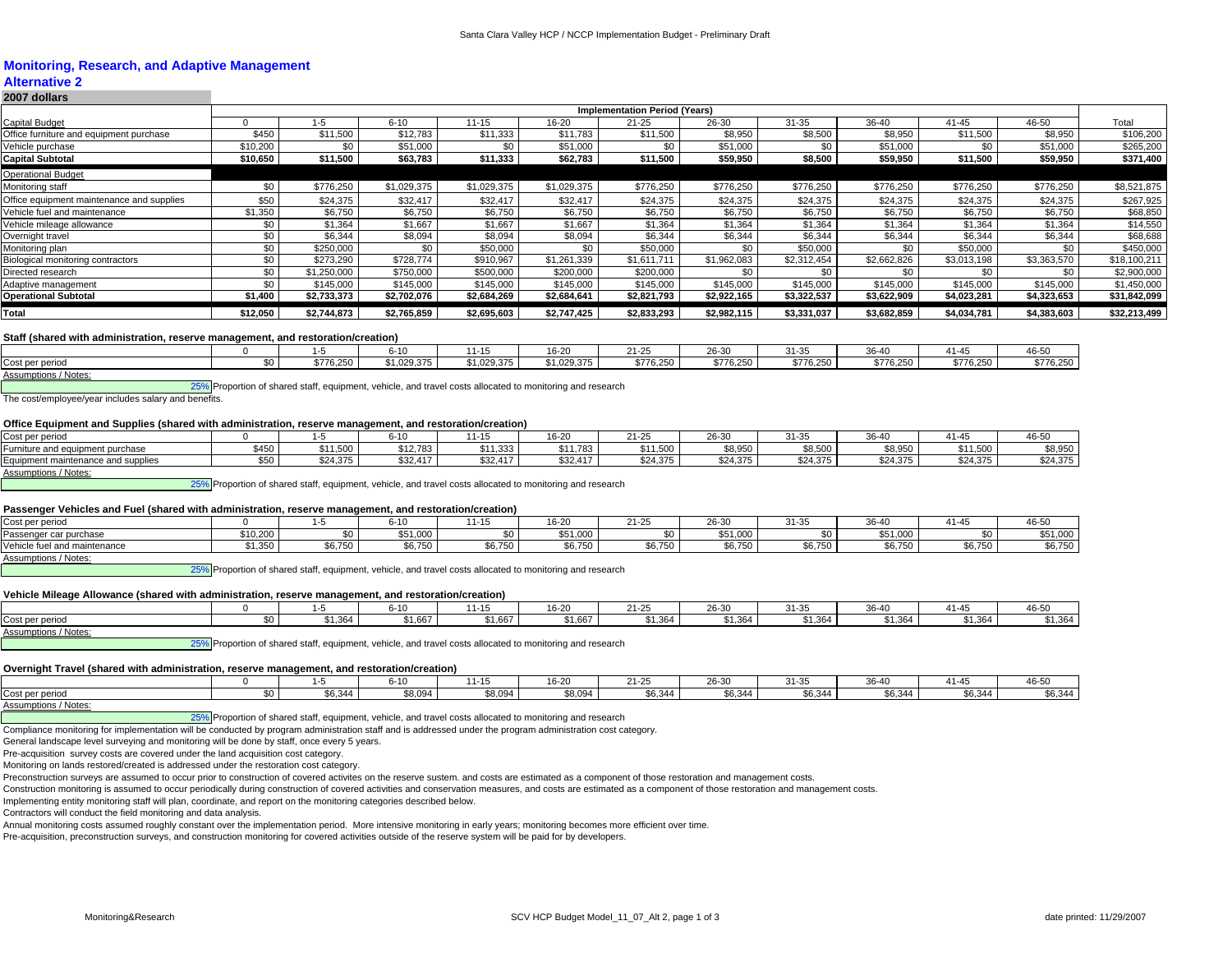## Monitoring, Research, and Adaptive Management

### Alternative 2

**2007 dollars**

| | Implementation Period (Years) | | | | | | | | | | | |
|---|---|---|---|---|---|---|---|---|---|---|---|---|
| Capital Budget | 0 | 1-5 | 6-10 | 11-15 | 16-20 | 21-25 | 26-30 | 31-35 | 36-40 | 41-45 | 46-50 | Total |
| Office furniture and equipment purchase | $450 | $11,500 | $12,783 | $11,333 | $11,783 | $11,500 | $8,950 | $8,500 | $8,950 | $11,500 | $8,950 | $106,200 |
| Vehicle purchase | $10,200 | $0 | $51,000 | $0 | $51,000 | $0 | $51,000 | $0 | $51,000 | $0 | $51,000 | $265,200 |
| **Capital Subtotal** | **$10,650** | **$11,500** | **$63,783** | **$11,333** | **$62,783** | **$11,500** | **$59,950** | **$8,500** | **$59,950** | **$11,500** | **$59,950** | **$371,400** |
| Operational Budget | | | | | | | | | | | | |
| Monitoring staff | $0 | $776,250 | $1,029,375 | $1,029,375 | $1,029,375 | $776,250 | $776,250 | $776,250 | $776,250 | $776,250 | $776,250 | $8,521,875 |
| Office equipment maintenance and supplies | $50 | $24,375 | $32,417 | $32,417 | $32,417 | $24,375 | $24,375 | $24,375 | $24,375 | $24,375 | $24,375 | $267,925 |
| Vehicle fuel and maintenance | $1,350 | $6,750 | $6,750 | $6,750 | $6,750 | $6,750 | $6,750 | $6,750 | $6,750 | $6,750 | $6,750 | $68,850 |
| Vehicle mileage allowance | $0 | $1,364 | $1,667 | $1,667 | $1,667 | $1,364 | $1,364 | $1,364 | $1,364 | $1,364 | $1,364 | $14,550 |
| Overnight travel | $0 | $6,344 | $8,094 | $8,094 | $8,094 | $6,344 | $6,344 | $6,344 | $6,344 | $6,344 | $6,344 | $68,688 |
| Monitoring plan | $0 | $250,000 | $0 | $50,000 | $0 | $50,000 | $0 | $50,000 | $0 | $50,000 | $0 | $450,000 |
| Biological monitoring contractors | $0 | $273,290 | $728,774 | $910,967 | $1,261,339 | $1,611,711 | $1,962,083 | $2,312,454 | $2,662,826 | $3,013,198 | $3,363,570 | $18,100,211 |
| Directed research | $0 | $1,250,000 | $750,000 | $500,000 | $200,000 | $200,000 | $0 | $0 | $0 | $0 | $0 | $2,900,000 |
| Adaptive management | $0 | $145,000 | $145,000 | $145,000 | $145,000 | $145,000 | $145,000 | $145,000 | $145,000 | $145,000 | $145,000 | $1,450,000 |
| **Operational Subtotal** | **$1,400** | **$2,733,373** | **$2,702,076** | **$2,684,269** | **$2,684,641** | **$2,821,793** | **$2,922,165** | **$3,322,537** | **$3,622,909** | **$4,023,281** | **$4,323,653** | **$31,842,099** |
| **Total** | **$12,050** | **$2,744,873** | **$2,765,859** | **$2,695,603** | **$2,747,425** | **$2,833,293** | **$2,982,115** | **$3,331,037** | **$3,682,859** | **$4,034,781** | **$4,383,603** | **$32,213,499** |

**Staff (shared with administration, reserve management, and restoration/creation)**

| | 0 | 1-5 | 6-10 | 11-15 | 16-20 | 21-25 | 26-30 | 31-35 | 36-40 | 41-45 | 46-50 |
|---|---|---|---|---|---|---|---|---|---|---|---|
| Cost per period | $0 | $776,250 | $1,029,375 | $1,029,375 | $1,029,375 | $776,250 | $776,250 | $776,250 | $776,250 | $776,250 | $776,250 |

Assumptions / Notes:

25% Proportion of shared staff, equipment, vehicle, and travel costs allocated to monitoring and research

The cost/employee/year includes salary and benefits.

**Office Equipment and Supplies (shared with administration, reserve management, and restoration/creation)**

| Cost per period | 0 | 1-5 | 6-10 | 11-15 | 16-20 | 21-25 | 26-30 | 31-35 | 36-40 | 41-45 | 46-50 |
|---|---|---|---|---|---|---|---|---|---|---|---|
| Furniture and equipment purchase | $450 | $11,500 | $12,783 | $11,333 | $11,783 | $11,500 | $8,950 | $8,500 | $8,950 | $11,500 | $8,950 |
| Equipment maintenance and supplies | $50 | $24,375 | $32,417 | $32,417 | $32,417 | $24,375 | $24,375 | $24,375 | $24,375 | $24,375 | $24,375 |

Assumptions / Notes:

25% Proportion of shared staff, equipment, vehicle, and travel costs allocated to monitoring and research

**Passenger Vehicles and Fuel (shared with administration, reserve management, and restoration/creation)**

| Cost per period | 0 | 1-5 | 6-10 | 11-15 | 16-20 | 21-25 | 26-30 | 31-35 | 36-40 | 41-45 | 46-50 |
|---|---|---|---|---|---|---|---|---|---|---|---|
| Passenger car purchase | $10,200 | $0 | $51,000 | $0 | $51,000 | $0 | $51,000 | $0 | $51,000 | $0 | $51,000 |
| Vehicle fuel and maintenance | $1,350 | $6,750 | $6,750 | $6,750 | $6,750 | $6,750 | $6,750 | $6,750 | $6,750 | $6,750 | $6,750 |

Assumptions / Notes:

25% Proportion of shared staff, equipment, vehicle, and travel costs allocated to monitoring and research

**Vehicle Mileage Allowance (shared with administration, reserve management, and restoration/creation)**

| | 0 | 1-5 | 6-10 | 11-15 | 16-20 | 21-25 | 26-30 | 31-35 | 36-40 | 41-45 | 46-50 |
|---|---|---|---|---|---|---|---|---|---|---|---|
| Cost per period | $0 | $1,364 | $1,667 | $1,667 | $1,667 | $1,364 | $1,364 | $1,364 | $1,364 | $1,364 | $1,364 |

Assumptions / Notes:

25% Proportion of shared staff, equipment, vehicle, and travel costs allocated to monitoring and research

**Overnight Travel (shared with administration, reserve management, and restoration/creation)**

| | 0 | 1-5 | 6-10 | 11-15 | 16-20 | 21-25 | 26-30 | 31-35 | 36-40 | 41-45 | 46-50 |
|---|---|---|---|---|---|---|---|---|---|---|---|
| Cost per period | $0 | $6,344 | $8,094 | $8,094 | $8,094 | $6,344 | $6,344 | $6,344 | $6,344 | $6,344 | $6,344 |

Assumptions / Notes:

25% Proportion of shared staff, equipment, vehicle, and travel costs allocated to monitoring and research

Compliance monitoring for implementation will be conducted by program administration staff and is addressed under the program administration cost category.

General landscape level surveying and monitoring will be done by staff, once every 5 years.

Pre-acquisition survey costs are covered under the land acquisition cost category.

Monitoring on lands restored/created is addressed under the restoration cost category.

Preconstruction surveys are assumed to occur prior to construction of covered activites on the reserve sustem. and costs are estimated as a component of those restoration and management costs.

Construction monitoring is assumed to occur periodically during construction of covered activities and conservation measures, and costs are estimated as a component of those restoration and management costs.

Implementing entity monitoring staff will plan, coordinate, and report on the monitoring categories described below.

Contractors will conduct the field monitoring and data analysis.

Annual monitoring costs assumed roughly constant over the implementation period. More intensive monitoring in early years; monitoring becomes more efficient over time.

Pre-acquisition, preconstruction surveys, and construction monitoring for covered activities outside of the reserve system will be paid for by developers.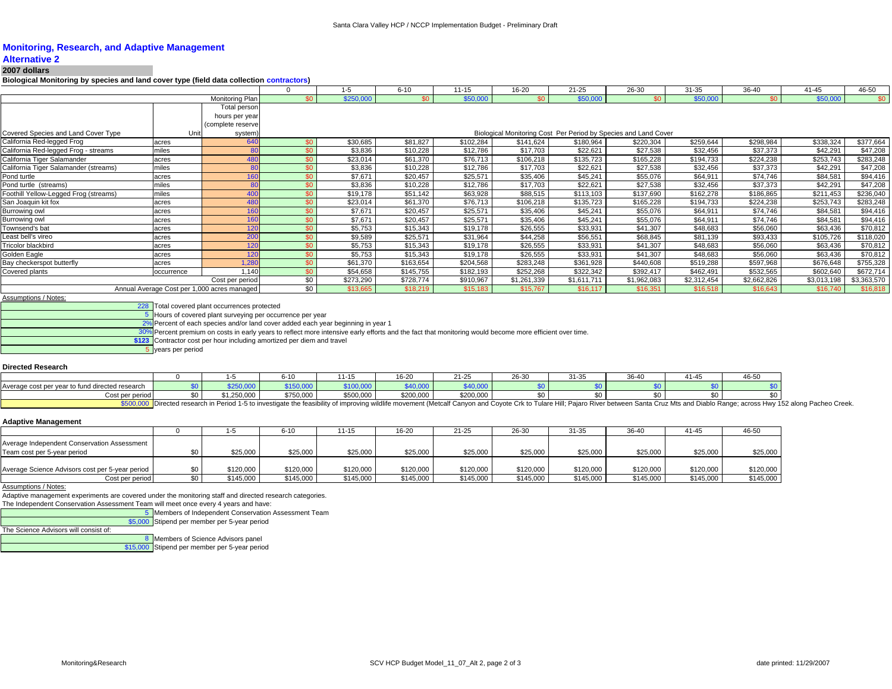## Monitoring, Research, and Adaptive Management

### Alternative 2

**2007 dollars**

**Biological Monitoring by species and land cover type (field data collection contractors)**

| Covered Species and Land Cover Type | Unit | Total person hours per year (complete reserve system) | 0 | 1-5 | 6-10 | 11-15 | 16-20 | 21-25 | 26-30 | 31-35 | 36-40 | 41-45 | 46-50 |
|---|---|---|---|---|---|---|---|---|---|---|---|---|---|
| | | Monitoring Plan | $0 | $250,000 | $0 | $50,000 | $0 | $50,000 | $0 | $50,000 | $0 | $50,000 | $0 |
| | | | Biological Monitoring Cost Per Period by Species and Land Cover | | | | | | | | | | |
| California Red-legged Frog | acres | 640 | $0 | $30,685 | $81,827 | $102,284 | $141,624 | $180,964 | $220,304 | $259,644 | $298,984 | $338,324 | $377,664 |
| California Red-legged Frog - streams | miles | 80 | $0 | $3,836 | $10,228 | $12,786 | $17,703 | $22,621 | $27,538 | $32,456 | $37,373 | $42,291 | $47,208 |
| California Tiger Salamander | acres | 480 | $0 | $23,014 | $61,370 | $76,713 | $106,218 | $135,723 | $165,228 | $194,733 | $224,238 | $253,743 | $283,248 |
| California Tiger Salamander (streams) | miles | 80 | $0 | $3,836 | $10,228 | $12,786 | $17,703 | $22,621 | $27,538 | $32,456 | $37,373 | $42,291 | $47,208 |
| Pond turtle | acres | 160 | $0 | $7,671 | $20,457 | $25,571 | $35,406 | $45,241 | $55,076 | $64,911 | $74,746 | $84,581 | $94,416 |
| Pond turtle (streams) | miles | 80 | $0 | $3,836 | $10,228 | $12,786 | $17,703 | $22,621 | $27,538 | $32,456 | $37,373 | $42,291 | $47,208 |
| Foothill Yellow-Legged Frog (streams) | miles | 400 | $0 | $19,178 | $51,142 | $63,928 | $88,515 | $113,103 | $137,690 | $162,278 | $186,865 | $211,453 | $236,040 |
| San Joaquin kit fox | acres | 480 | $0 | $23,014 | $61,370 | $76,713 | $106,218 | $135,723 | $165,228 | $194,733 | $224,238 | $253,743 | $283,248 |
| Burrowing owl | acres | 160 | $0 | $7,671 | $20,457 | $25,571 | $35,406 | $45,241 | $55,076 | $64,911 | $74,746 | $84,581 | $94,416 |
| Burrowing owl | acres | 160 | $0 | $7,671 | $20,457 | $25,571 | $35,406 | $45,241 | $55,076 | $64,911 | $74,746 | $84,581 | $94,416 |
| Townsend's bat | acres | 120 | $0 | $5,753 | $15,343 | $19,178 | $26,555 | $33,931 | $41,307 | $48,683 | $56,060 | $63,436 | $70,812 |
| Least bell's vireo | acres | 200 | $0 | $9,589 | $25,571 | $31,964 | $44,258 | $56,551 | $68,845 | $81,139 | $93,433 | $105,726 | $118,020 |
| Tricolor blackbird | acres | 120 | $0 | $5,753 | $15,343 | $19,178 | $26,555 | $33,931 | $41,307 | $48,683 | $56,060 | $63,436 | $70,812 |
| Golden Eagle | acres | 120 | $0 | $5,753 | $15,343 | $19,178 | $26,555 | $33,931 | $41,307 | $48,683 | $56,060 | $63,436 | $70,812 |
| Bay checkerspot butterfly | acres | 1,280 | $0 | $61,370 | $163,654 | $204,568 | $283,248 | $361,928 | $440,608 | $519,288 | $597,968 | $676,648 | $755,328 |
| Covered plants | occurrence | 1,140 | $0 | $54,658 | $145,755 | $182,193 | $252,268 | $322,342 | $392,417 | $462,491 | $532,565 | $602,640 | $672,714 |
| | | Cost per period | $0 | $273,290 | $728,774 | $910,967 | $1,261,339 | $1,611,711 | $1,962,083 | $2,312,454 | $2,662,826 | $3,013,198 | $3,363,570 |
| | | Annual Average Cost per 1,000 acres managed | $0 | $13,665 | $18,219 | $15,183 | $15,767 | $16,117 | $16,351 | $16,518 | $16,643 | $16,740 | $16,818 |

Assumptions / Notes:

- 228 Total covered plant occurrences protected
- 5 Hours of covered plant surveying per occurrence per year
- 2% Percent of each species and/or land cover added each year beginning in year 1
- 30% Percent premium on costs in early years to reflect more intensive early efforts and the fact that monitoring would become more efficient over time.
- $123 Contractor cost per hour including amortized per diem and travel
- 5 years per period

#### Directed Research

| | 0 | 1-5 | 6-10 | 11-15 | 16-20 | 21-25 | 26-30 | 31-35 | 36-40 | 41-45 | 46-50 |
|---|---|---|---|---|---|---|---|---|---|---|---|
| Average cost per year to fund directed research | $0 | $250,000 | $150,000 | $100,000 | $40,000 | $40,000 | $0 | $0 | $0 | $0 | $0 |
| Cost per period | $0 | $1,250,000 | $750,000 | $500,000 | $200,000 | $200,000 | $0 | $0 | $0 | $0 | $0 |

$500,000 Directed research in Period 1-5 to investigate the feasibility of improving wildlife movement (Metcalf Canyon and Coyote Crk to Tulare Hill; Pajaro River between Santa Cruz Mts and Diablo Range; across Hwy 152 along Pacheco Creek.

#### Adaptive Management

| | 0 | 1-5 | 6-10 | 11-15 | 16-20 | 21-25 | 26-30 | 31-35 | 36-40 | 41-45 | 46-50 |
|---|---|---|---|---|---|---|---|---|---|---|---|
| Average Independent Conservation Assessment Team cost per 5-year period | $0 | $25,000 | $25,000 | $25,000 | $25,000 | $25,000 | $25,000 | $25,000 | $25,000 | $25,000 | $25,000 |
| Average Science Advisors cost per 5-year period | $0 | $120,000 | $120,000 | $120,000 | $120,000 | $120,000 | $120,000 | $120,000 | $120,000 | $120,000 | $120,000 |
| Cost per period | $0 | $145,000 | $145,000 | $145,000 | $145,000 | $145,000 | $145,000 | $145,000 | $145,000 | $145,000 | $145,000 |

Assumptions / Notes:

Adaptive management experiments are covered under the monitoring staff and directed research categories.

The Independent Conservation Assessment Team will meet once every 4 years and have:

- 5 Members of Independent Conservation Assessment Team
- $5,000 Stipend per member per 5-year period

The Science Advisors will consist of:

- 8 Members of Science Advisors panel
- $15,000 Stipend per member per 5-year period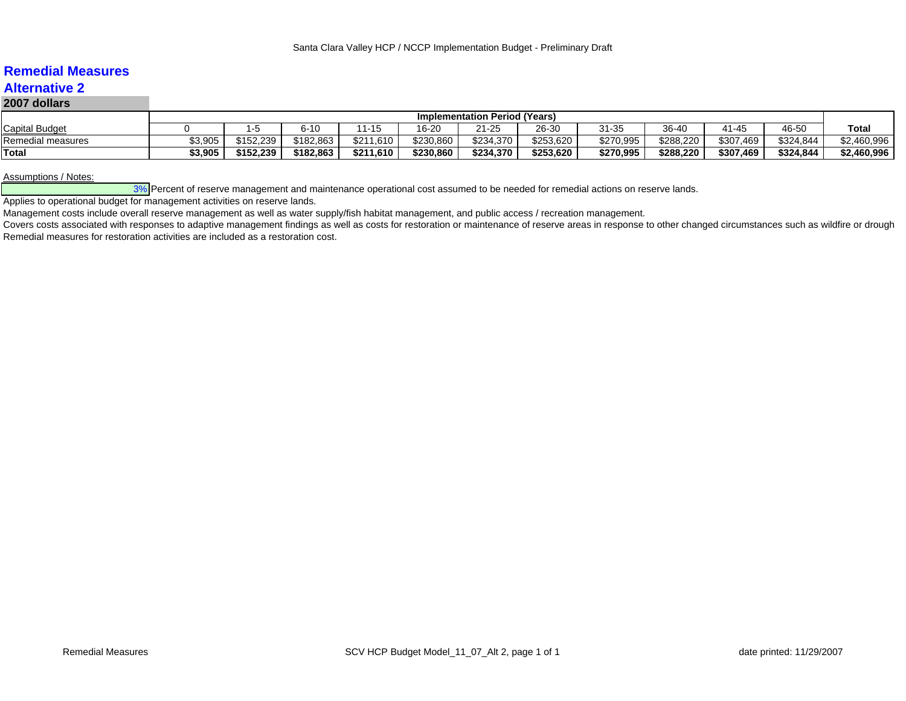## Remedial Measures

## Alternative 2

**2007 dollars**

| | Implementation Period (Years) | | | | | | | | | | | |
|---|---|---|---|---|---|---|---|---|---|---|---|---|
| Capital Budget | 0 | 1-5 | 6-10 | 11-15 | 16-20 | 21-25 | 26-30 | 31-35 | 36-40 | 41-45 | 46-50 | **Total** |
| Remedial measures | $3,905 | $152,239 | $182,863 | $211,610 | $230,860 | $234,370 | $253,620 | $270,995 | $288,220 | $307,469 | $324,844 | $2,460,996 |
| **Total** | **$3,905** | **$152,239** | **$182,863** | **$211,610** | **$230,860** | **$234,370** | **$253,620** | **$270,995** | **$288,220** | **$307,469** | **$324,844** | **$2,460,996** |

Assumptions / Notes:

3% Percent of reserve management and maintenance operational cost assumed to be needed for remedial actions on reserve lands.

Applies to operational budget for management activities on reserve lands.

Management costs include overall reserve management as well as water supply/fish habitat management, and public access / recreation management.

Covers costs associated with responses to adaptive management findings as well as costs for restoration or maintenance of reserve areas in response to other changed circumstances such as wildfire or drough

Remedial measures for restoration activities are included as a restoration cost.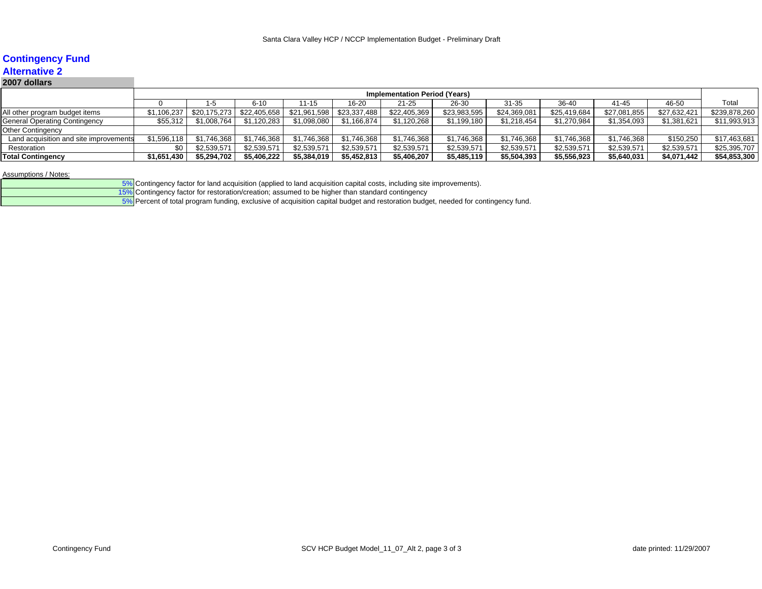## Contingency Fund

## Alternative 2

**2007 dollars**

| | Implementation Period (Years) | | | | | | | | | | | |
|---|---|---|---|---|---|---|---|---|---|---|---|---|
| | 0 | 1-5 | 6-10 | 11-15 | 16-20 | 21-25 | 26-30 | 31-35 | 36-40 | 41-45 | 46-50 | Total |
| All other program budget items | $1,106,237 | $20,175,273 | $22,405,658 | $21,961,598 | $23,337,488 | $22,405,369 | $23,983,595 | $24,369,081 | $25,419,684 | $27,081,855 | $27,632,421 | $239,878,260 |
| General Operating Contingency | $55,312 | $1,008,764 | $1,120,283 | $1,098,080 | $1,166,874 | $1,120,268 | $1,199,180 | $1,218,454 | $1,270,984 | $1,354,093 | $1,381,621 | $11,993,913 |
| Other Contingency | | | | | | | | | | | | |
| Land acquisition and site improvements | $1,596,118 | $1,746,368 | $1,746,368 | $1,746,368 | $1,746,368 | $1,746,368 | $1,746,368 | $1,746,368 | $1,746,368 | $1,746,368 | $150,250 | $17,463,681 |
| Restoration | $0 | $2,539,571 | $2,539,571 | $2,539,571 | $2,539,571 | $2,539,571 | $2,539,571 | $2,539,571 | $2,539,571 | $2,539,571 | $2,539,571 | $25,395,707 |
| **Total Contingency** | **$1,651,430** | **$5,294,702** | **$5,406,222** | **$5,384,019** | **$5,452,813** | **$5,406,207** | **$5,485,119** | **$5,504,393** | **$5,556,923** | **$5,640,031** | **$4,071,442** | **$54,853,300** |

Assumptions / Notes:

5% Contingency factor for land acquisition (applied to land acquisition capital costs, including site improvements).

15% Contingency factor for restoration/creation; assumed to be higher than standard contingency

5% Percent of total program funding, exclusive of acquisition capital budget and restoration budget, needed for contingency fund.